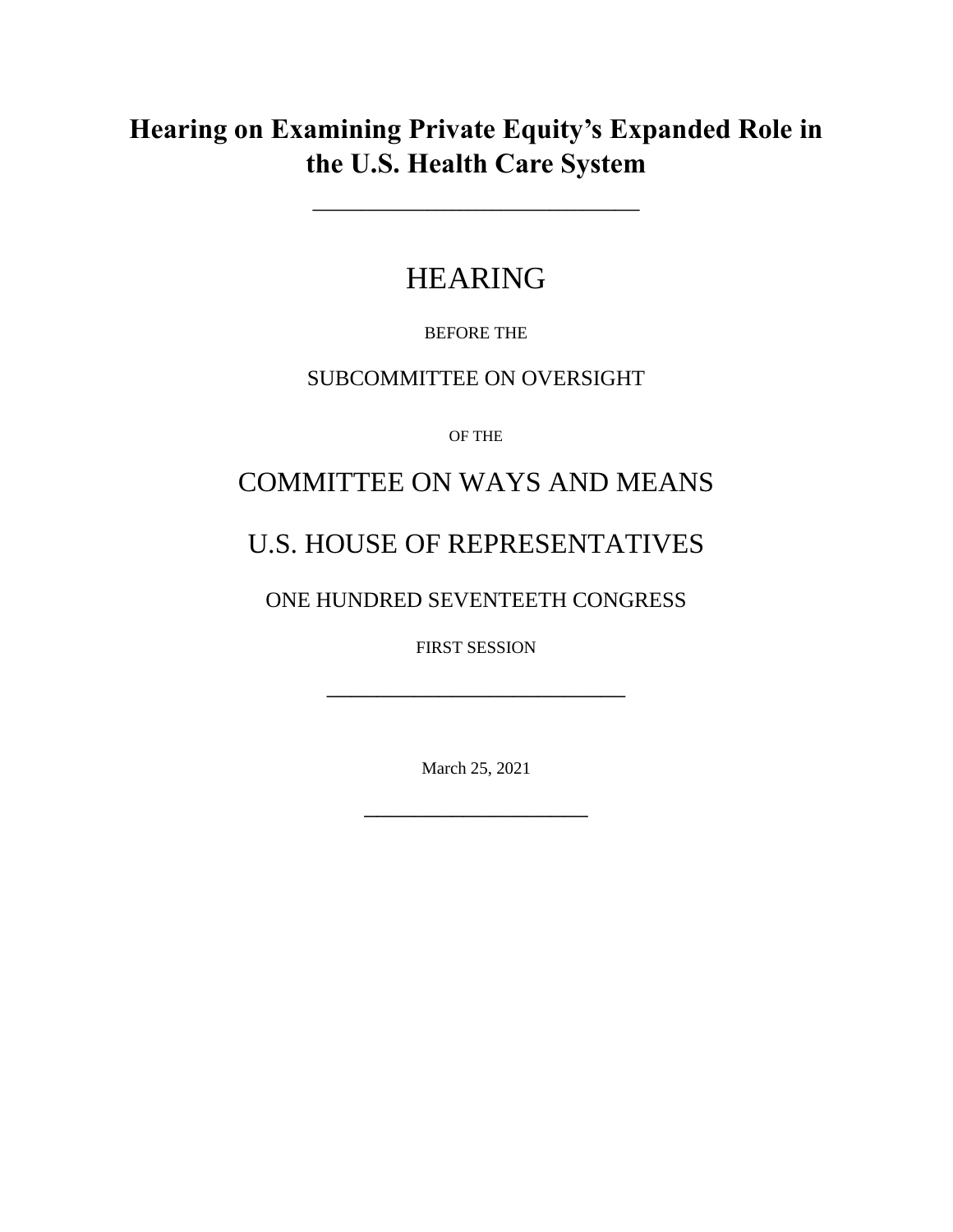# Hearing on Examining Private Equity's Expanded Role in the U.S. Health Care System

---

HEARING

BEFORE THE

SUBCOMMITTEE ON OVERSIGHT

OF THE

COMMITTEE ON WAYS AND MEANS

U.S. HOUSE OF REPRESENTATIVES

ONE HUNDRED SEVENTEETH CONGRESS

FIRST SESSION

---

March 25, 2021

---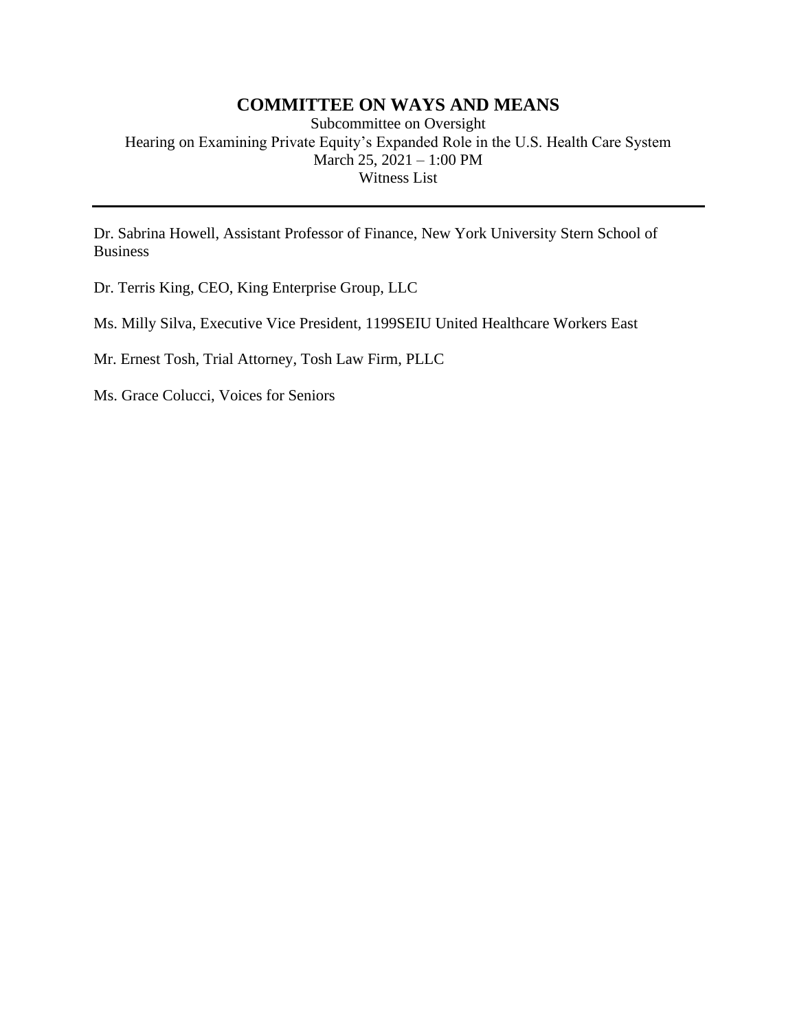# COMMITTEE ON WAYS AND MEANS

Subcommittee on Oversight
Hearing on Examining Private Equity's Expanded Role in the U.S. Health Care System
March 25, 2021 – 1:00 PM
Witness List

---

Dr. Sabrina Howell, Assistant Professor of Finance, New York University Stern School of Business

Dr. Terris King, CEO, King Enterprise Group, LLC

Ms. Milly Silva, Executive Vice President, 1199SEIU United Healthcare Workers East

Mr. Ernest Tosh, Trial Attorney, Tosh Law Firm, PLLC

Ms. Grace Colucci, Voices for Seniors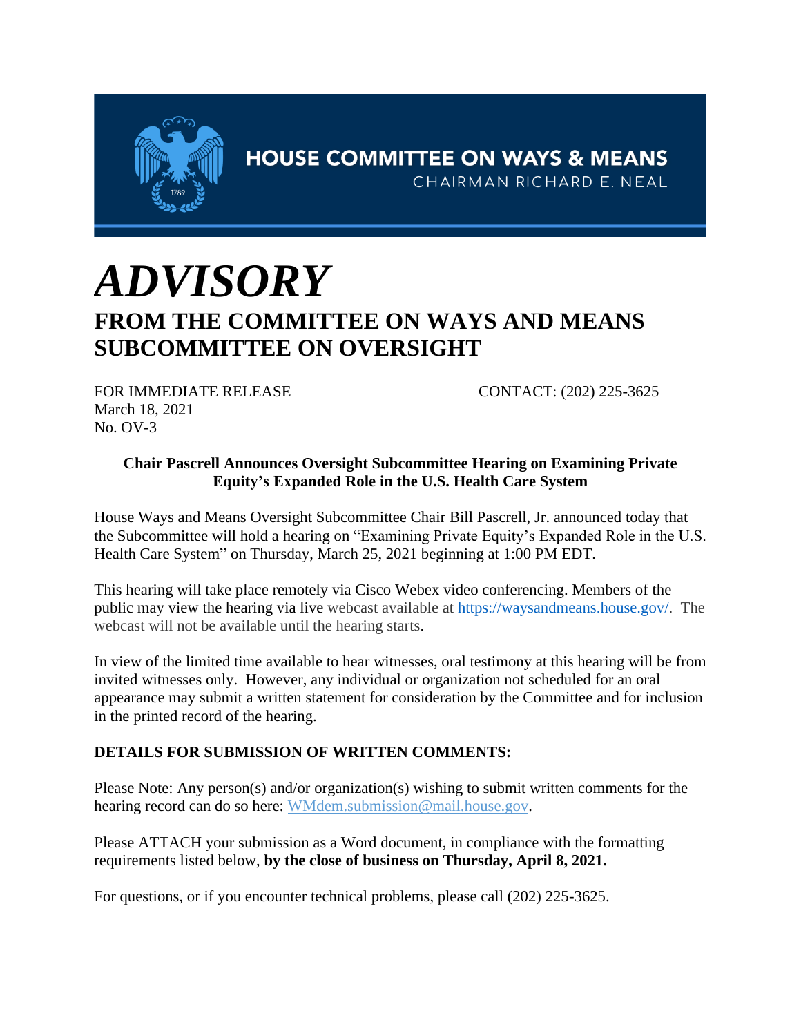HOUSE COMMITTEE ON WAYS & MEANS

CHAIRMAN RICHARD E. NEAL

# *ADVISORY*

## FROM THE COMMITTEE ON WAYS AND MEANS SUBCOMMITTEE ON OVERSIGHT

FOR IMMEDIATE RELEASE
March 18, 2021
No. OV-3

CONTACT: (202) 225-3625

**Chair Pascrell Announces Oversight Subcommittee Hearing on Examining Private Equity's Expanded Role in the U.S. Health Care System**

House Ways and Means Oversight Subcommittee Chair Bill Pascrell, Jr. announced today that the Subcommittee will hold a hearing on "Examining Private Equity's Expanded Role in the U.S. Health Care System" on Thursday, March 25, 2021 beginning at 1:00 PM EDT.

This hearing will take place remotely via Cisco Webex video conferencing. Members of the public may view the hearing via live webcast available at https://waysandmeans.house.gov/. The webcast will not be available until the hearing starts.

In view of the limited time available to hear witnesses, oral testimony at this hearing will be from invited witnesses only. However, any individual or organization not scheduled for an oral appearance may submit a written statement for consideration by the Committee and for inclusion in the printed record of the hearing.

**DETAILS FOR SUBMISSION OF WRITTEN COMMENTS:**

Please Note: Any person(s) and/or organization(s) wishing to submit written comments for the hearing record can do so here: WMdem.submission@mail.house.gov.

Please ATTACH your submission as a Word document, in compliance with the formatting requirements listed below, **by the close of business on Thursday, April 8, 2021.**

For questions, or if you encounter technical problems, please call (202) 225-3625.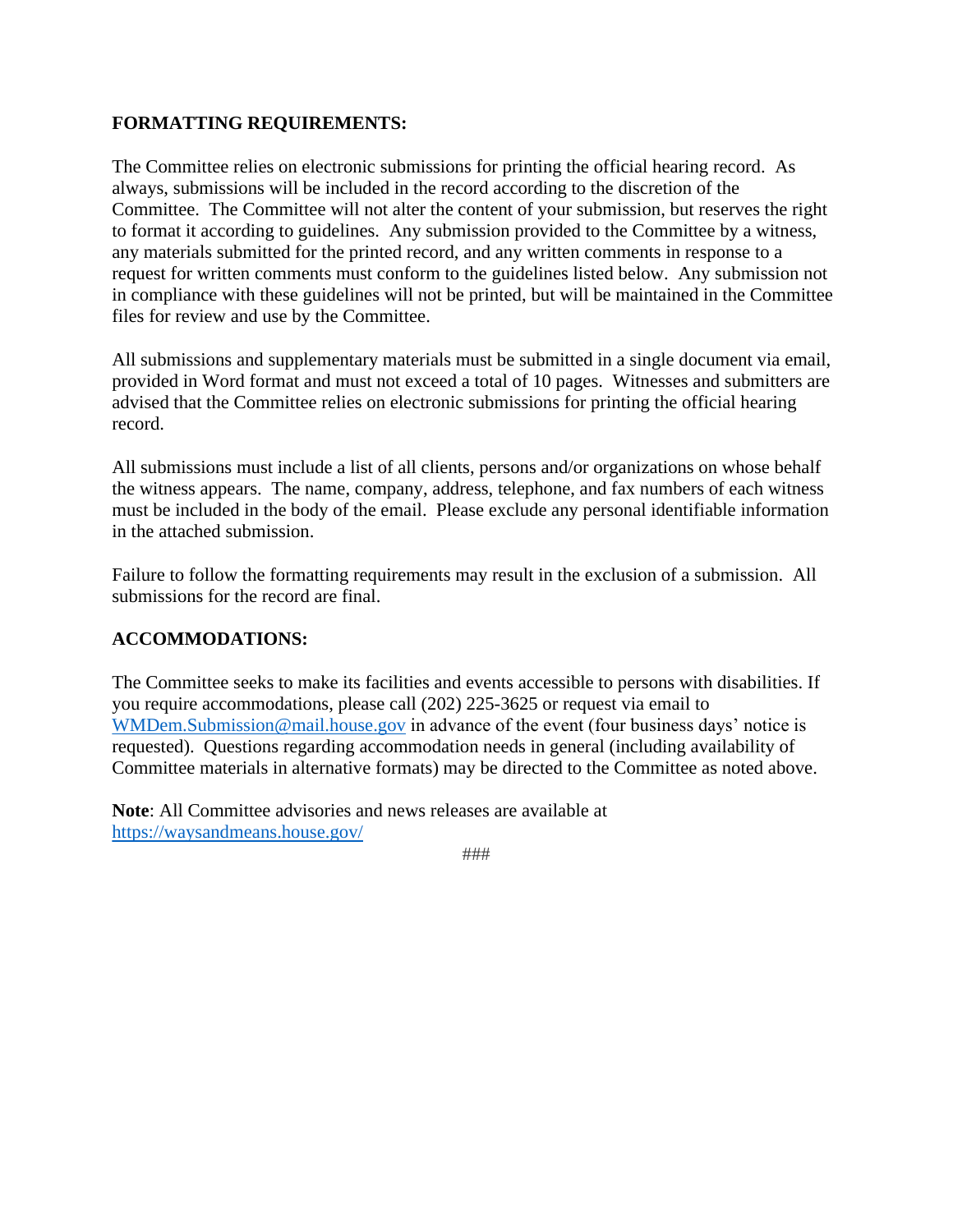**FORMATTING REQUIREMENTS:**

The Committee relies on electronic submissions for printing the official hearing record. As always, submissions will be included in the record according to the discretion of the Committee. The Committee will not alter the content of your submission, but reserves the right to format it according to guidelines. Any submission provided to the Committee by a witness, any materials submitted for the printed record, and any written comments in response to a request for written comments must conform to the guidelines listed below. Any submission not in compliance with these guidelines will not be printed, but will be maintained in the Committee files for review and use by the Committee.

All submissions and supplementary materials must be submitted in a single document via email, provided in Word format and must not exceed a total of 10 pages. Witnesses and submitters are advised that the Committee relies on electronic submissions for printing the official hearing record.

All submissions must include a list of all clients, persons and/or organizations on whose behalf the witness appears. The name, company, address, telephone, and fax numbers of each witness must be included in the body of the email. Please exclude any personal identifiable information in the attached submission.

Failure to follow the formatting requirements may result in the exclusion of a submission. All submissions for the record are final.

**ACCOMMODATIONS:**

The Committee seeks to make its facilities and events accessible to persons with disabilities. If you require accommodations, please call (202) 225-3625 or request via email to WMDem.Submission@mail.house.gov in advance of the event (four business days' notice is requested). Questions regarding accommodation needs in general (including availability of Committee materials in alternative formats) may be directed to the Committee as noted above.

**Note**: All Committee advisories and news releases are available at https://waysandmeans.house.gov/

###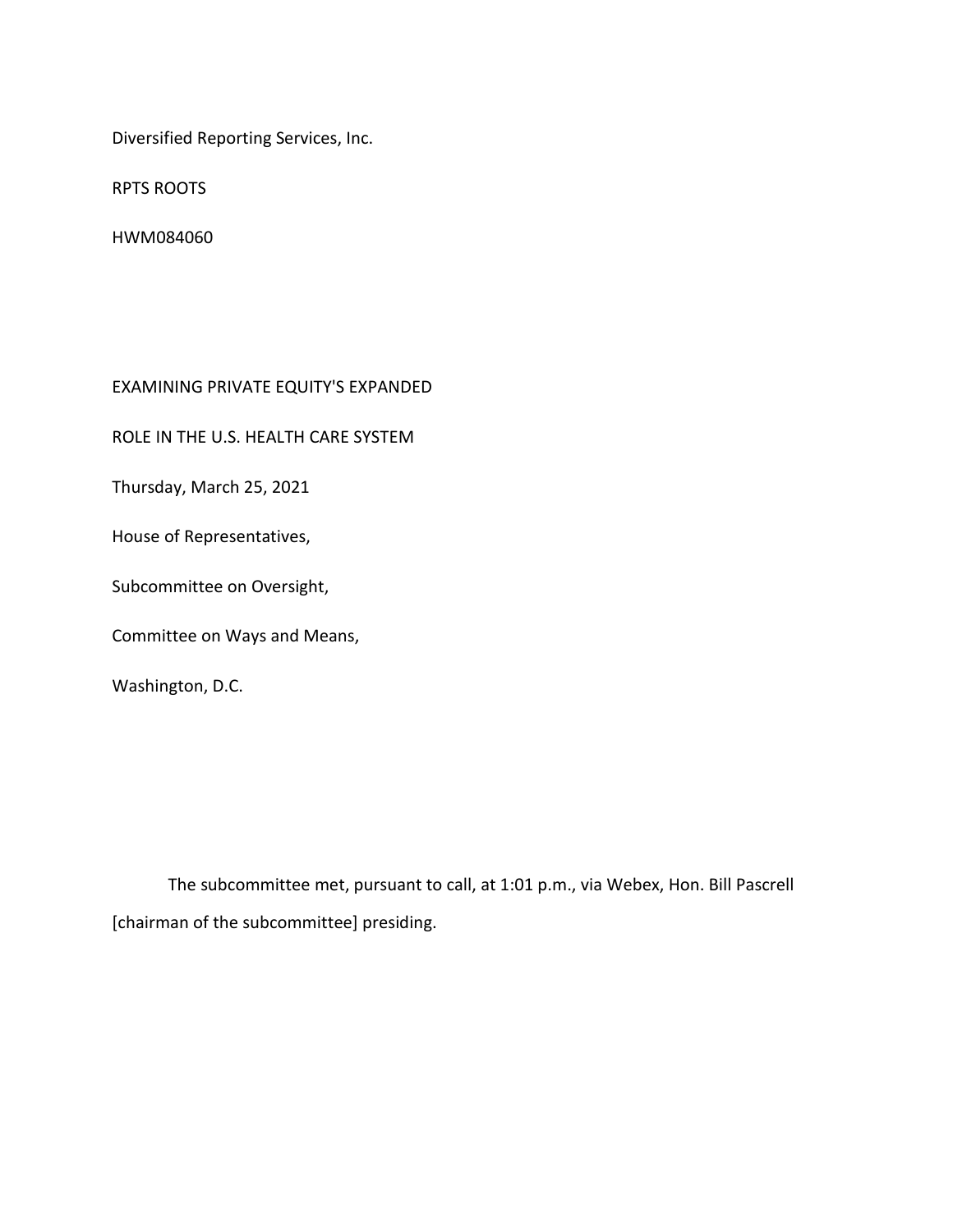Diversified Reporting Services, Inc.

RPTS ROOTS

HWM084060

EXAMINING PRIVATE EQUITY'S EXPANDED

ROLE IN THE U.S. HEALTH CARE SYSTEM

Thursday, March 25, 2021

House of Representatives,

Subcommittee on Oversight,

Committee on Ways and Means,

Washington, D.C.

The subcommittee met, pursuant to call, at 1:01 p.m., via Webex, Hon. Bill Pascrell [chairman of the subcommittee] presiding.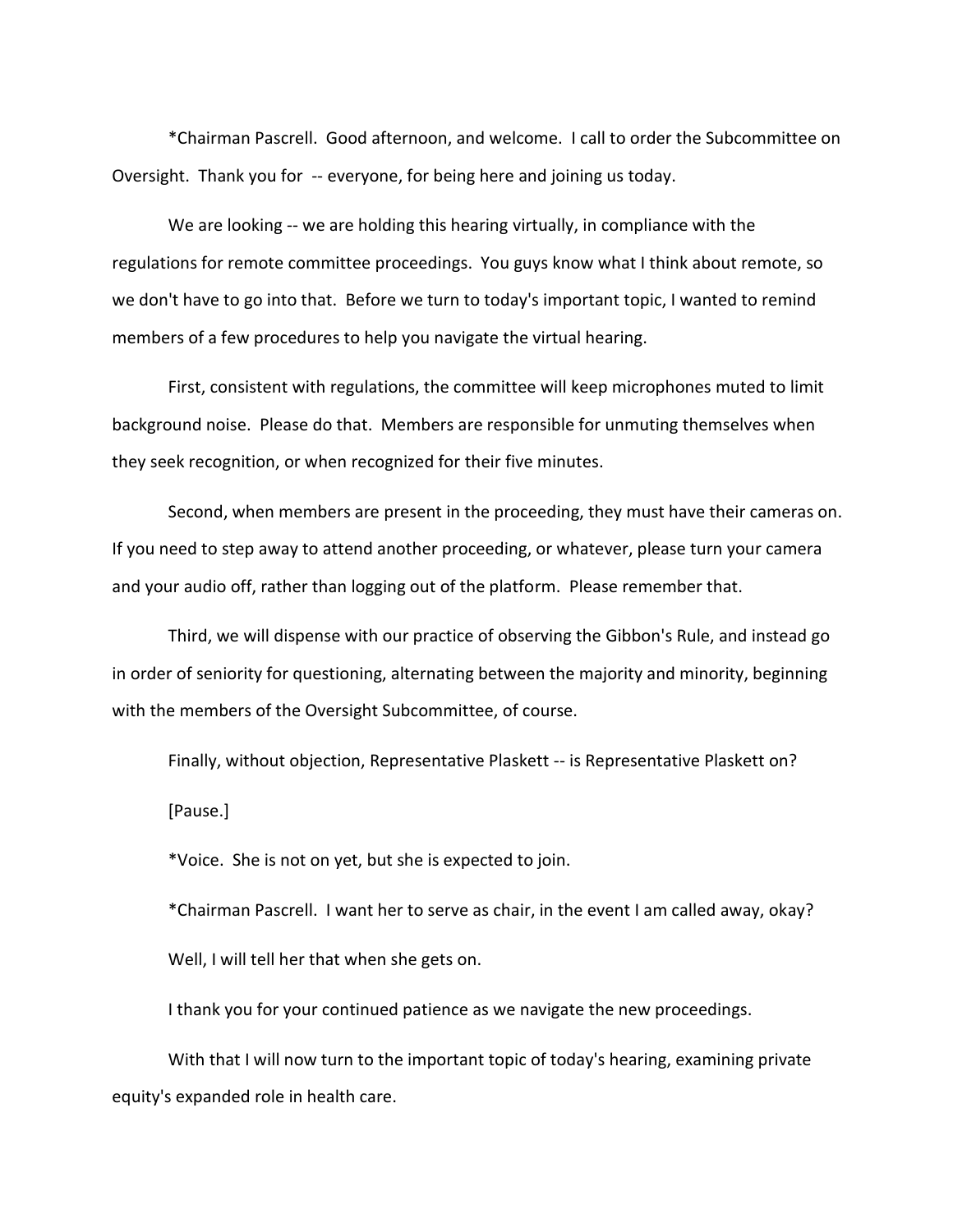*Chairman Pascrell.  Good afternoon, and welcome.  I call to order the Subcommittee on Oversight.  Thank you for  -- everyone, for being here and joining us today.

We are looking -- we are holding this hearing virtually, in compliance with the regulations for remote committee proceedings.  You guys know what I think about remote, so we don't have to go into that.  Before we turn to today's important topic, I wanted to remind members of a few procedures to help you navigate the virtual hearing.

First, consistent with regulations, the committee will keep microphones muted to limit background noise.  Please do that.  Members are responsible for unmuting themselves when they seek recognition, or when recognized for their five minutes.

Second, when members are present in the proceeding, they must have their cameras on.  If you need to step away to attend another proceeding, or whatever, please turn your camera and your audio off, rather than logging out of the platform.  Please remember that.

Third, we will dispense with our practice of observing the Gibbon's Rule, and instead go in order of seniority for questioning, alternating between the majority and minority, beginning with the members of the Oversight Subcommittee, of course.

Finally, without objection, Representative Plaskett -- is Representative Plaskett on?

[Pause.]

*Voice.  She is not on yet, but she is expected to join.

*Chairman Pascrell.  I want her to serve as chair, in the event I am called away, okay?

Well, I will tell her that when she gets on.

I thank you for your continued patience as we navigate the new proceedings.

With that I will now turn to the important topic of today's hearing, examining private equity's expanded role in health care.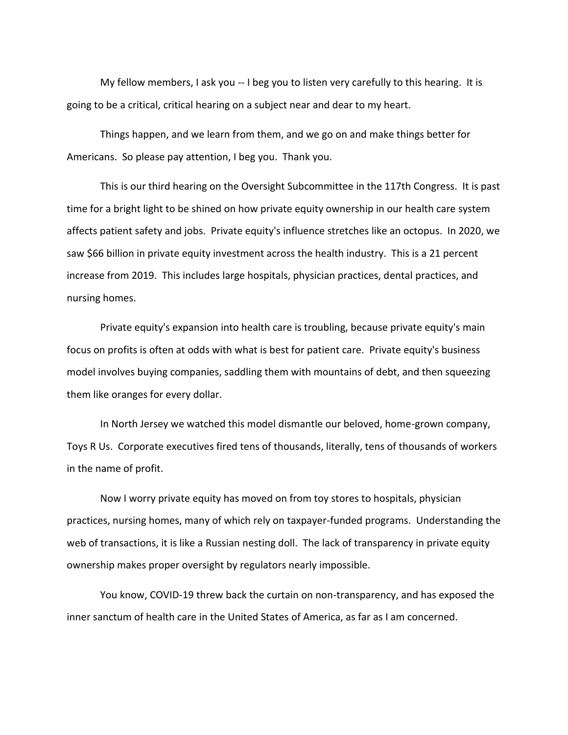My fellow members, I ask you -- I beg you to listen very carefully to this hearing. It is going to be a critical, critical hearing on a subject near and dear to my heart.

Things happen, and we learn from them, and we go on and make things better for Americans. So please pay attention, I beg you. Thank you.

This is our third hearing on the Oversight Subcommittee in the 117th Congress. It is past time for a bright light to be shined on how private equity ownership in our health care system affects patient safety and jobs. Private equity's influence stretches like an octopus. In 2020, we saw $66 billion in private equity investment across the health industry. This is a 21 percent increase from 2019. This includes large hospitals, physician practices, dental practices, and nursing homes.

Private equity's expansion into health care is troubling, because private equity's main focus on profits is often at odds with what is best for patient care. Private equity's business model involves buying companies, saddling them with mountains of debt, and then squeezing them like oranges for every dollar.

In North Jersey we watched this model dismantle our beloved, home-grown company, Toys R Us. Corporate executives fired tens of thousands, literally, tens of thousands of workers in the name of profit.

Now I worry private equity has moved on from toy stores to hospitals, physician practices, nursing homes, many of which rely on taxpayer-funded programs. Understanding the web of transactions, it is like a Russian nesting doll. The lack of transparency in private equity ownership makes proper oversight by regulators nearly impossible.

You know, COVID-19 threw back the curtain on non-transparency, and has exposed the inner sanctum of health care in the United States of America, as far as I am concerned.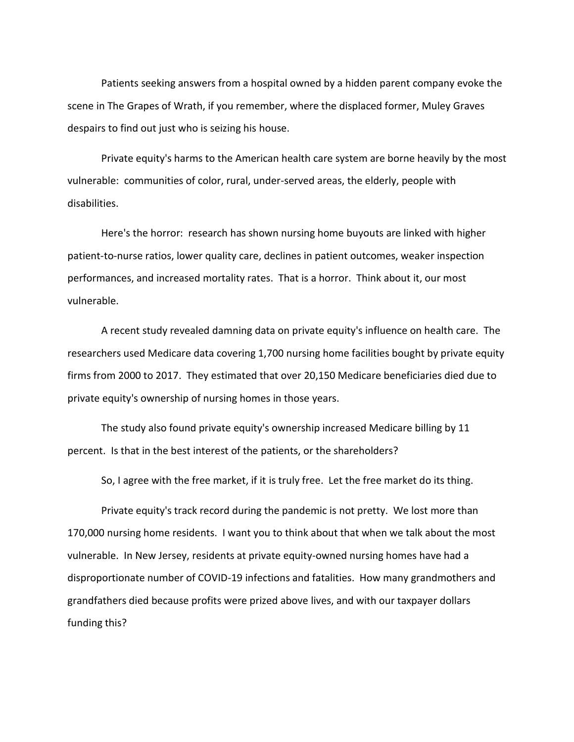Patients seeking answers from a hospital owned by a hidden parent company evoke the scene in The Grapes of Wrath, if you remember, where the displaced former, Muley Graves despairs to find out just who is seizing his house.

Private equity's harms to the American health care system are borne heavily by the most vulnerable: communities of color, rural, under-served areas, the elderly, people with disabilities.

Here's the horror: research has shown nursing home buyouts are linked with higher patient-to-nurse ratios, lower quality care, declines in patient outcomes, weaker inspection performances, and increased mortality rates. That is a horror. Think about it, our most vulnerable.

A recent study revealed damning data on private equity's influence on health care. The researchers used Medicare data covering 1,700 nursing home facilities bought by private equity firms from 2000 to 2017. They estimated that over 20,150 Medicare beneficiaries died due to private equity's ownership of nursing homes in those years.

The study also found private equity's ownership increased Medicare billing by 11 percent. Is that in the best interest of the patients, or the shareholders?

So, I agree with the free market, if it is truly free. Let the free market do its thing.

Private equity's track record during the pandemic is not pretty. We lost more than 170,000 nursing home residents. I want you to think about that when we talk about the most vulnerable. In New Jersey, residents at private equity-owned nursing homes have had a disproportionate number of COVID-19 infections and fatalities. How many grandmothers and grandfathers died because profits were prized above lives, and with our taxpayer dollars funding this?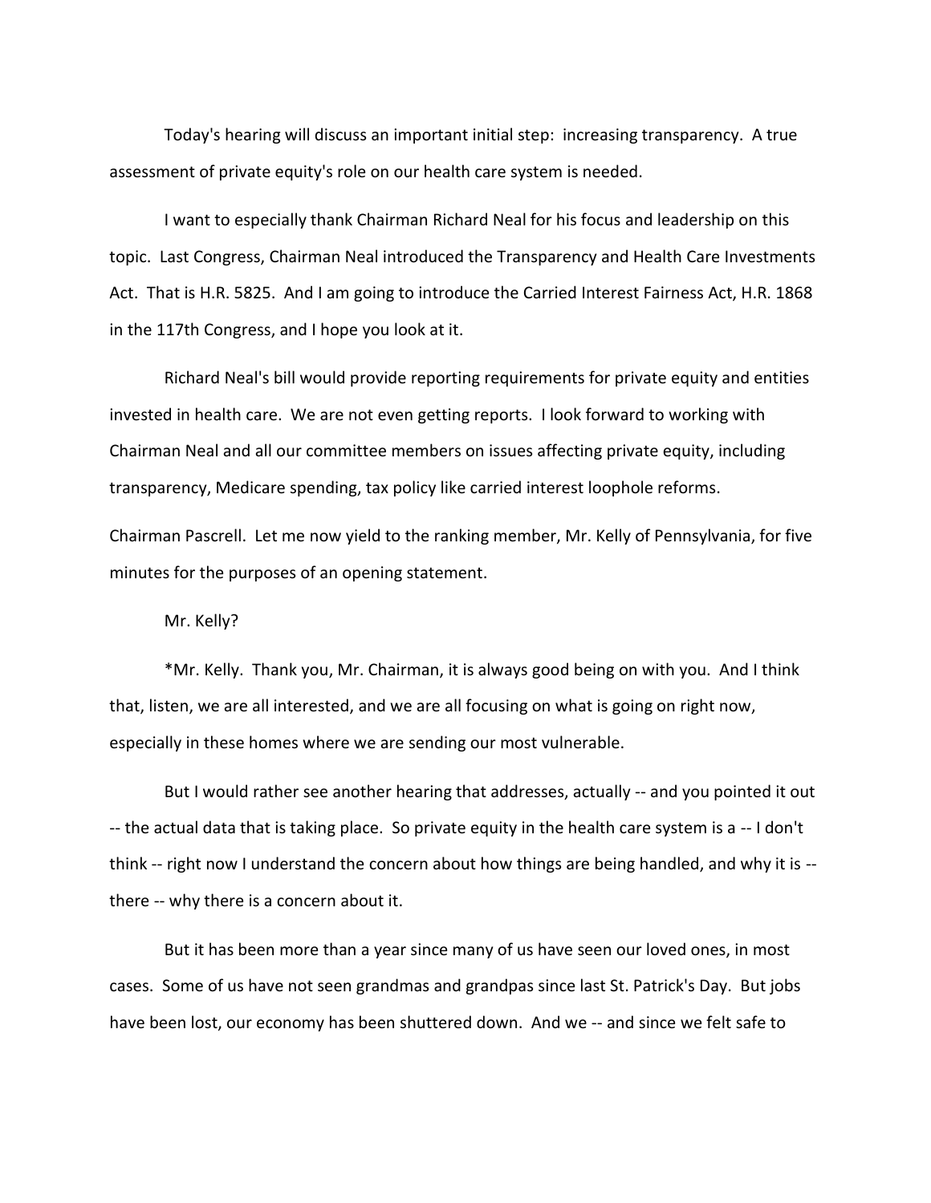Today's hearing will discuss an important initial step: increasing transparency. A true assessment of private equity's role on our health care system is needed.

I want to especially thank Chairman Richard Neal for his focus and leadership on this topic. Last Congress, Chairman Neal introduced the Transparency and Health Care Investments Act. That is H.R. 5825. And I am going to introduce the Carried Interest Fairness Act, H.R. 1868 in the 117th Congress, and I hope you look at it.

Richard Neal's bill would provide reporting requirements for private equity and entities invested in health care. We are not even getting reports. I look forward to working with Chairman Neal and all our committee members on issues affecting private equity, including transparency, Medicare spending, tax policy like carried interest loophole reforms.

Chairman Pascrell. Let me now yield to the ranking member, Mr. Kelly of Pennsylvania, for five minutes for the purposes of an opening statement.

Mr. Kelly?

*Mr. Kelly. Thank you, Mr. Chairman, it is always good being on with you. And I think that, listen, we are all interested, and we are all focusing on what is going on right now, especially in these homes where we are sending our most vulnerable.

But I would rather see another hearing that addresses, actually -- and you pointed it out -- the actual data that is taking place. So private equity in the health care system is a -- I don't think -- right now I understand the concern about how things are being handled, and why it is -- there -- why there is a concern about it.

But it has been more than a year since many of us have seen our loved ones, in most cases. Some of us have not seen grandmas and grandpas since last St. Patrick's Day. But jobs have been lost, our economy has been shuttered down. And we -- and since we felt safe to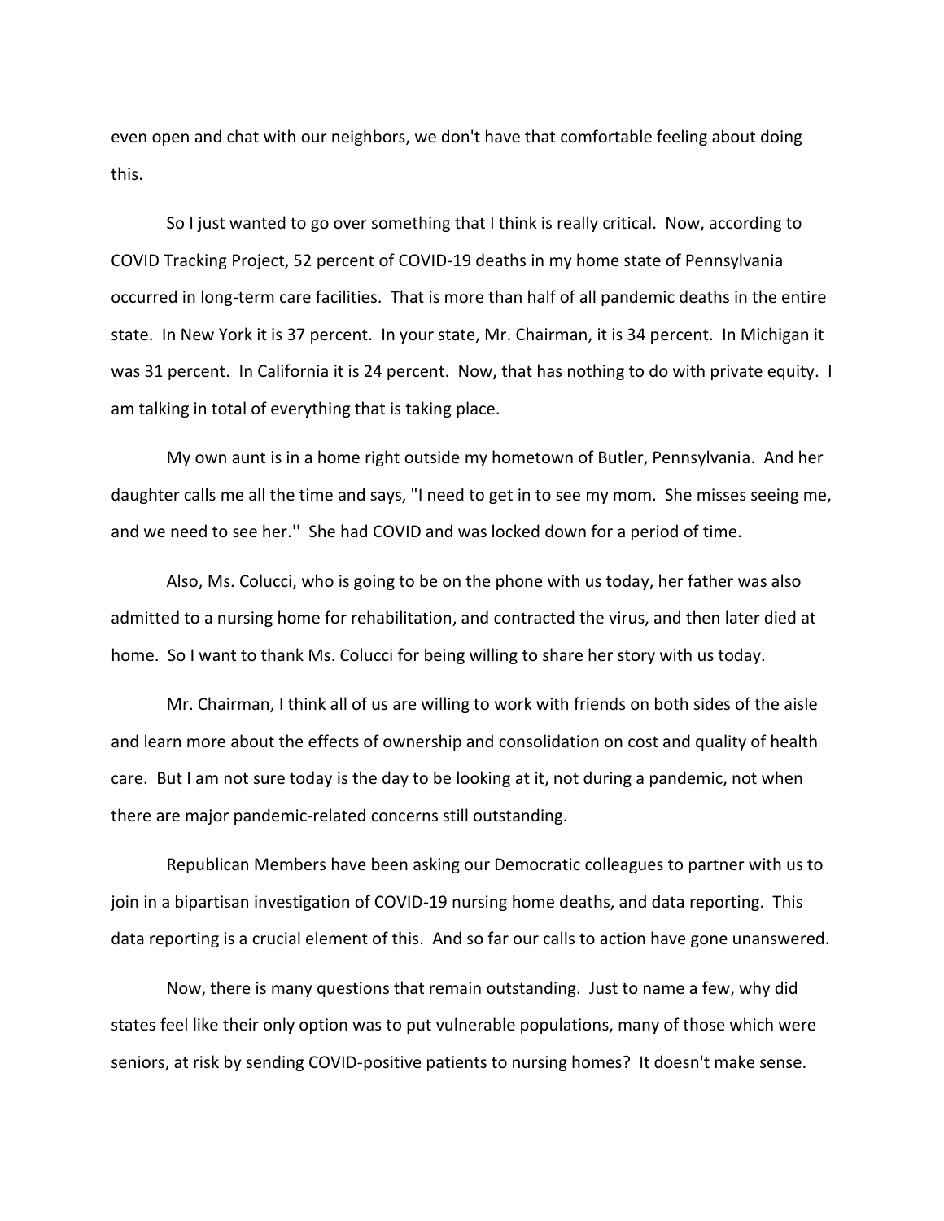even open and chat with our neighbors, we don't have that comfortable feeling about doing this.

So I just wanted to go over something that I think is really critical. Now, according to COVID Tracking Project, 52 percent of COVID-19 deaths in my home state of Pennsylvania occurred in long-term care facilities. That is more than half of all pandemic deaths in the entire state. In New York it is 37 percent. In your state, Mr. Chairman, it is 34 percent. In Michigan it was 31 percent. In California it is 24 percent. Now, that has nothing to do with private equity. I am talking in total of everything that is taking place.

My own aunt is in a home right outside my hometown of Butler, Pennsylvania. And her daughter calls me all the time and says, "I need to get in to see my mom. She misses seeing me, and we need to see her.'' She had COVID and was locked down for a period of time.

Also, Ms. Colucci, who is going to be on the phone with us today, her father was also admitted to a nursing home for rehabilitation, and contracted the virus, and then later died at home. So I want to thank Ms. Colucci for being willing to share her story with us today.

Mr. Chairman, I think all of us are willing to work with friends on both sides of the aisle and learn more about the effects of ownership and consolidation on cost and quality of health care. But I am not sure today is the day to be looking at it, not during a pandemic, not when there are major pandemic-related concerns still outstanding.

Republican Members have been asking our Democratic colleagues to partner with us to join in a bipartisan investigation of COVID-19 nursing home deaths, and data reporting. This data reporting is a crucial element of this. And so far our calls to action have gone unanswered.

Now, there is many questions that remain outstanding. Just to name a few, why did states feel like their only option was to put vulnerable populations, many of those which were seniors, at risk by sending COVID-positive patients to nursing homes? It doesn't make sense.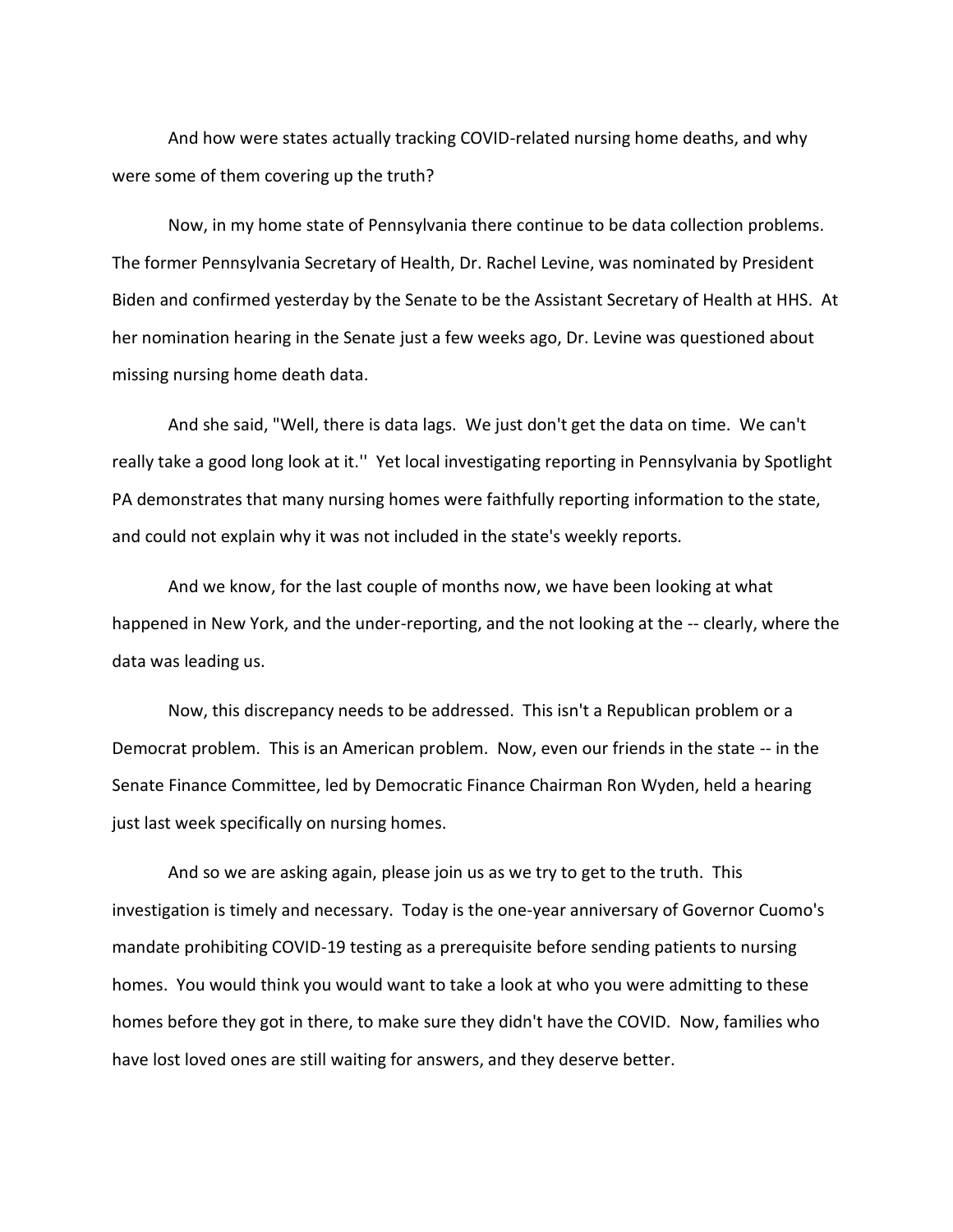And how were states actually tracking COVID-related nursing home deaths, and why were some of them covering up the truth?

Now, in my home state of Pennsylvania there continue to be data collection problems. The former Pennsylvania Secretary of Health, Dr. Rachel Levine, was nominated by President Biden and confirmed yesterday by the Senate to be the Assistant Secretary of Health at HHS. At her nomination hearing in the Senate just a few weeks ago, Dr. Levine was questioned about missing nursing home death data.

And she said, "Well, there is data lags. We just don't get the data on time. We can't really take a good long look at it.'' Yet local investigating reporting in Pennsylvania by Spotlight PA demonstrates that many nursing homes were faithfully reporting information to the state, and could not explain why it was not included in the state's weekly reports.

And we know, for the last couple of months now, we have been looking at what happened in New York, and the under-reporting, and the not looking at the -- clearly, where the data was leading us.

Now, this discrepancy needs to be addressed. This isn't a Republican problem or a Democrat problem. This is an American problem. Now, even our friends in the state -- in the Senate Finance Committee, led by Democratic Finance Chairman Ron Wyden, held a hearing just last week specifically on nursing homes.

And so we are asking again, please join us as we try to get to the truth. This investigation is timely and necessary. Today is the one-year anniversary of Governor Cuomo's mandate prohibiting COVID-19 testing as a prerequisite before sending patients to nursing homes. You would think you would want to take a look at who you were admitting to these homes before they got in there, to make sure they didn't have the COVID. Now, families who have lost loved ones are still waiting for answers, and they deserve better.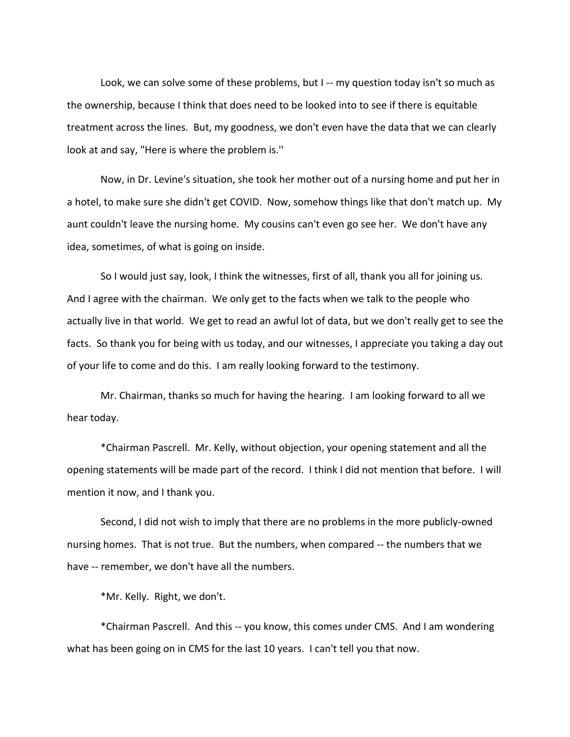Look, we can solve some of these problems, but I -- my question today isn't so much as the ownership, because I think that does need to be looked into to see if there is equitable treatment across the lines. But, my goodness, we don't even have the data that we can clearly look at and say, "Here is where the problem is.''

Now, in Dr. Levine's situation, she took her mother out of a nursing home and put her in a hotel, to make sure she didn't get COVID. Now, somehow things like that don't match up. My aunt couldn't leave the nursing home. My cousins can't even go see her. We don't have any idea, sometimes, of what is going on inside.

So I would just say, look, I think the witnesses, first of all, thank you all for joining us. And I agree with the chairman. We only get to the facts when we talk to the people who actually live in that world. We get to read an awful lot of data, but we don't really get to see the facts. So thank you for being with us today, and our witnesses, I appreciate you taking a day out of your life to come and do this. I am really looking forward to the testimony.

Mr. Chairman, thanks so much for having the hearing. I am looking forward to all we hear today.

*Chairman Pascrell. Mr. Kelly, without objection, your opening statement and all the opening statements will be made part of the record. I think I did not mention that before. I will mention it now, and I thank you.

Second, I did not wish to imply that there are no problems in the more publicly-owned nursing homes. That is not true. But the numbers, when compared -- the numbers that we have -- remember, we don't have all the numbers.

*Mr. Kelly. Right, we don't.

*Chairman Pascrell. And this -- you know, this comes under CMS. And I am wondering what has been going on in CMS for the last 10 years. I can't tell you that now.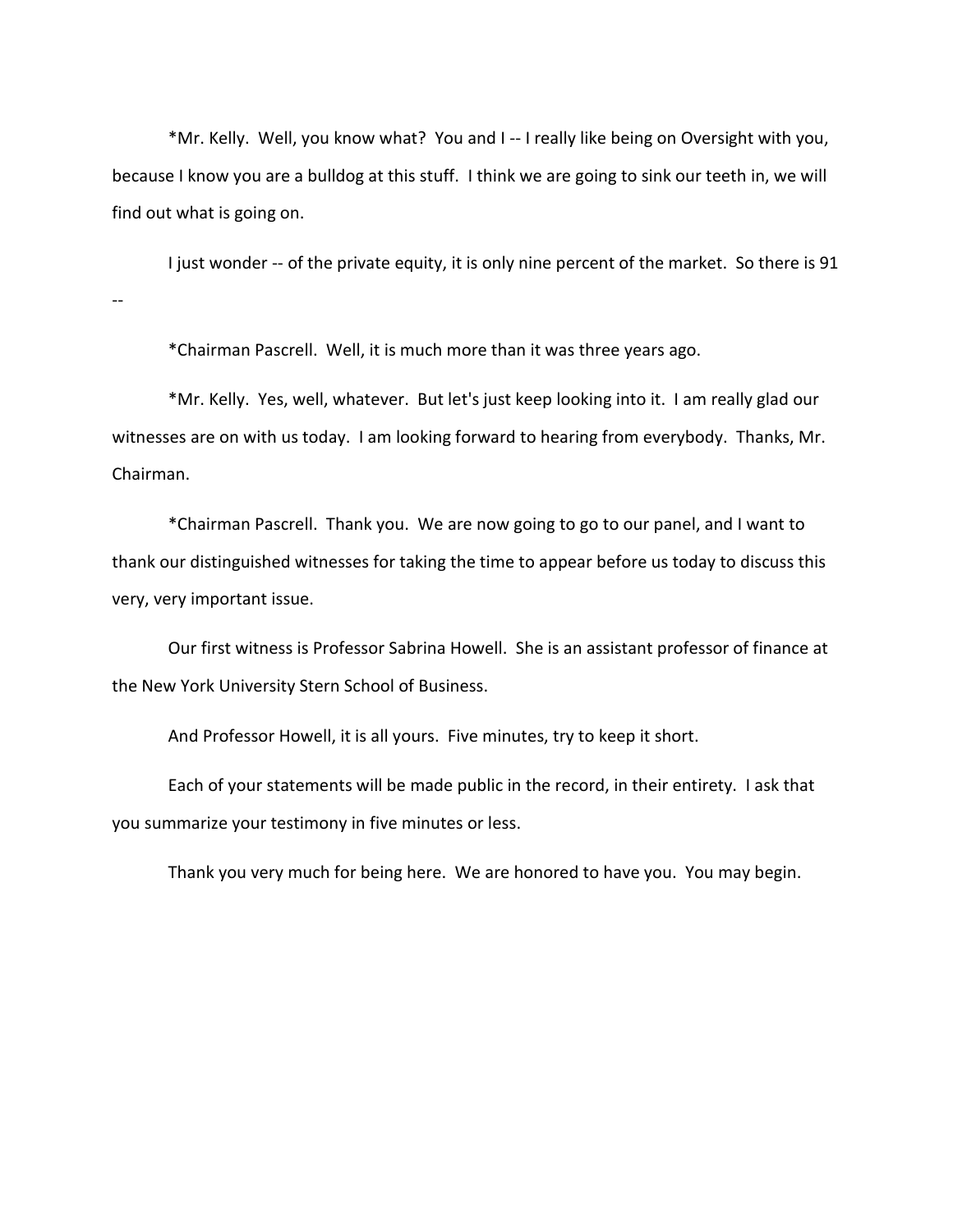*Mr. Kelly. Well, you know what? You and I -- I really like being on Oversight with you, because I know you are a bulldog at this stuff. I think we are going to sink our teeth in, we will find out what is going on.

I just wonder -- of the private equity, it is only nine percent of the market. So there is 91 --

*Chairman Pascrell. Well, it is much more than it was three years ago.

*Mr. Kelly. Yes, well, whatever. But let's just keep looking into it. I am really glad our witnesses are on with us today. I am looking forward to hearing from everybody. Thanks, Mr. Chairman.

*Chairman Pascrell. Thank you. We are now going to go to our panel, and I want to thank our distinguished witnesses for taking the time to appear before us today to discuss this very, very important issue.

Our first witness is Professor Sabrina Howell. She is an assistant professor of finance at the New York University Stern School of Business.

And Professor Howell, it is all yours. Five minutes, try to keep it short.

Each of your statements will be made public in the record, in their entirety. I ask that you summarize your testimony in five minutes or less.

Thank you very much for being here. We are honored to have you. You may begin.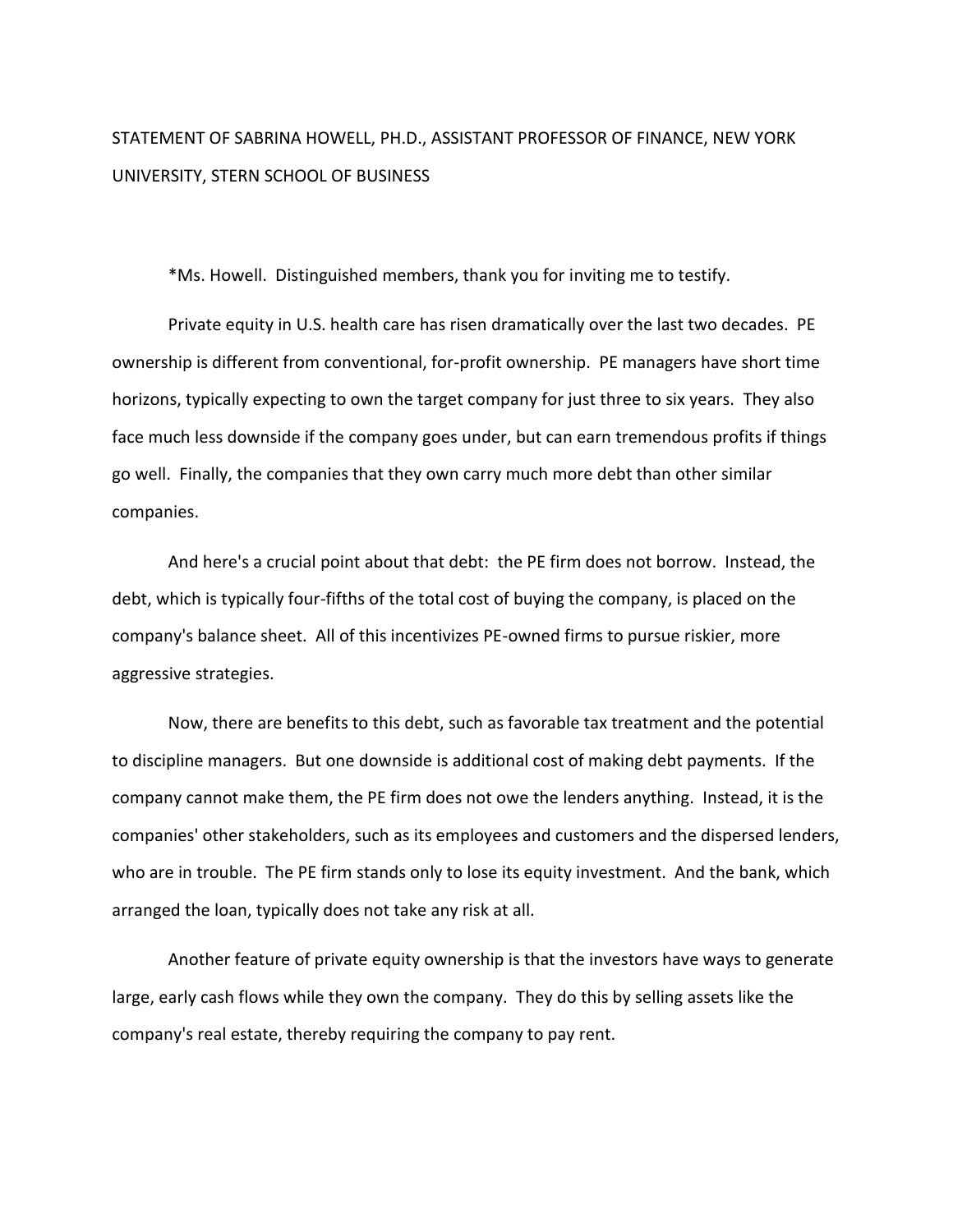STATEMENT OF SABRINA HOWELL, PH.D., ASSISTANT PROFESSOR OF FINANCE, NEW YORK UNIVERSITY, STERN SCHOOL OF BUSINESS

*Ms. Howell. Distinguished members, thank you for inviting me to testify.

Private equity in U.S. health care has risen dramatically over the last two decades. PE ownership is different from conventional, for-profit ownership. PE managers have short time horizons, typically expecting to own the target company for just three to six years. They also face much less downside if the company goes under, but can earn tremendous profits if things go well. Finally, the companies that they own carry much more debt than other similar companies.

And here's a crucial point about that debt: the PE firm does not borrow. Instead, the debt, which is typically four-fifths of the total cost of buying the company, is placed on the company's balance sheet. All of this incentivizes PE-owned firms to pursue riskier, more aggressive strategies.

Now, there are benefits to this debt, such as favorable tax treatment and the potential to discipline managers. But one downside is additional cost of making debt payments. If the company cannot make them, the PE firm does not owe the lenders anything. Instead, it is the companies' other stakeholders, such as its employees and customers and the dispersed lenders, who are in trouble. The PE firm stands only to lose its equity investment. And the bank, which arranged the loan, typically does not take any risk at all.

Another feature of private equity ownership is that the investors have ways to generate large, early cash flows while they own the company. They do this by selling assets like the company's real estate, thereby requiring the company to pay rent.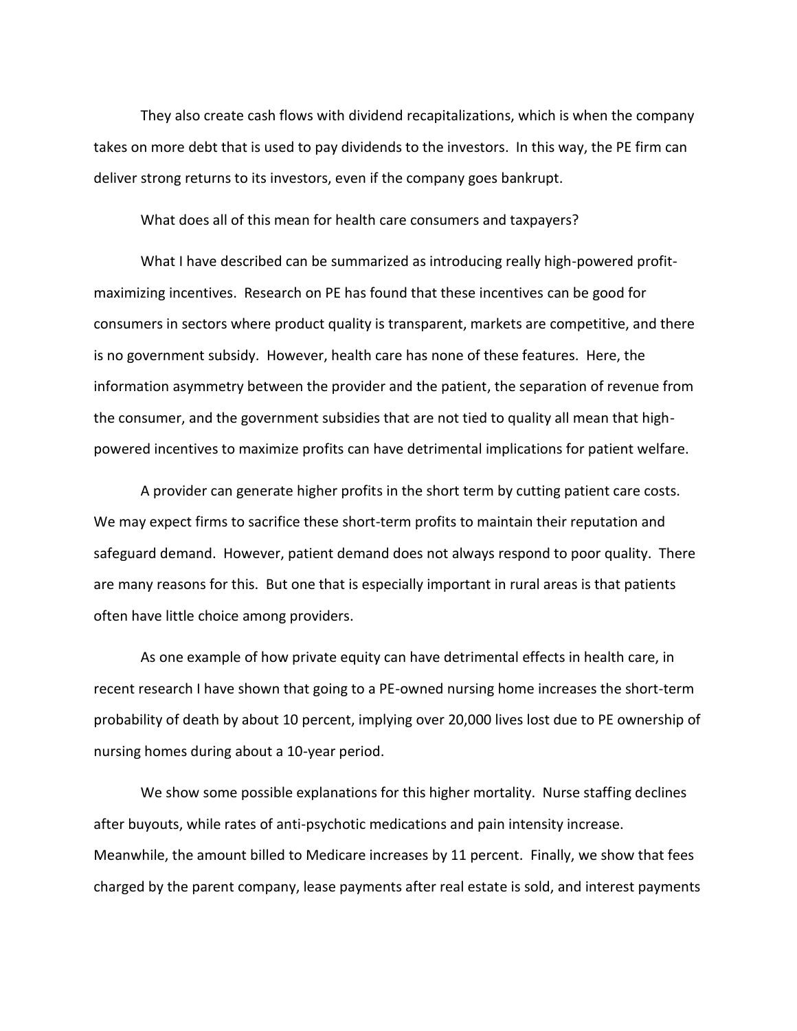They also create cash flows with dividend recapitalizations, which is when the company takes on more debt that is used to pay dividends to the investors. In this way, the PE firm can deliver strong returns to its investors, even if the company goes bankrupt.

What does all of this mean for health care consumers and taxpayers?

What I have described can be summarized as introducing really high-powered profit-maximizing incentives. Research on PE has found that these incentives can be good for consumers in sectors where product quality is transparent, markets are competitive, and there is no government subsidy. However, health care has none of these features. Here, the information asymmetry between the provider and the patient, the separation of revenue from the consumer, and the government subsidies that are not tied to quality all mean that high-powered incentives to maximize profits can have detrimental implications for patient welfare.

A provider can generate higher profits in the short term by cutting patient care costs. We may expect firms to sacrifice these short-term profits to maintain their reputation and safeguard demand. However, patient demand does not always respond to poor quality. There are many reasons for this. But one that is especially important in rural areas is that patients often have little choice among providers.

As one example of how private equity can have detrimental effects in health care, in recent research I have shown that going to a PE-owned nursing home increases the short-term probability of death by about 10 percent, implying over 20,000 lives lost due to PE ownership of nursing homes during about a 10-year period.

We show some possible explanations for this higher mortality. Nurse staffing declines after buyouts, while rates of anti-psychotic medications and pain intensity increase. Meanwhile, the amount billed to Medicare increases by 11 percent. Finally, we show that fees charged by the parent company, lease payments after real estate is sold, and interest payments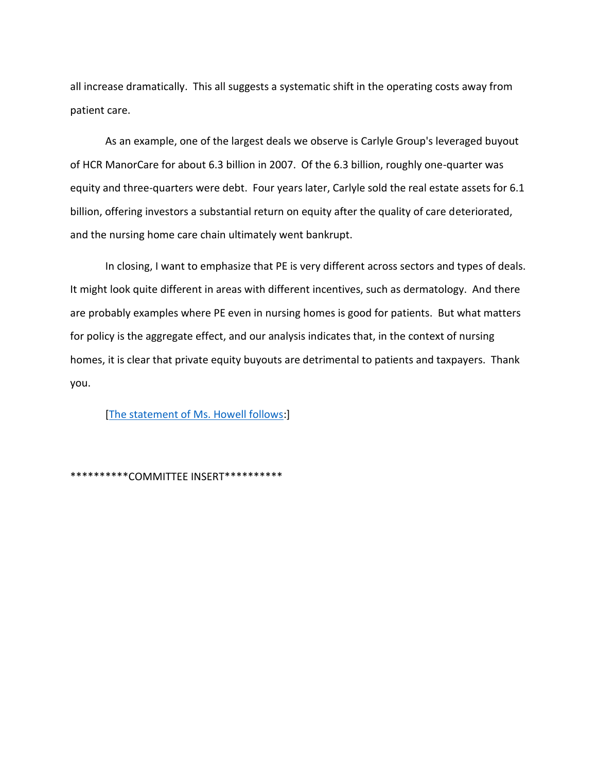all increase dramatically. This all suggests a systematic shift in the operating costs away from patient care.

As an example, one of the largest deals we observe is Carlyle Group's leveraged buyout of HCR ManorCare for about 6.3 billion in 2007. Of the 6.3 billion, roughly one-quarter was equity and three-quarters were debt. Four years later, Carlyle sold the real estate assets for 6.1 billion, offering investors a substantial return on equity after the quality of care deteriorated, and the nursing home care chain ultimately went bankrupt.

In closing, I want to emphasize that PE is very different across sectors and types of deals. It might look quite different in areas with different incentives, such as dermatology. And there are probably examples where PE even in nursing homes is good for patients. But what matters for policy is the aggregate effect, and our analysis indicates that, in the context of nursing homes, it is clear that private equity buyouts are detrimental to patients and taxpayers. Thank you.

[The statement of Ms. Howell follows:]

**********COMMITTEE INSERT**********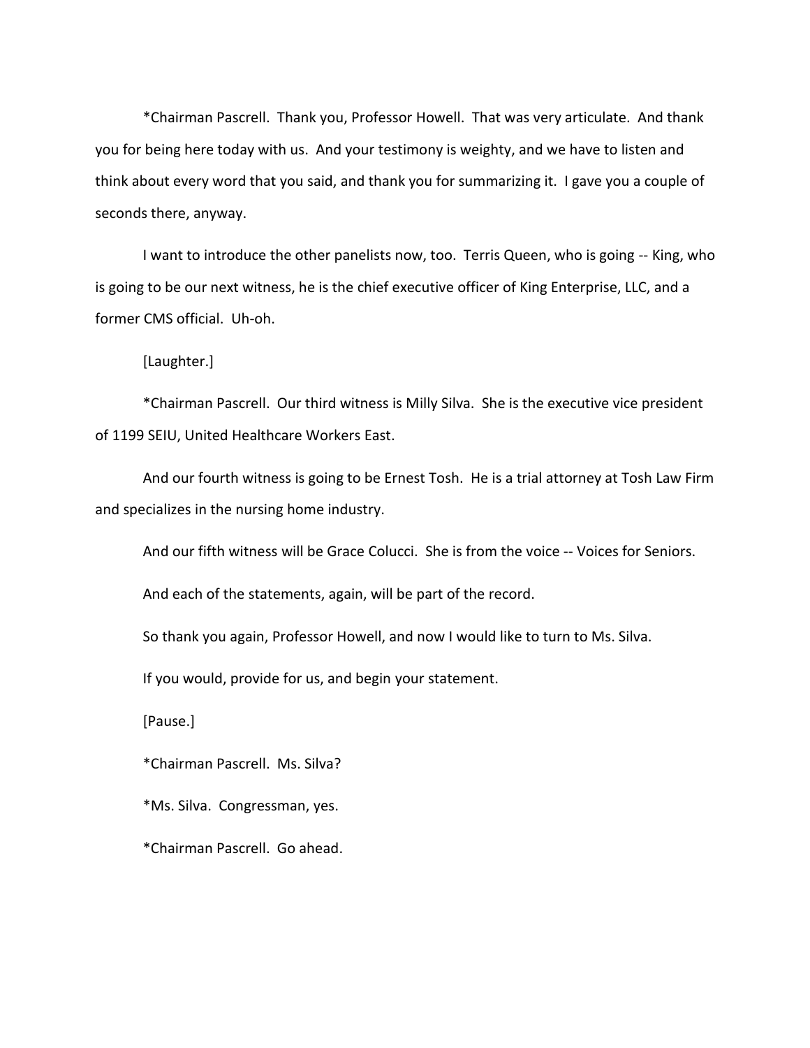*Chairman Pascrell. Thank you, Professor Howell. That was very articulate. And thank you for being here today with us. And your testimony is weighty, and we have to listen and think about every word that you said, and thank you for summarizing it. I gave you a couple of seconds there, anyway.

I want to introduce the other panelists now, too. Terris Queen, who is going -- King, who is going to be our next witness, he is the chief executive officer of King Enterprise, LLC, and a former CMS official. Uh-oh.

[Laughter.]

*Chairman Pascrell. Our third witness is Milly Silva. She is the executive vice president of 1199 SEIU, United Healthcare Workers East.

And our fourth witness is going to be Ernest Tosh. He is a trial attorney at Tosh Law Firm and specializes in the nursing home industry.

And our fifth witness will be Grace Colucci. She is from the voice -- Voices for Seniors.

And each of the statements, again, will be part of the record.

So thank you again, Professor Howell, and now I would like to turn to Ms. Silva.

If you would, provide for us, and begin your statement.

[Pause.]

*Chairman Pascrell. Ms. Silva?

*Ms. Silva. Congressman, yes.

*Chairman Pascrell. Go ahead.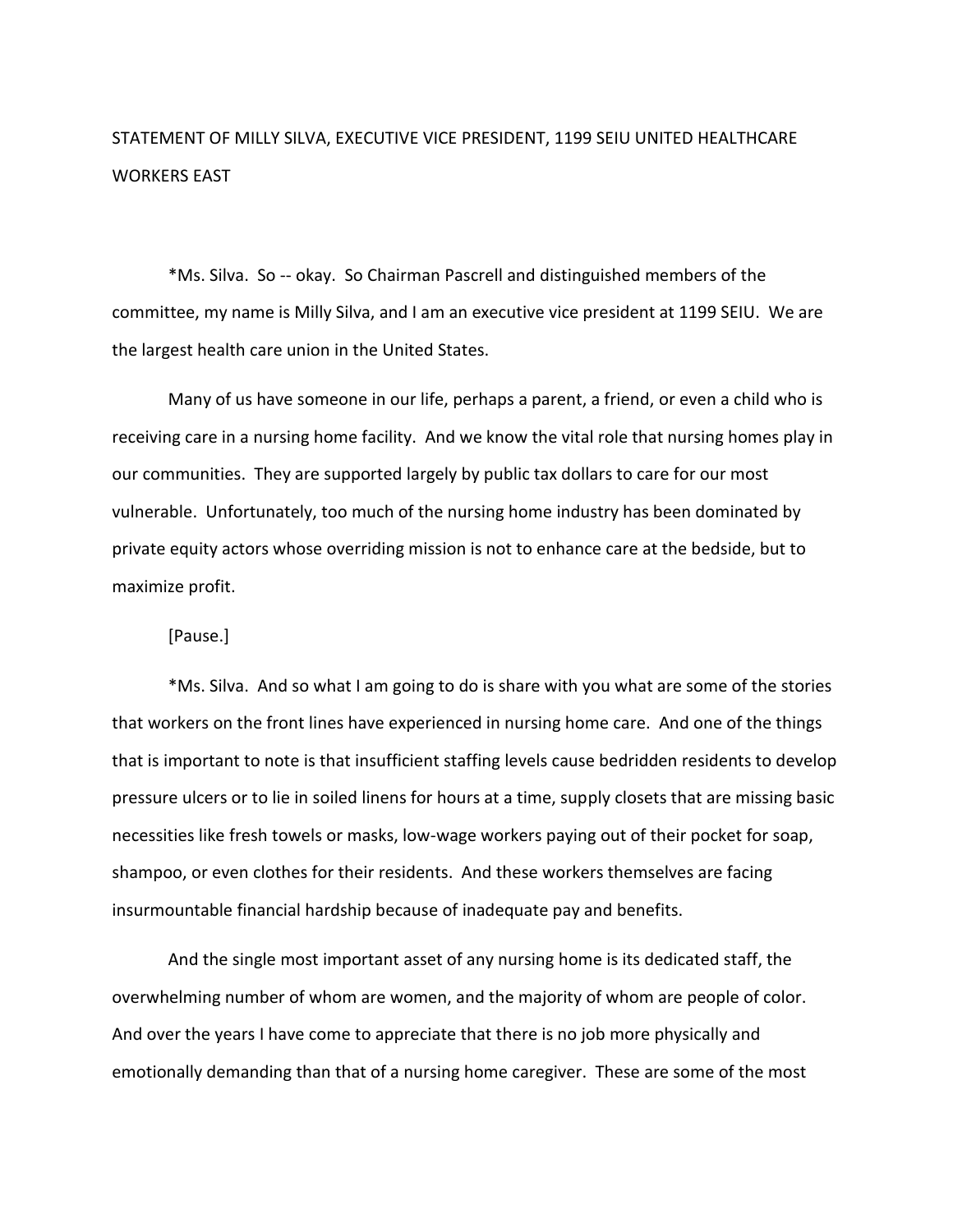STATEMENT OF MILLY SILVA, EXECUTIVE VICE PRESIDENT, 1199 SEIU UNITED HEALTHCARE WORKERS EAST

*Ms. Silva. So -- okay. So Chairman Pascrell and distinguished members of the committee, my name is Milly Silva, and I am an executive vice president at 1199 SEIU. We are the largest health care union in the United States.

Many of us have someone in our life, perhaps a parent, a friend, or even a child who is receiving care in a nursing home facility. And we know the vital role that nursing homes play in our communities. They are supported largely by public tax dollars to care for our most vulnerable. Unfortunately, too much of the nursing home industry has been dominated by private equity actors whose overriding mission is not to enhance care at the bedside, but to maximize profit.

[Pause.]

*Ms. Silva. And so what I am going to do is share with you what are some of the stories that workers on the front lines have experienced in nursing home care. And one of the things that is important to note is that insufficient staffing levels cause bedridden residents to develop pressure ulcers or to lie in soiled linens for hours at a time, supply closets that are missing basic necessities like fresh towels or masks, low-wage workers paying out of their pocket for soap, shampoo, or even clothes for their residents. And these workers themselves are facing insurmountable financial hardship because of inadequate pay and benefits.

And the single most important asset of any nursing home is its dedicated staff, the overwhelming number of whom are women, and the majority of whom are people of color. And over the years I have come to appreciate that there is no job more physically and emotionally demanding than that of a nursing home caregiver. These are some of the most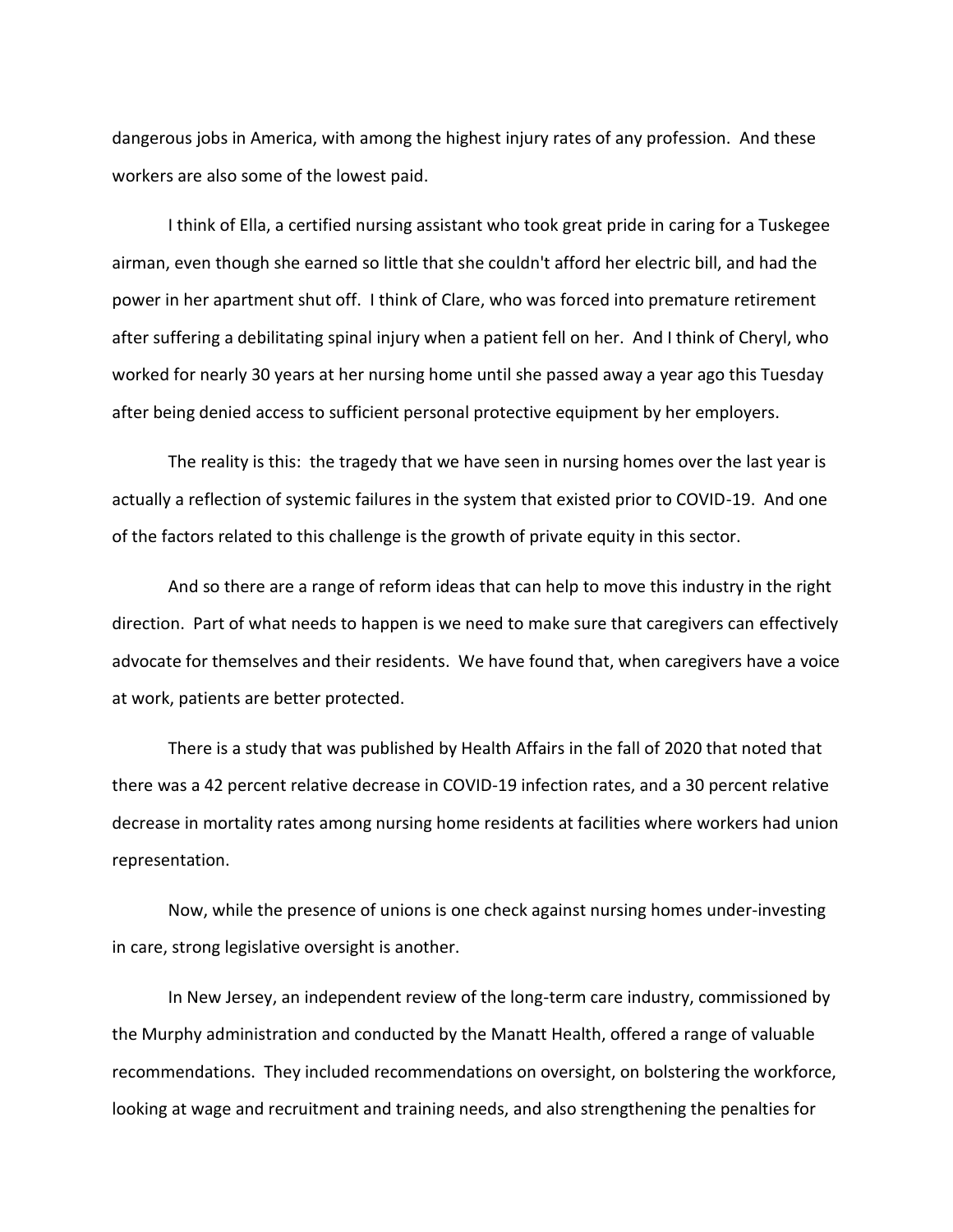dangerous jobs in America, with among the highest injury rates of any profession. And these workers are also some of the lowest paid.

I think of Ella, a certified nursing assistant who took great pride in caring for a Tuskegee airman, even though she earned so little that she couldn't afford her electric bill, and had the power in her apartment shut off. I think of Clare, who was forced into premature retirement after suffering a debilitating spinal injury when a patient fell on her. And I think of Cheryl, who worked for nearly 30 years at her nursing home until she passed away a year ago this Tuesday after being denied access to sufficient personal protective equipment by her employers.

The reality is this: the tragedy that we have seen in nursing homes over the last year is actually a reflection of systemic failures in the system that existed prior to COVID-19. And one of the factors related to this challenge is the growth of private equity in this sector.

And so there are a range of reform ideas that can help to move this industry in the right direction. Part of what needs to happen is we need to make sure that caregivers can effectively advocate for themselves and their residents. We have found that, when caregivers have a voice at work, patients are better protected.

There is a study that was published by Health Affairs in the fall of 2020 that noted that there was a 42 percent relative decrease in COVID-19 infection rates, and a 30 percent relative decrease in mortality rates among nursing home residents at facilities where workers had union representation.

Now, while the presence of unions is one check against nursing homes under-investing in care, strong legislative oversight is another.

In New Jersey, an independent review of the long-term care industry, commissioned by the Murphy administration and conducted by the Manatt Health, offered a range of valuable recommendations. They included recommendations on oversight, on bolstering the workforce, looking at wage and recruitment and training needs, and also strengthening the penalties for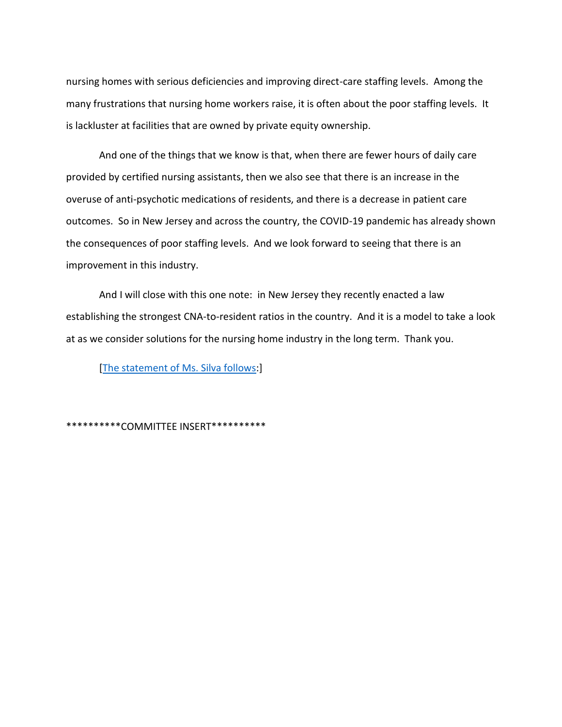nursing homes with serious deficiencies and improving direct-care staffing levels. Among the many frustrations that nursing home workers raise, it is often about the poor staffing levels. It is lackluster at facilities that are owned by private equity ownership.

And one of the things that we know is that, when there are fewer hours of daily care provided by certified nursing assistants, then we also see that there is an increase in the overuse of anti-psychotic medications of residents, and there is a decrease in patient care outcomes. So in New Jersey and across the country, the COVID-19 pandemic has already shown the consequences of poor staffing levels. And we look forward to seeing that there is an improvement in this industry.

And I will close with this one note: in New Jersey they recently enacted a law establishing the strongest CNA-to-resident ratios in the country. And it is a model to take a look at as we consider solutions for the nursing home industry in the long term. Thank you.

[The statement of Ms. Silva follows:]

**********COMMITTEE INSERT**********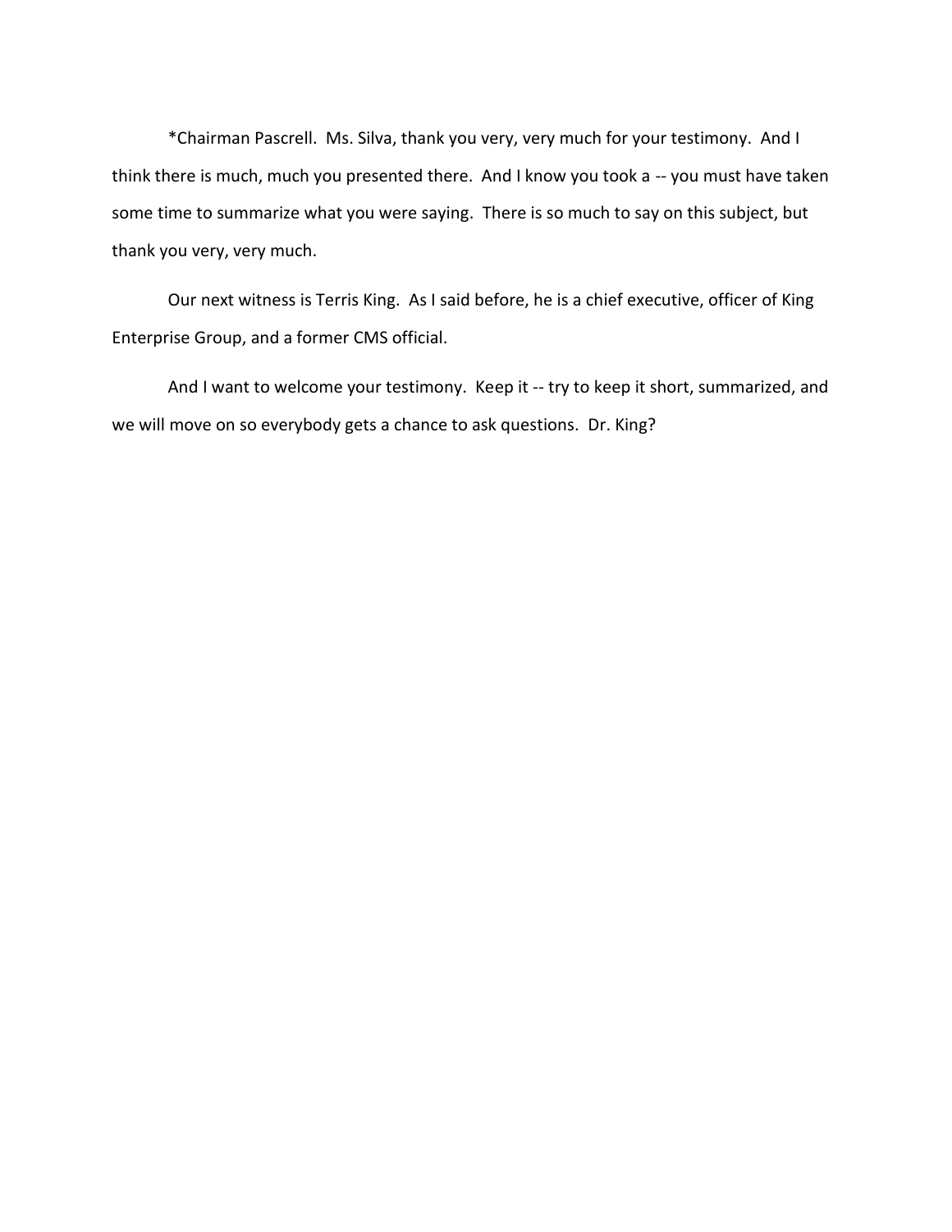*Chairman Pascrell. Ms. Silva, thank you very, very much for your testimony. And I think there is much, much you presented there. And I know you took a -- you must have taken some time to summarize what you were saying. There is so much to say on this subject, but thank you very, very much.

Our next witness is Terris King. As I said before, he is a chief executive, officer of King Enterprise Group, and a former CMS official.

And I want to welcome your testimony. Keep it -- try to keep it short, summarized, and we will move on so everybody gets a chance to ask questions. Dr. King?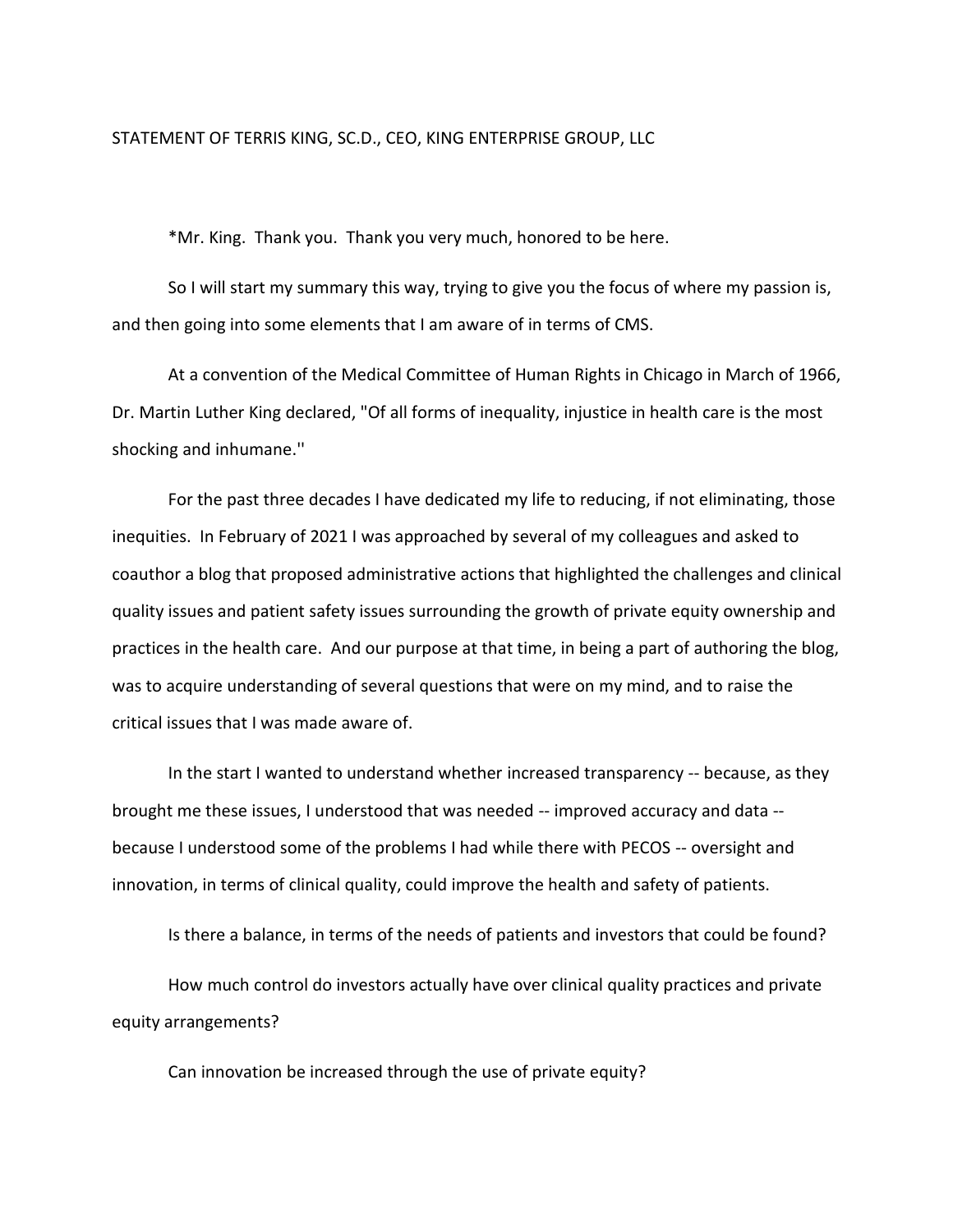STATEMENT OF TERRIS KING, SC.D., CEO, KING ENTERPRISE GROUP, LLC

*Mr. King. Thank you. Thank you very much, honored to be here.

So I will start my summary this way, trying to give you the focus of where my passion is, and then going into some elements that I am aware of in terms of CMS.

At a convention of the Medical Committee of Human Rights in Chicago in March of 1966, Dr. Martin Luther King declared, "Of all forms of inequality, injustice in health care is the most shocking and inhumane.''

For the past three decades I have dedicated my life to reducing, if not eliminating, those inequities. In February of 2021 I was approached by several of my colleagues and asked to coauthor a blog that proposed administrative actions that highlighted the challenges and clinical quality issues and patient safety issues surrounding the growth of private equity ownership and practices in the health care. And our purpose at that time, in being a part of authoring the blog, was to acquire understanding of several questions that were on my mind, and to raise the critical issues that I was made aware of.

In the start I wanted to understand whether increased transparency -- because, as they brought me these issues, I understood that was needed -- improved accuracy and data -- because I understood some of the problems I had while there with PECOS -- oversight and innovation, in terms of clinical quality, could improve the health and safety of patients.

Is there a balance, in terms of the needs of patients and investors that could be found?

How much control do investors actually have over clinical quality practices and private equity arrangements?

Can innovation be increased through the use of private equity?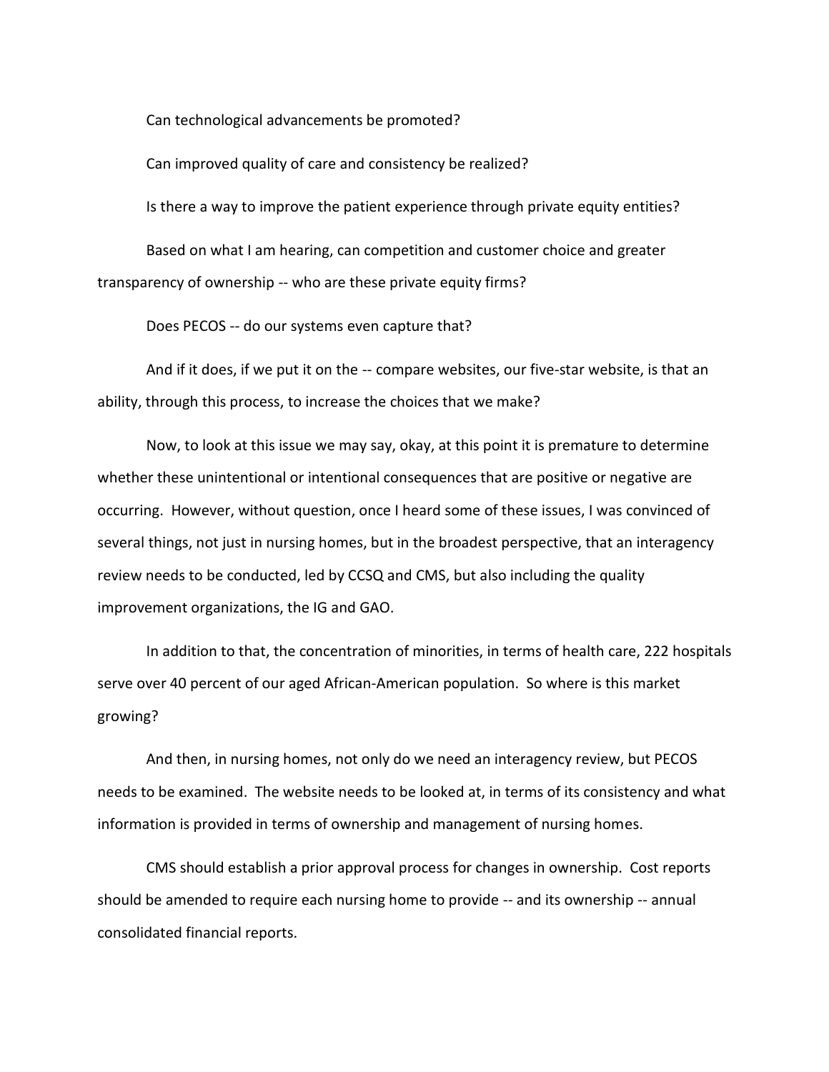Can technological advancements be promoted?

Can improved quality of care and consistency be realized?

Is there a way to improve the patient experience through private equity entities?

Based on what I am hearing, can competition and customer choice and greater transparency of ownership -- who are these private equity firms?

Does PECOS -- do our systems even capture that?

And if it does, if we put it on the -- compare websites, our five-star website, is that an ability, through this process, to increase the choices that we make?

Now, to look at this issue we may say, okay, at this point it is premature to determine whether these unintentional or intentional consequences that are positive or negative are occurring. However, without question, once I heard some of these issues, I was convinced of several things, not just in nursing homes, but in the broadest perspective, that an interagency review needs to be conducted, led by CCSQ and CMS, but also including the quality improvement organizations, the IG and GAO.

In addition to that, the concentration of minorities, in terms of health care, 222 hospitals serve over 40 percent of our aged African-American population. So where is this market growing?

And then, in nursing homes, not only do we need an interagency review, but PECOS needs to be examined. The website needs to be looked at, in terms of its consistency and what information is provided in terms of ownership and management of nursing homes.

CMS should establish a prior approval process for changes in ownership. Cost reports should be amended to require each nursing home to provide -- and its ownership -- annual consolidated financial reports.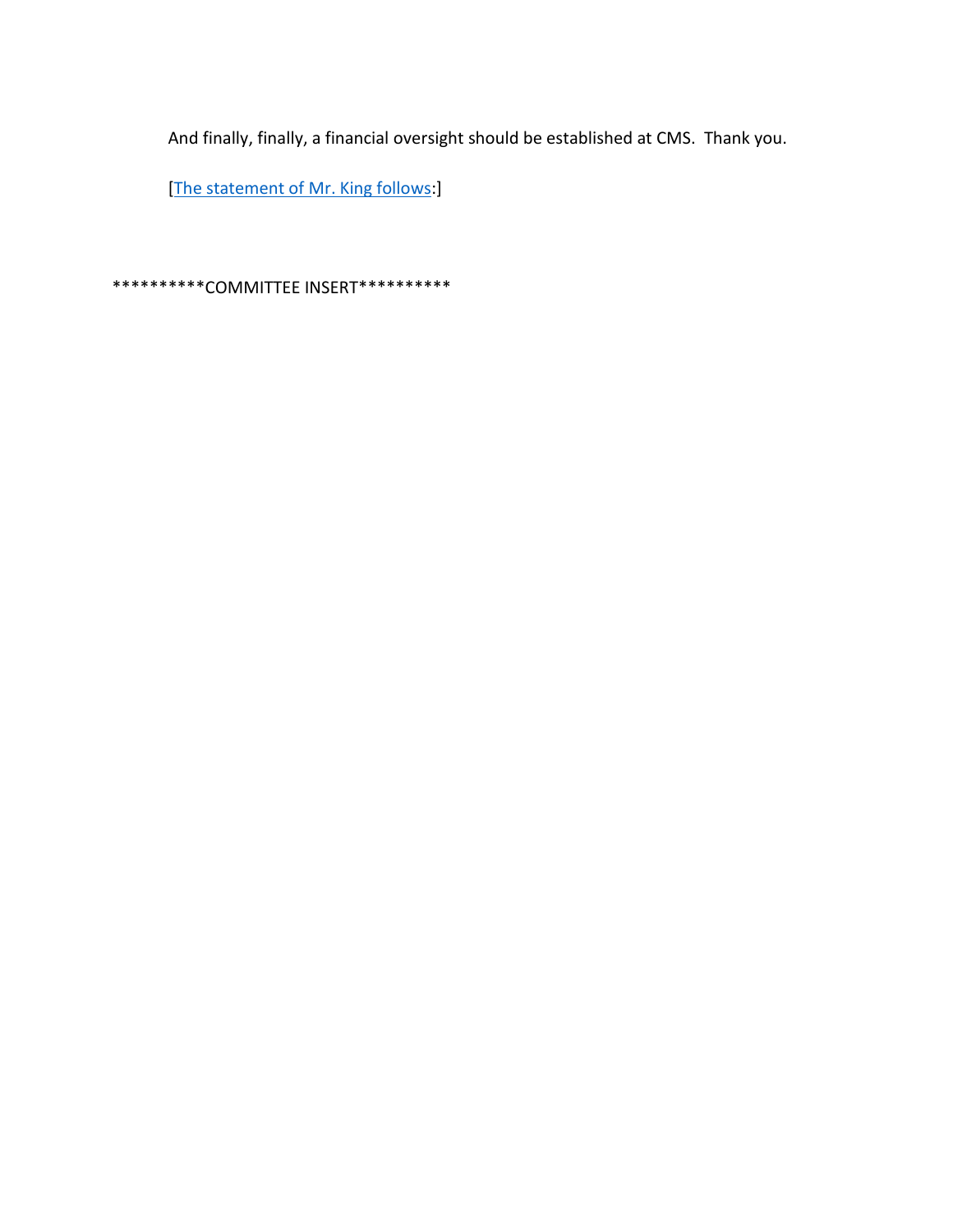And finally, finally, a financial oversight should be established at CMS. Thank you.

[The statement of Mr. King follows:]

**********COMMITTEE INSERT**********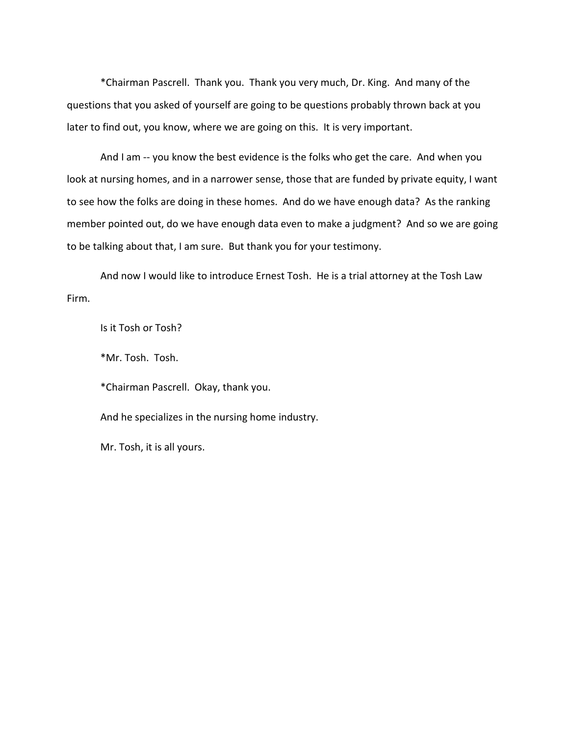*Chairman Pascrell. Thank you. Thank you very much, Dr. King. And many of the questions that you asked of yourself are going to be questions probably thrown back at you later to find out, you know, where we are going on this. It is very important.

And I am -- you know the best evidence is the folks who get the care. And when you look at nursing homes, and in a narrower sense, those that are funded by private equity, I want to see how the folks are doing in these homes. And do we have enough data? As the ranking member pointed out, do we have enough data even to make a judgment? And so we are going to be talking about that, I am sure. But thank you for your testimony.

And now I would like to introduce Ernest Tosh. He is a trial attorney at the Tosh Law Firm.

Is it Tosh or Tosh?

*Mr. Tosh. Tosh.

*Chairman Pascrell. Okay, thank you.

And he specializes in the nursing home industry.

Mr. Tosh, it is all yours.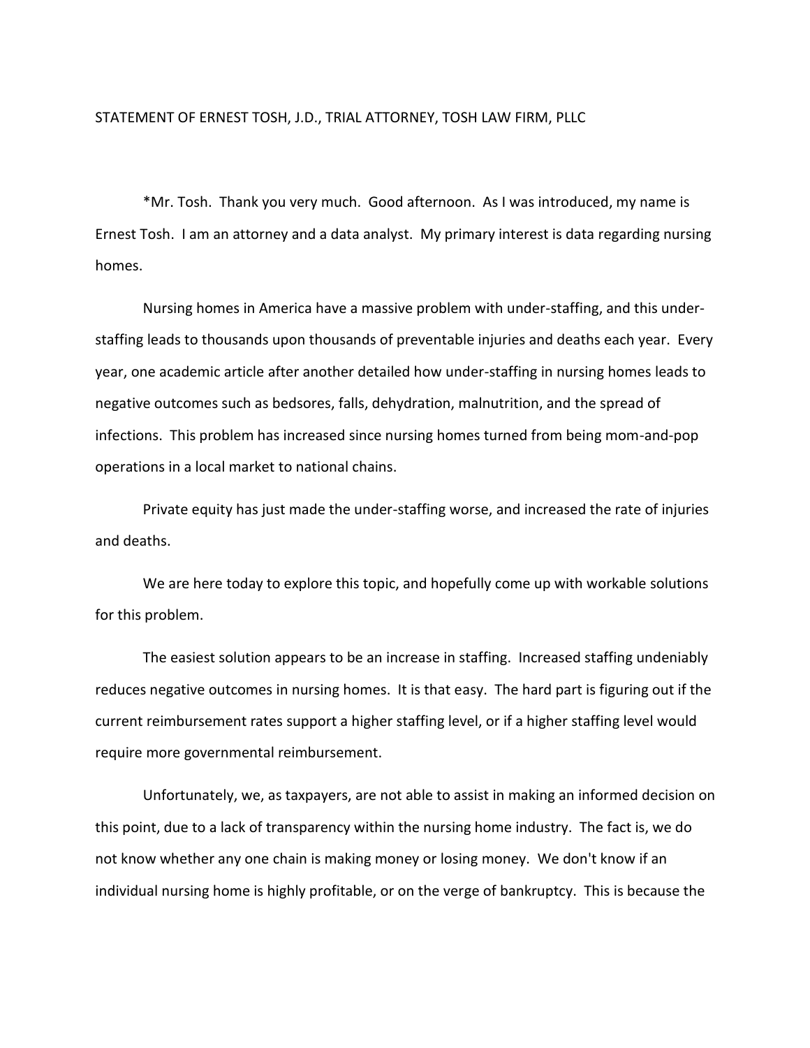STATEMENT OF ERNEST TOSH, J.D., TRIAL ATTORNEY, TOSH LAW FIRM, PLLC

*Mr. Tosh. Thank you very much. Good afternoon. As I was introduced, my name is Ernest Tosh. I am an attorney and a data analyst. My primary interest is data regarding nursing homes.

Nursing homes in America have a massive problem with under-staffing, and this under-staffing leads to thousands upon thousands of preventable injuries and deaths each year. Every year, one academic article after another detailed how under-staffing in nursing homes leads to negative outcomes such as bedsores, falls, dehydration, malnutrition, and the spread of infections. This problem has increased since nursing homes turned from being mom-and-pop operations in a local market to national chains.

Private equity has just made the under-staffing worse, and increased the rate of injuries and deaths.

We are here today to explore this topic, and hopefully come up with workable solutions for this problem.

The easiest solution appears to be an increase in staffing. Increased staffing undeniably reduces negative outcomes in nursing homes. It is that easy. The hard part is figuring out if the current reimbursement rates support a higher staffing level, or if a higher staffing level would require more governmental reimbursement.

Unfortunately, we, as taxpayers, are not able to assist in making an informed decision on this point, due to a lack of transparency within the nursing home industry. The fact is, we do not know whether any one chain is making money or losing money. We don't know if an individual nursing home is highly profitable, or on the verge of bankruptcy. This is because the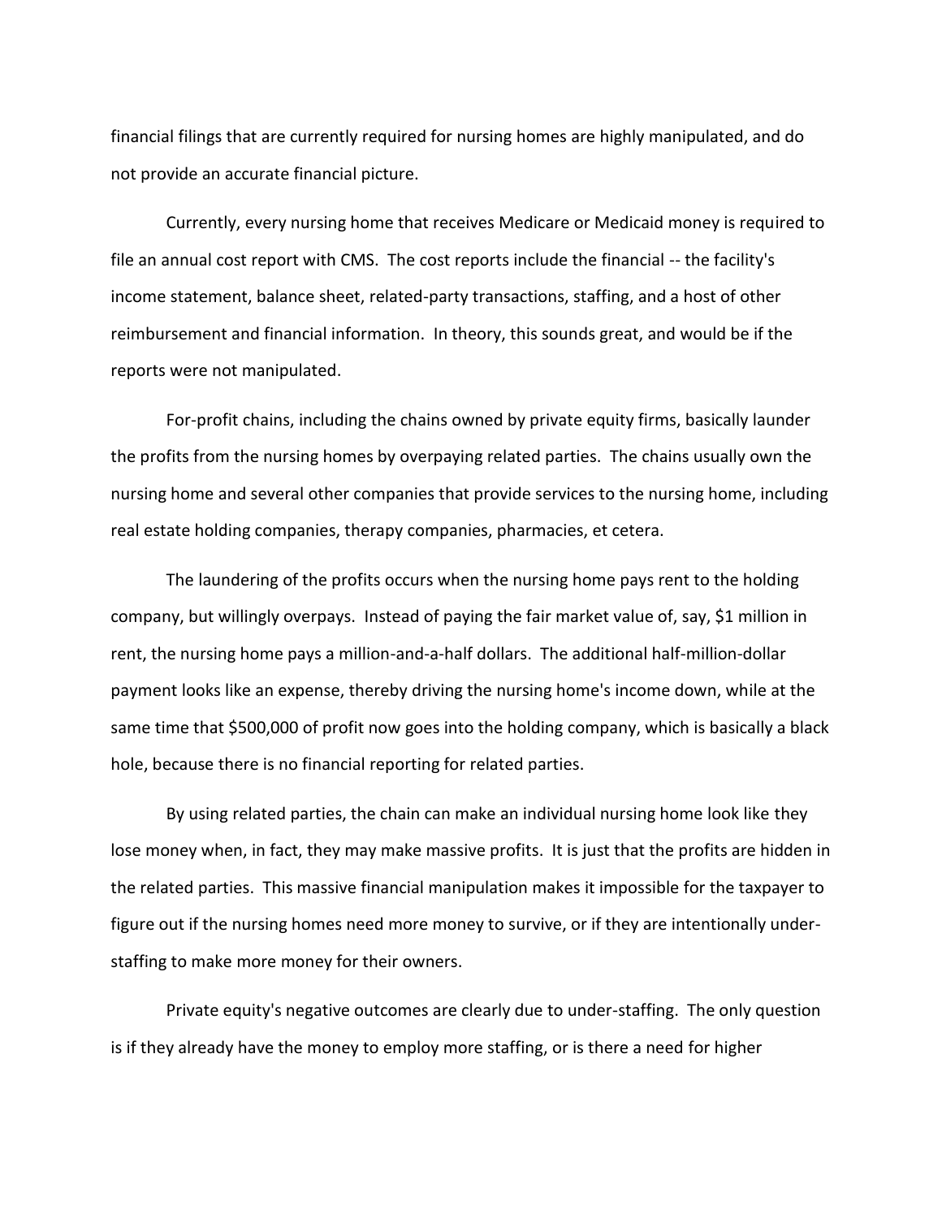financial filings that are currently required for nursing homes are highly manipulated, and do not provide an accurate financial picture.

Currently, every nursing home that receives Medicare or Medicaid money is required to file an annual cost report with CMS. The cost reports include the financial -- the facility's income statement, balance sheet, related-party transactions, staffing, and a host of other reimbursement and financial information. In theory, this sounds great, and would be if the reports were not manipulated.

For-profit chains, including the chains owned by private equity firms, basically launder the profits from the nursing homes by overpaying related parties. The chains usually own the nursing home and several other companies that provide services to the nursing home, including real estate holding companies, therapy companies, pharmacies, et cetera.

The laundering of the profits occurs when the nursing home pays rent to the holding company, but willingly overpays. Instead of paying the fair market value of, say, $1 million in rent, the nursing home pays a million-and-a-half dollars. The additional half-million-dollar payment looks like an expense, thereby driving the nursing home's income down, while at the same time that $500,000 of profit now goes into the holding company, which is basically a black hole, because there is no financial reporting for related parties.

By using related parties, the chain can make an individual nursing home look like they lose money when, in fact, they may make massive profits. It is just that the profits are hidden in the related parties. This massive financial manipulation makes it impossible for the taxpayer to figure out if the nursing homes need more money to survive, or if they are intentionally under-staffing to make more money for their owners.

Private equity's negative outcomes are clearly due to under-staffing. The only question is if they already have the money to employ more staffing, or is there a need for higher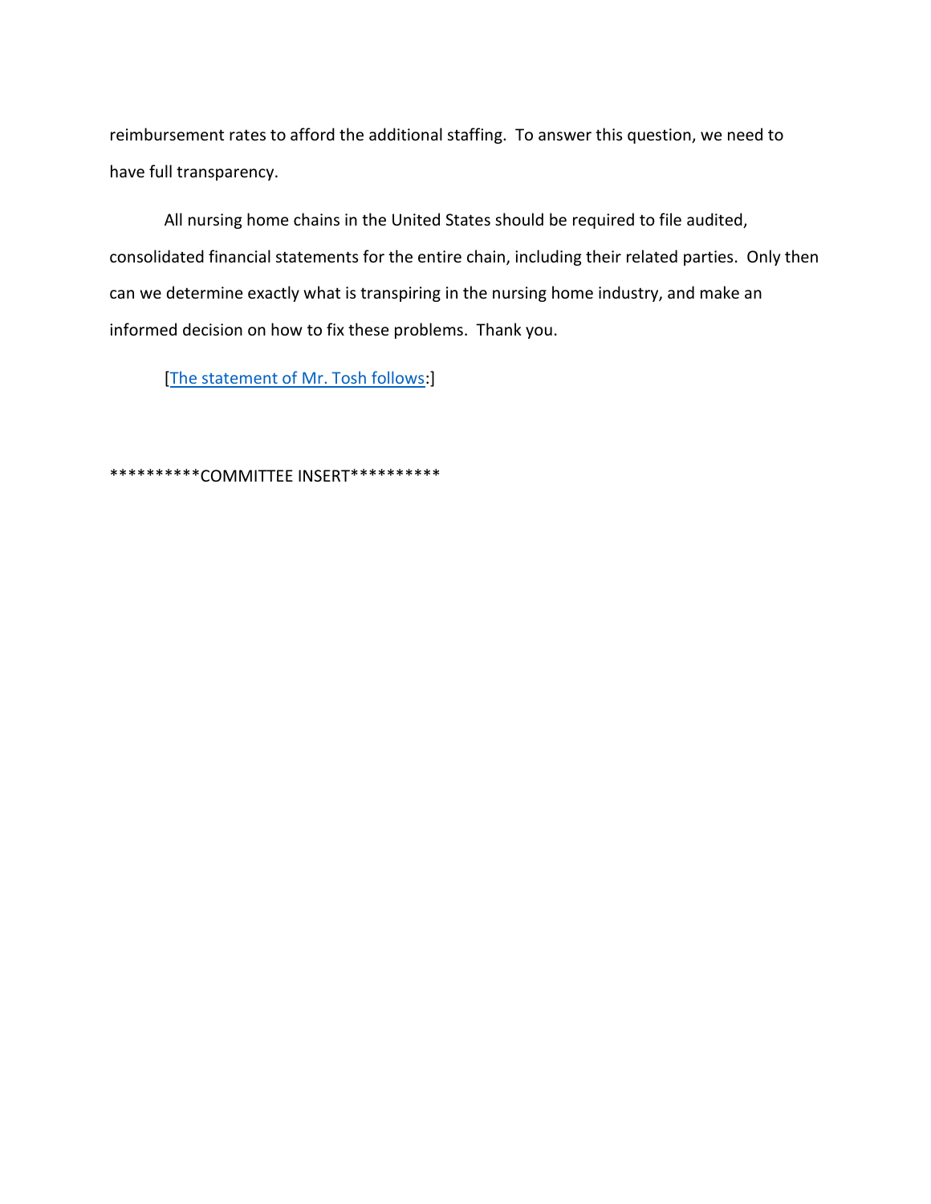reimbursement rates to afford the additional staffing. To answer this question, we need to have full transparency.

All nursing home chains in the United States should be required to file audited, consolidated financial statements for the entire chain, including their related parties. Only then can we determine exactly what is transpiring in the nursing home industry, and make an informed decision on how to fix these problems. Thank you.

[The statement of Mr. Tosh follows:]

**********COMMITTEE INSERT**********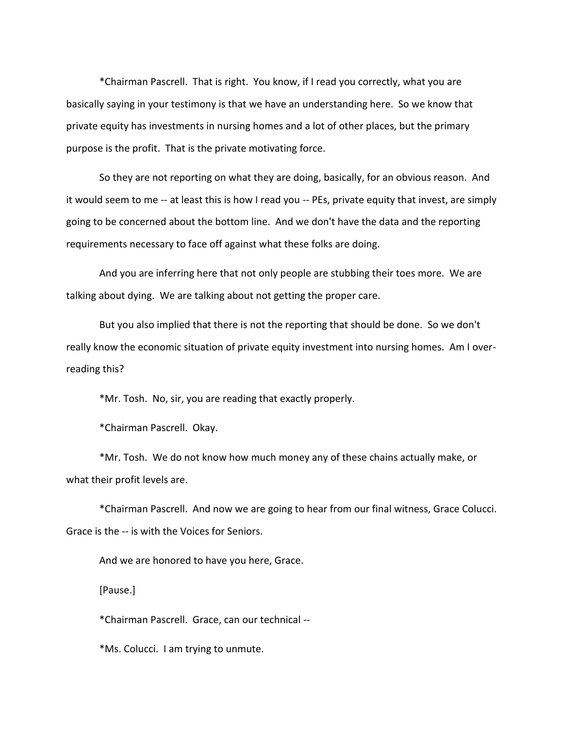*Chairman Pascrell. That is right. You know, if I read you correctly, what you are basically saying in your testimony is that we have an understanding here. So we know that private equity has investments in nursing homes and a lot of other places, but the primary purpose is the profit. That is the private motivating force.

So they are not reporting on what they are doing, basically, for an obvious reason. And it would seem to me -- at least this is how I read you -- PEs, private equity that invest, are simply going to be concerned about the bottom line. And we don't have the data and the reporting requirements necessary to face off against what these folks are doing.

And you are inferring here that not only people are stubbing their toes more. We are talking about dying. We are talking about not getting the proper care.

But you also implied that there is not the reporting that should be done. So we don't really know the economic situation of private equity investment into nursing homes. Am I over-reading this?

*Mr. Tosh. No, sir, you are reading that exactly properly.

*Chairman Pascrell. Okay.

*Mr. Tosh. We do not know how much money any of these chains actually make, or what their profit levels are.

*Chairman Pascrell. And now we are going to hear from our final witness, Grace Colucci. Grace is the -- is with the Voices for Seniors.

And we are honored to have you here, Grace.

[Pause.]

*Chairman Pascrell. Grace, can our technical --

*Ms. Colucci. I am trying to unmute.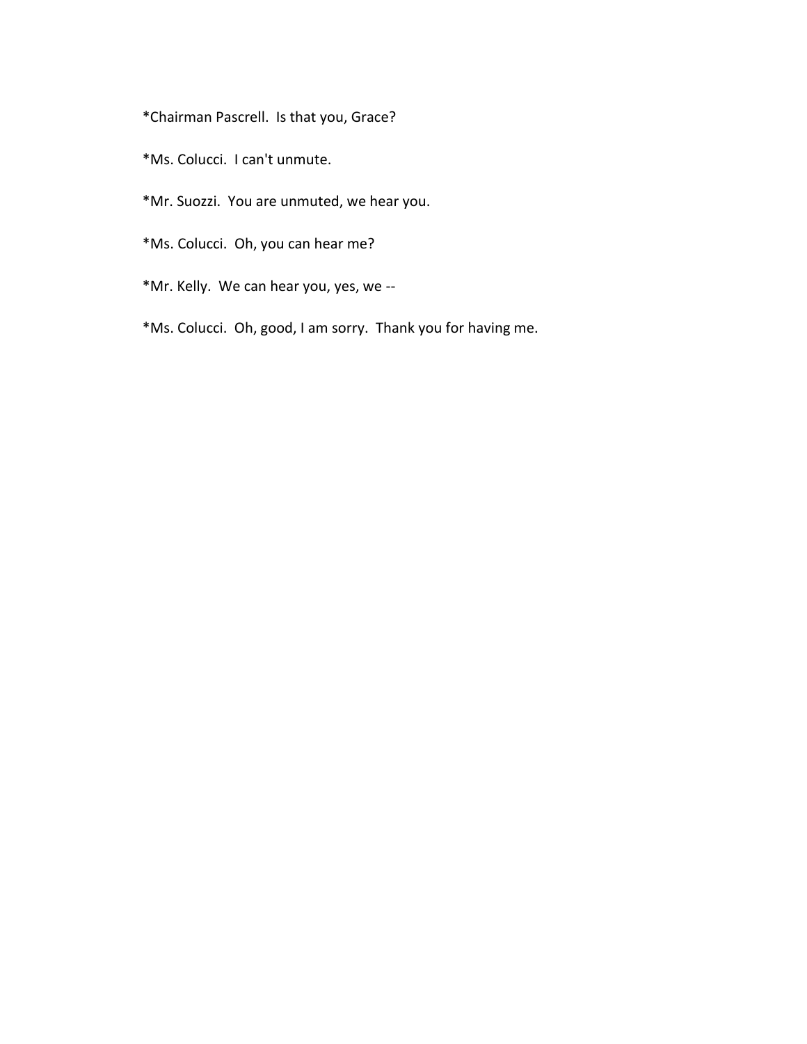*Chairman Pascrell.  Is that you, Grace?

*Ms. Colucci.  I can't unmute.

*Mr. Suozzi.  You are unmuted, we hear you.

*Ms. Colucci.  Oh, you can hear me?

*Mr. Kelly.  We can hear you, yes, we --

*Ms. Colucci.  Oh, good, I am sorry.  Thank you for having me.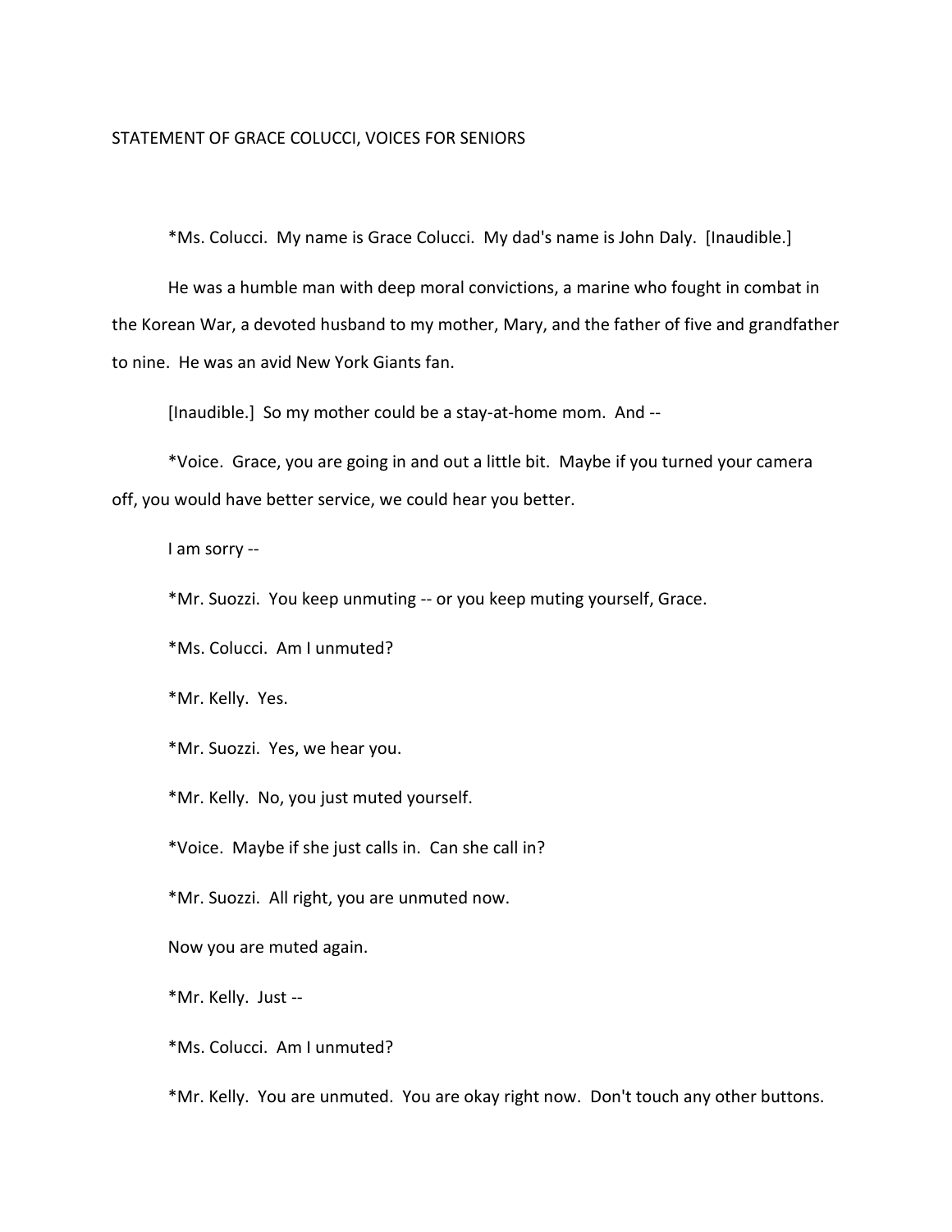STATEMENT OF GRACE COLUCCI, VOICES FOR SENIORS

*Ms. Colucci. My name is Grace Colucci. My dad's name is John Daly. [Inaudible.]

He was a humble man with deep moral convictions, a marine who fought in combat in the Korean War, a devoted husband to my mother, Mary, and the father of five and grandfather to nine. He was an avid New York Giants fan.

[Inaudible.] So my mother could be a stay-at-home mom. And --

*Voice. Grace, you are going in and out a little bit. Maybe if you turned your camera off, you would have better service, we could hear you better.

I am sorry --

*Mr. Suozzi. You keep unmuting -- or you keep muting yourself, Grace.

*Ms. Colucci. Am I unmuted?

*Mr. Kelly. Yes.

*Mr. Suozzi. Yes, we hear you.

*Mr. Kelly. No, you just muted yourself.

*Voice. Maybe if she just calls in. Can she call in?

*Mr. Suozzi. All right, you are unmuted now.

Now you are muted again.

*Mr. Kelly. Just --

*Ms. Colucci. Am I unmuted?

*Mr. Kelly. You are unmuted. You are okay right now. Don't touch any other buttons.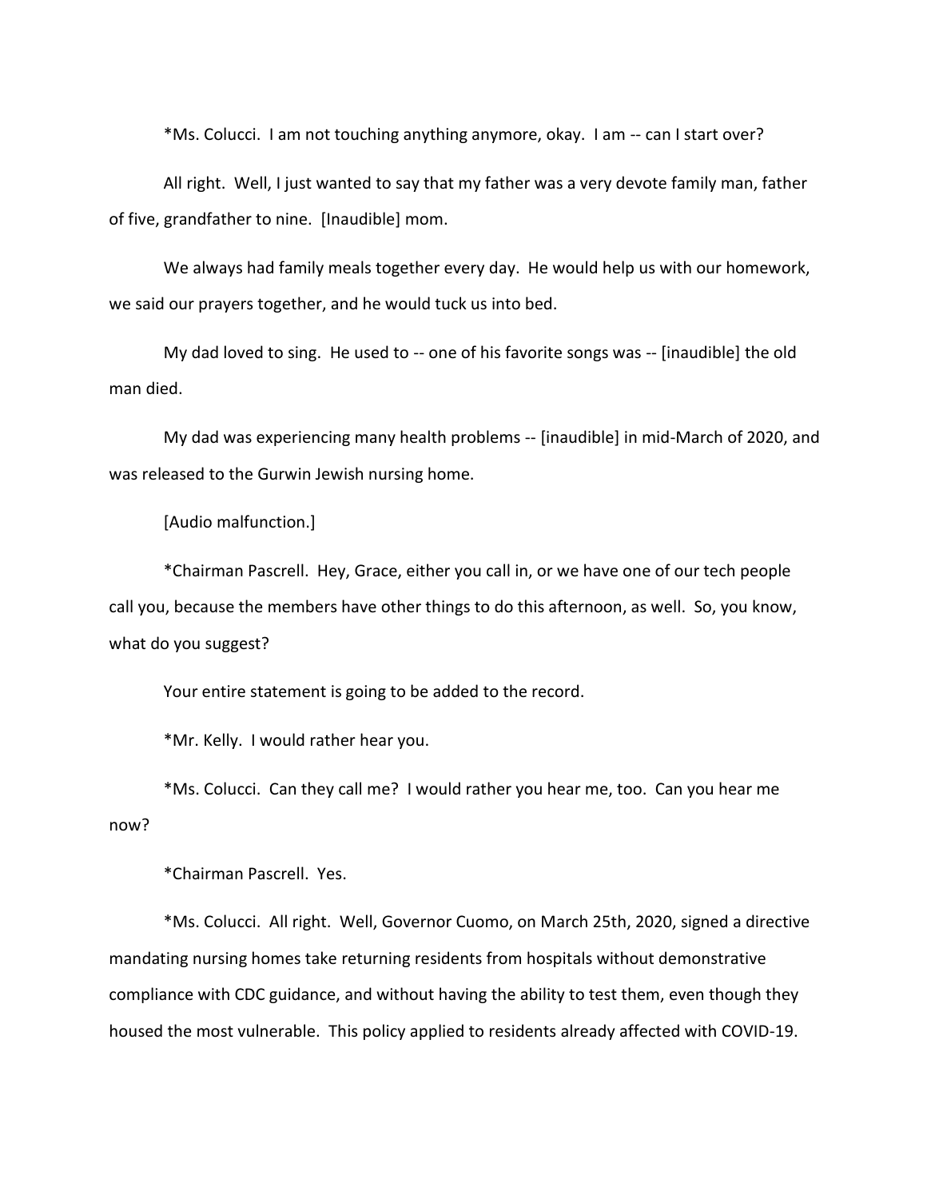*Ms. Colucci. I am not touching anything anymore, okay. I am -- can I start over?

All right. Well, I just wanted to say that my father was a very devote family man, father of five, grandfather to nine. [Inaudible] mom.

We always had family meals together every day. He would help us with our homework, we said our prayers together, and he would tuck us into bed.

My dad loved to sing. He used to -- one of his favorite songs was -- [inaudible] the old man died.

My dad was experiencing many health problems -- [inaudible] in mid-March of 2020, and was released to the Gurwin Jewish nursing home.

[Audio malfunction.]

*Chairman Pascrell. Hey, Grace, either you call in, or we have one of our tech people call you, because the members have other things to do this afternoon, as well. So, you know, what do you suggest?

Your entire statement is going to be added to the record.

*Mr. Kelly. I would rather hear you.

*Ms. Colucci. Can they call me? I would rather you hear me, too. Can you hear me now?

*Chairman Pascrell. Yes.

*Ms. Colucci. All right. Well, Governor Cuomo, on March 25th, 2020, signed a directive mandating nursing homes take returning residents from hospitals without demonstrative compliance with CDC guidance, and without having the ability to test them, even though they housed the most vulnerable. This policy applied to residents already affected with COVID-19.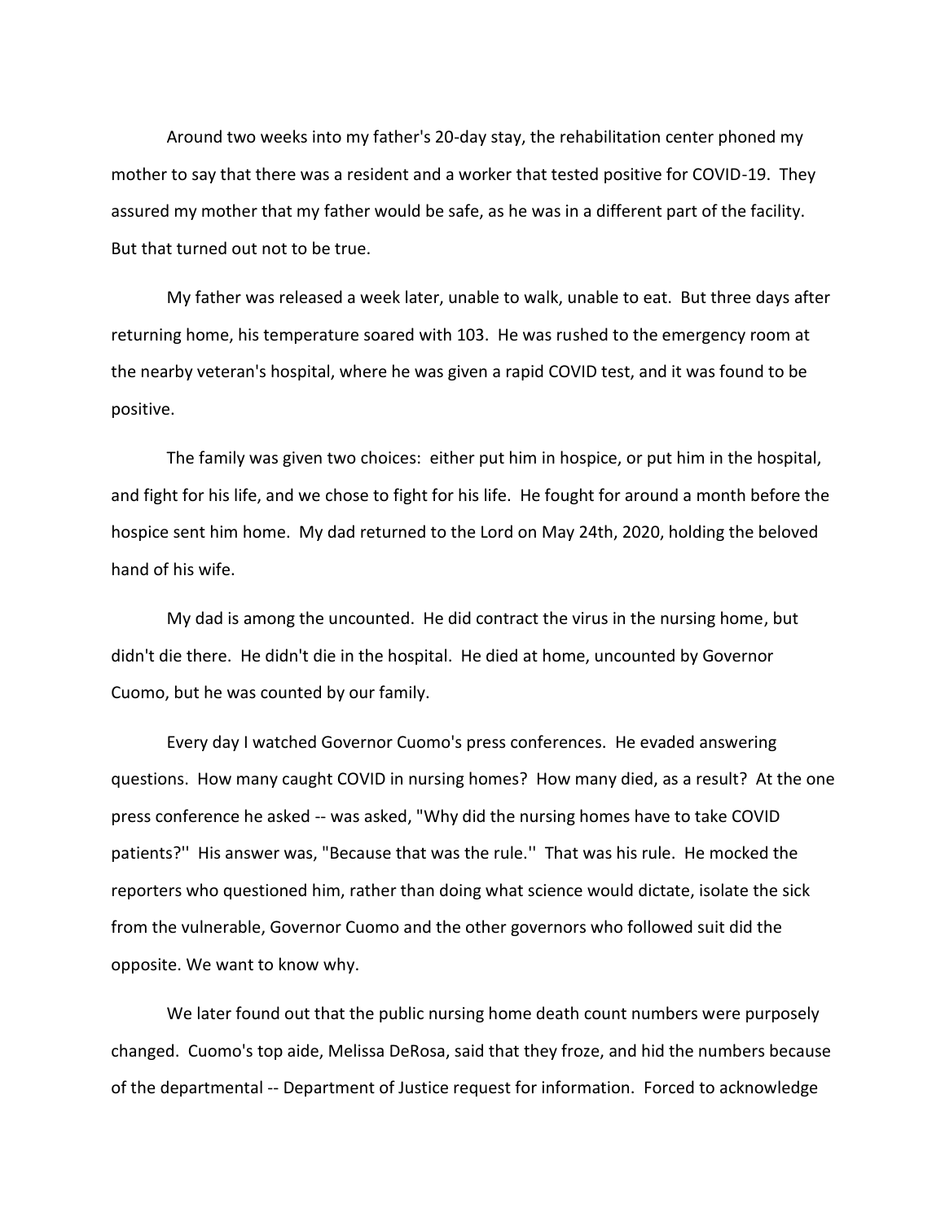Around two weeks into my father's 20-day stay, the rehabilitation center phoned my mother to say that there was a resident and a worker that tested positive for COVID-19. They assured my mother that my father would be safe, as he was in a different part of the facility. But that turned out not to be true.

My father was released a week later, unable to walk, unable to eat. But three days after returning home, his temperature soared with 103. He was rushed to the emergency room at the nearby veteran's hospital, where he was given a rapid COVID test, and it was found to be positive.

The family was given two choices: either put him in hospice, or put him in the hospital, and fight for his life, and we chose to fight for his life. He fought for around a month before the hospice sent him home. My dad returned to the Lord on May 24th, 2020, holding the beloved hand of his wife.

My dad is among the uncounted. He did contract the virus in the nursing home, but didn't die there. He didn't die in the hospital. He died at home, uncounted by Governor Cuomo, but he was counted by our family.

Every day I watched Governor Cuomo's press conferences. He evaded answering questions. How many caught COVID in nursing homes? How many died, as a result? At the one press conference he asked -- was asked, "Why did the nursing homes have to take COVID patients?'' His answer was, "Because that was the rule.'' That was his rule. He mocked the reporters who questioned him, rather than doing what science would dictate, isolate the sick from the vulnerable, Governor Cuomo and the other governors who followed suit did the opposite. We want to know why.

We later found out that the public nursing home death count numbers were purposely changed. Cuomo's top aide, Melissa DeRosa, said that they froze, and hid the numbers because of the departmental -- Department of Justice request for information. Forced to acknowledge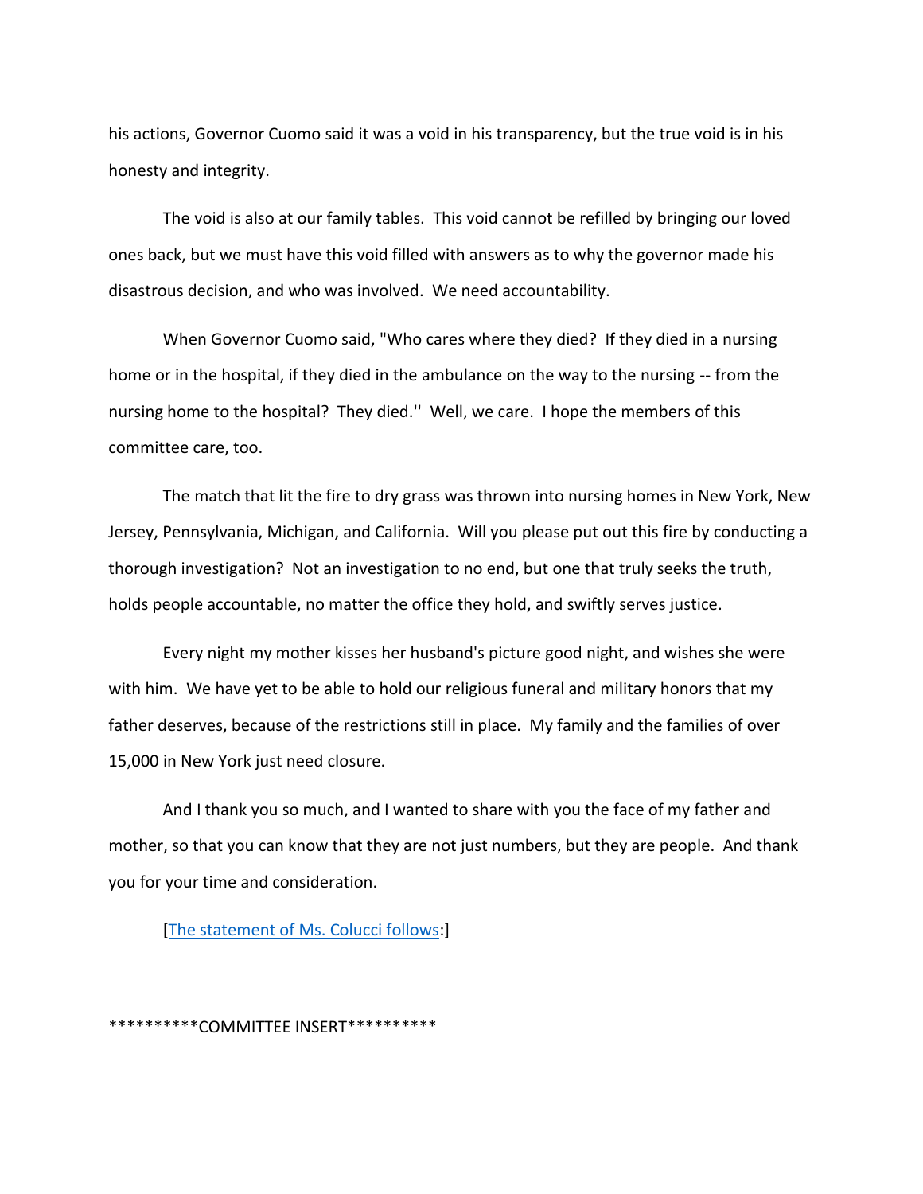his actions, Governor Cuomo said it was a void in his transparency, but the true void is in his honesty and integrity.

The void is also at our family tables. This void cannot be refilled by bringing our loved ones back, but we must have this void filled with answers as to why the governor made his disastrous decision, and who was involved. We need accountability.

When Governor Cuomo said, "Who cares where they died? If they died in a nursing home or in the hospital, if they died in the ambulance on the way to the nursing -- from the nursing home to the hospital? They died.'' Well, we care. I hope the members of this committee care, too.

The match that lit the fire to dry grass was thrown into nursing homes in New York, New Jersey, Pennsylvania, Michigan, and California. Will you please put out this fire by conducting a thorough investigation? Not an investigation to no end, but one that truly seeks the truth, holds people accountable, no matter the office they hold, and swiftly serves justice.

Every night my mother kisses her husband's picture good night, and wishes she were with him. We have yet to be able to hold our religious funeral and military honors that my father deserves, because of the restrictions still in place. My family and the families of over 15,000 in New York just need closure.

And I thank you so much, and I wanted to share with you the face of my father and mother, so that you can know that they are not just numbers, but they are people. And thank you for your time and consideration.

[The statement of Ms. Colucci follows:]

**********COMMITTEE INSERT**********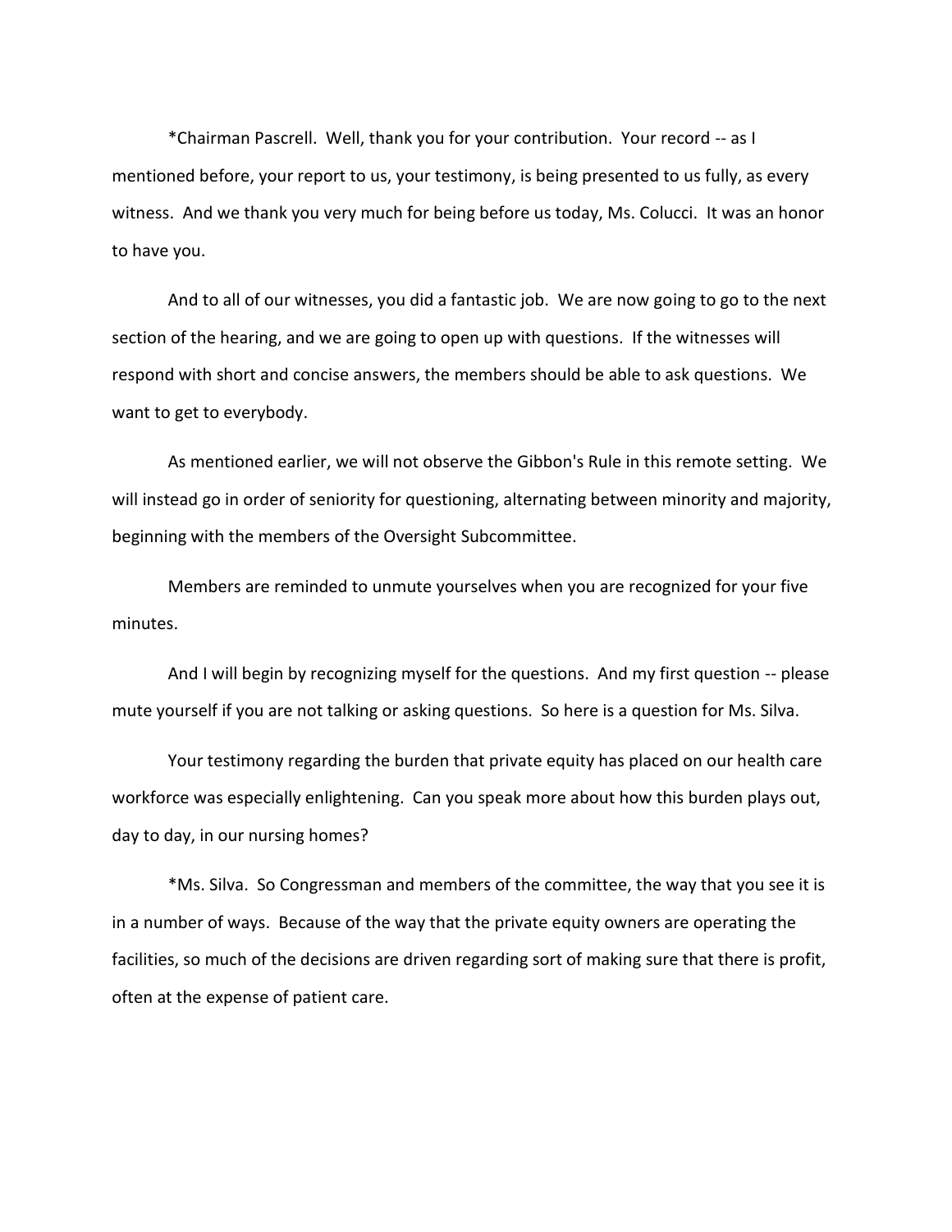*Chairman Pascrell. Well, thank you for your contribution. Your record -- as I mentioned before, your report to us, your testimony, is being presented to us fully, as every witness. And we thank you very much for being before us today, Ms. Colucci. It was an honor to have you.

And to all of our witnesses, you did a fantastic job. We are now going to go to the next section of the hearing, and we are going to open up with questions. If the witnesses will respond with short and concise answers, the members should be able to ask questions. We want to get to everybody.

As mentioned earlier, we will not observe the Gibbon's Rule in this remote setting. We will instead go in order of seniority for questioning, alternating between minority and majority, beginning with the members of the Oversight Subcommittee.

Members are reminded to unmute yourselves when you are recognized for your five minutes.

And I will begin by recognizing myself for the questions. And my first question -- please mute yourself if you are not talking or asking questions. So here is a question for Ms. Silva.

Your testimony regarding the burden that private equity has placed on our health care workforce was especially enlightening. Can you speak more about how this burden plays out, day to day, in our nursing homes?

*Ms. Silva. So Congressman and members of the committee, the way that you see it is in a number of ways. Because of the way that the private equity owners are operating the facilities, so much of the decisions are driven regarding sort of making sure that there is profit, often at the expense of patient care.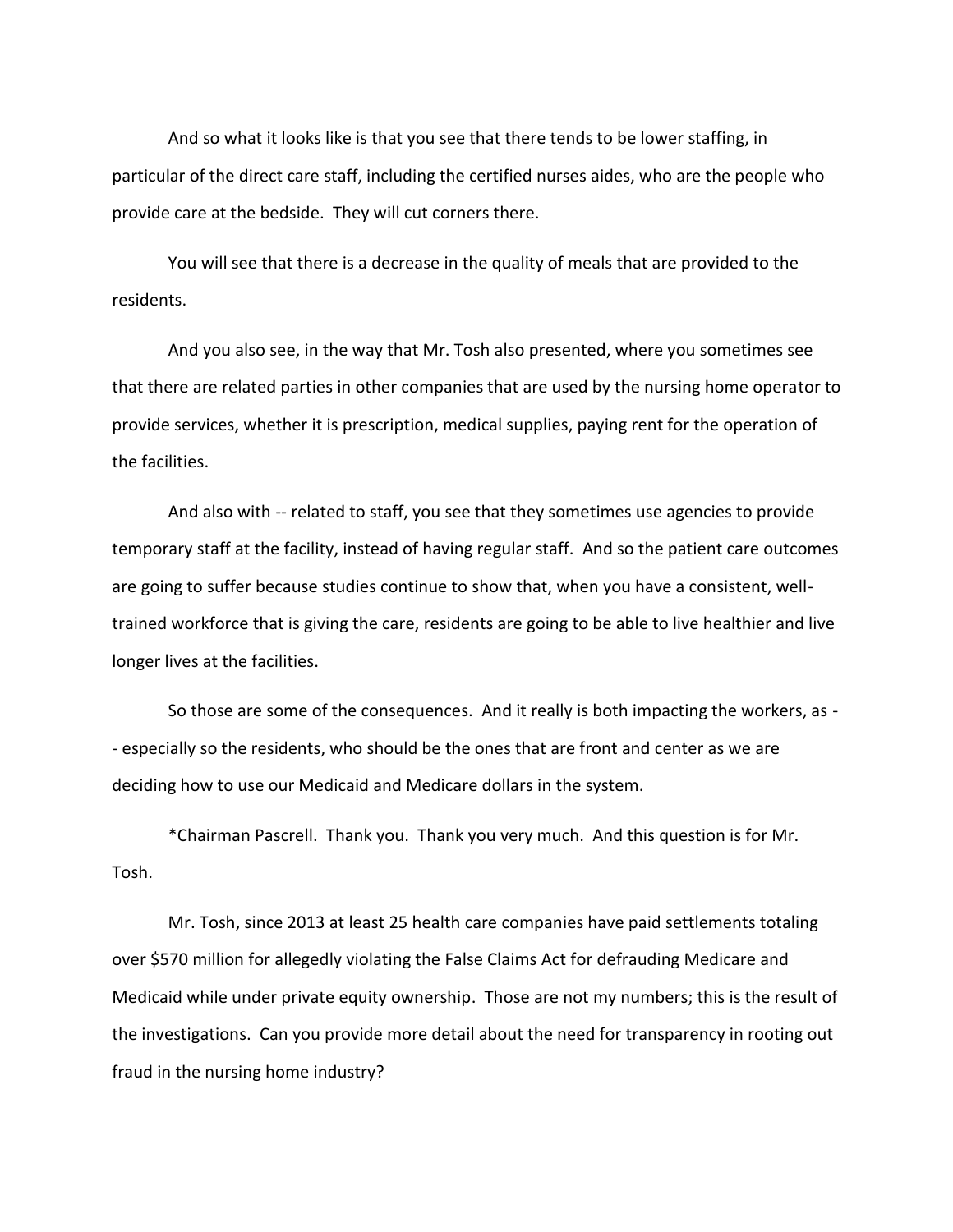And so what it looks like is that you see that there tends to be lower staffing, in particular of the direct care staff, including the certified nurses aides, who are the people who provide care at the bedside. They will cut corners there.

You will see that there is a decrease in the quality of meals that are provided to the residents.

And you also see, in the way that Mr. Tosh also presented, where you sometimes see that there are related parties in other companies that are used by the nursing home operator to provide services, whether it is prescription, medical supplies, paying rent for the operation of the facilities.

And also with -- related to staff, you see that they sometimes use agencies to provide temporary staff at the facility, instead of having regular staff. And so the patient care outcomes are going to suffer because studies continue to show that, when you have a consistent, well-trained workforce that is giving the care, residents are going to be able to live healthier and live longer lives at the facilities.

So those are some of the consequences. And it really is both impacting the workers, as -- especially so the residents, who should be the ones that are front and center as we are deciding how to use our Medicaid and Medicare dollars in the system.

*Chairman Pascrell. Thank you. Thank you very much. And this question is for Mr. Tosh.

Mr. Tosh, since 2013 at least 25 health care companies have paid settlements totaling over $570 million for allegedly violating the False Claims Act for defrauding Medicare and Medicaid while under private equity ownership. Those are not my numbers; this is the result of the investigations. Can you provide more detail about the need for transparency in rooting out fraud in the nursing home industry?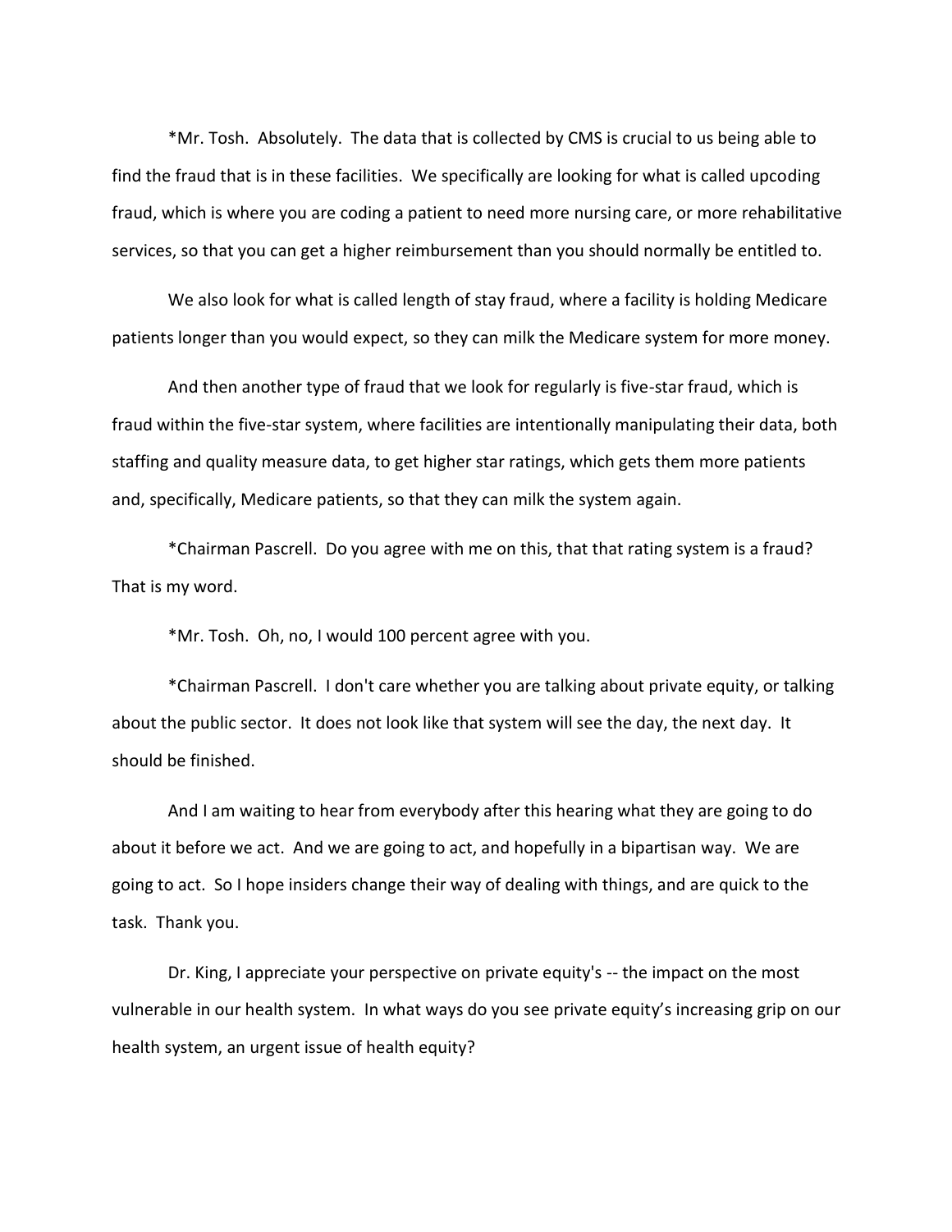*Mr. Tosh. Absolutely. The data that is collected by CMS is crucial to us being able to find the fraud that is in these facilities. We specifically are looking for what is called upcoding fraud, which is where you are coding a patient to need more nursing care, or more rehabilitative services, so that you can get a higher reimbursement than you should normally be entitled to.

We also look for what is called length of stay fraud, where a facility is holding Medicare patients longer than you would expect, so they can milk the Medicare system for more money.

And then another type of fraud that we look for regularly is five-star fraud, which is fraud within the five-star system, where facilities are intentionally manipulating their data, both staffing and quality measure data, to get higher star ratings, which gets them more patients and, specifically, Medicare patients, so that they can milk the system again.

*Chairman Pascrell. Do you agree with me on this, that that rating system is a fraud? That is my word.

*Mr. Tosh. Oh, no, I would 100 percent agree with you.

*Chairman Pascrell. I don't care whether you are talking about private equity, or talking about the public sector. It does not look like that system will see the day, the next day. It should be finished.

And I am waiting to hear from everybody after this hearing what they are going to do about it before we act. And we are going to act, and hopefully in a bipartisan way. We are going to act. So I hope insiders change their way of dealing with things, and are quick to the task. Thank you.

Dr. King, I appreciate your perspective on private equity's -- the impact on the most vulnerable in our health system. In what ways do you see private equity's increasing grip on our health system, an urgent issue of health equity?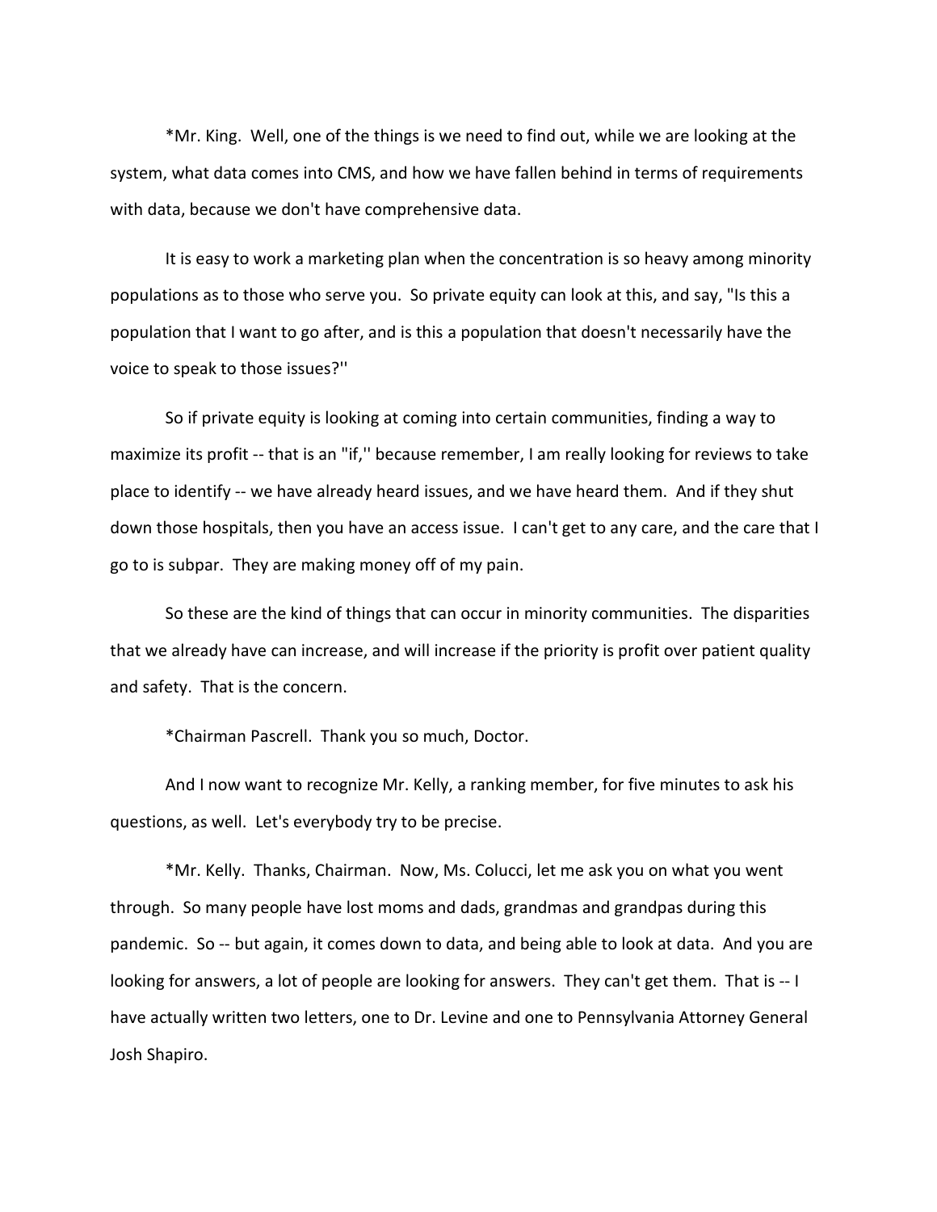*Mr. King. Well, one of the things is we need to find out, while we are looking at the system, what data comes into CMS, and how we have fallen behind in terms of requirements with data, because we don't have comprehensive data.

It is easy to work a marketing plan when the concentration is so heavy among minority populations as to those who serve you. So private equity can look at this, and say, "Is this a population that I want to go after, and is this a population that doesn't necessarily have the voice to speak to those issues?''

So if private equity is looking at coming into certain communities, finding a way to maximize its profit -- that is an "if,'' because remember, I am really looking for reviews to take place to identify -- we have already heard issues, and we have heard them. And if they shut down those hospitals, then you have an access issue. I can't get to any care, and the care that I go to is subpar. They are making money off of my pain.

So these are the kind of things that can occur in minority communities. The disparities that we already have can increase, and will increase if the priority is profit over patient quality and safety. That is the concern.

*Chairman Pascrell. Thank you so much, Doctor.

And I now want to recognize Mr. Kelly, a ranking member, for five minutes to ask his questions, as well. Let's everybody try to be precise.

*Mr. Kelly. Thanks, Chairman. Now, Ms. Colucci, let me ask you on what you went through. So many people have lost moms and dads, grandmas and grandpas during this pandemic. So -- but again, it comes down to data, and being able to look at data. And you are looking for answers, a lot of people are looking for answers. They can't get them. That is -- I have actually written two letters, one to Dr. Levine and one to Pennsylvania Attorney General Josh Shapiro.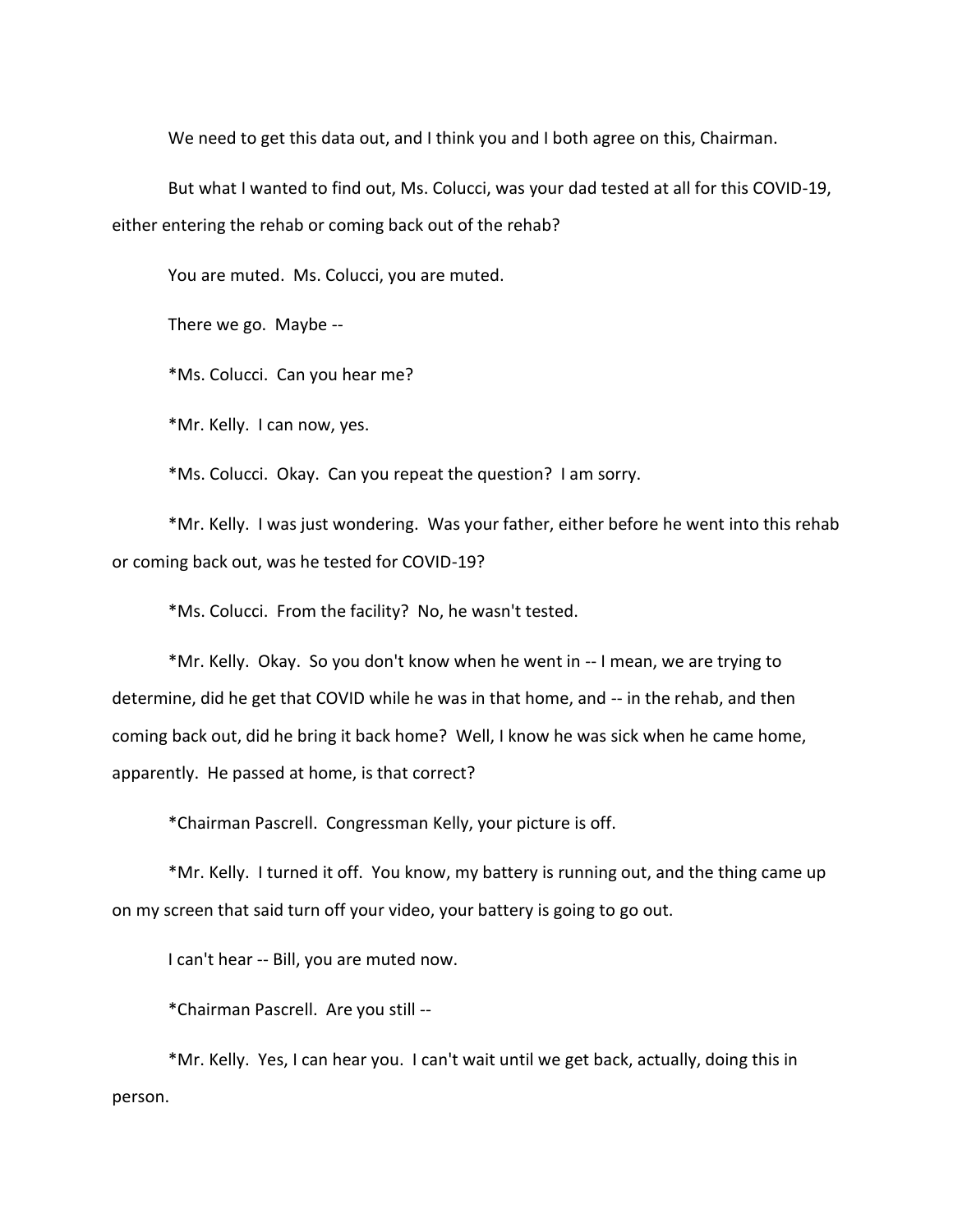We need to get this data out, and I think you and I both agree on this, Chairman.

But what I wanted to find out, Ms. Colucci, was your dad tested at all for this COVID-19, either entering the rehab or coming back out of the rehab?

You are muted. Ms. Colucci, you are muted.

There we go. Maybe --

*Ms. Colucci. Can you hear me?

*Mr. Kelly. I can now, yes.

*Ms. Colucci. Okay. Can you repeat the question? I am sorry.

*Mr. Kelly. I was just wondering. Was your father, either before he went into this rehab or coming back out, was he tested for COVID-19?

*Ms. Colucci. From the facility? No, he wasn't tested.

*Mr. Kelly. Okay. So you don't know when he went in -- I mean, we are trying to determine, did he get that COVID while he was in that home, and -- in the rehab, and then coming back out, did he bring it back home? Well, I know he was sick when he came home, apparently. He passed at home, is that correct?

*Chairman Pascrell. Congressman Kelly, your picture is off.

*Mr. Kelly. I turned it off. You know, my battery is running out, and the thing came up on my screen that said turn off your video, your battery is going to go out.

I can't hear -- Bill, you are muted now.

*Chairman Pascrell. Are you still --

*Mr. Kelly. Yes, I can hear you. I can't wait until we get back, actually, doing this in person.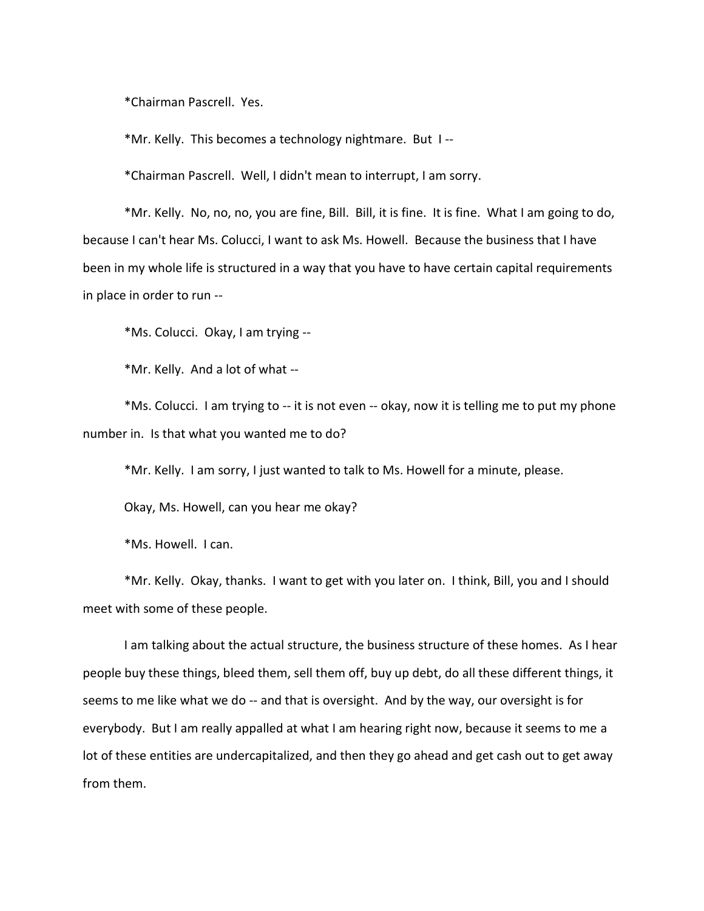*Chairman Pascrell. Yes.

*Mr. Kelly. This becomes a technology nightmare. But I --

*Chairman Pascrell. Well, I didn't mean to interrupt, I am sorry.

*Mr. Kelly. No, no, no, you are fine, Bill. Bill, it is fine. It is fine. What I am going to do, because I can't hear Ms. Colucci, I want to ask Ms. Howell. Because the business that I have been in my whole life is structured in a way that you have to have certain capital requirements in place in order to run --

*Ms. Colucci. Okay, I am trying --

*Mr. Kelly. And a lot of what --

*Ms. Colucci. I am trying to -- it is not even -- okay, now it is telling me to put my phone number in. Is that what you wanted me to do?

*Mr. Kelly. I am sorry, I just wanted to talk to Ms. Howell for a minute, please.

Okay, Ms. Howell, can you hear me okay?

*Ms. Howell. I can.

*Mr. Kelly. Okay, thanks. I want to get with you later on. I think, Bill, you and I should meet with some of these people.

I am talking about the actual structure, the business structure of these homes. As I hear people buy these things, bleed them, sell them off, buy up debt, do all these different things, it seems to me like what we do -- and that is oversight. And by the way, our oversight is for everybody. But I am really appalled at what I am hearing right now, because it seems to me a lot of these entities are undercapitalized, and then they go ahead and get cash out to get away from them.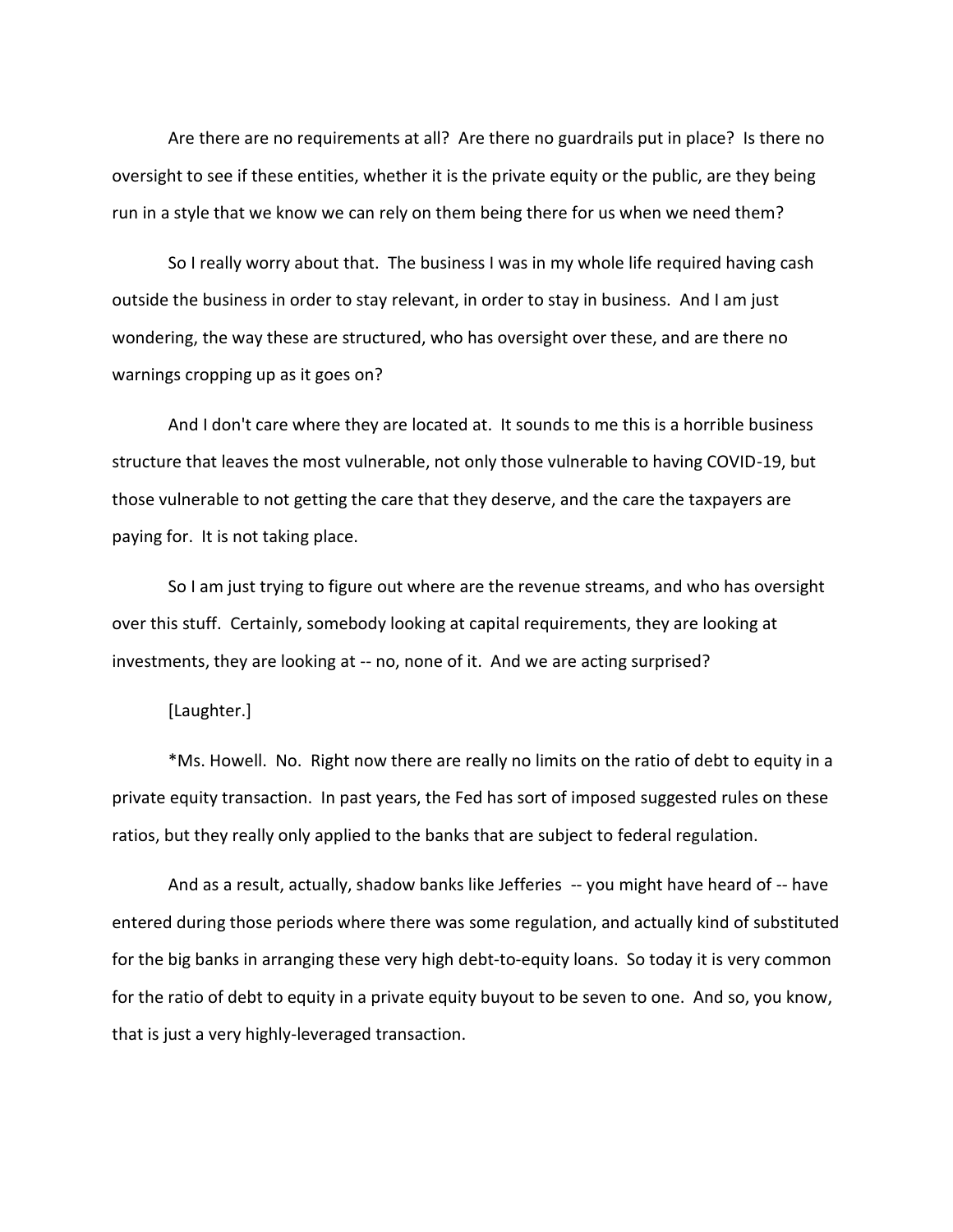Are there are no requirements at all? Are there no guardrails put in place? Is there no oversight to see if these entities, whether it is the private equity or the public, are they being run in a style that we know we can rely on them being there for us when we need them?

So I really worry about that. The business I was in my whole life required having cash outside the business in order to stay relevant, in order to stay in business. And I am just wondering, the way these are structured, who has oversight over these, and are there no warnings cropping up as it goes on?

And I don't care where they are located at. It sounds to me this is a horrible business structure that leaves the most vulnerable, not only those vulnerable to having COVID-19, but those vulnerable to not getting the care that they deserve, and the care the taxpayers are paying for. It is not taking place.

So I am just trying to figure out where are the revenue streams, and who has oversight over this stuff. Certainly, somebody looking at capital requirements, they are looking at investments, they are looking at -- no, none of it. And we are acting surprised?

[Laughter.]

*Ms. Howell. No. Right now there are really no limits on the ratio of debt to equity in a private equity transaction. In past years, the Fed has sort of imposed suggested rules on these ratios, but they really only applied to the banks that are subject to federal regulation.

And as a result, actually, shadow banks like Jefferies -- you might have heard of -- have entered during those periods where there was some regulation, and actually kind of substituted for the big banks in arranging these very high debt-to-equity loans. So today it is very common for the ratio of debt to equity in a private equity buyout to be seven to one. And so, you know, that is just a very highly-leveraged transaction.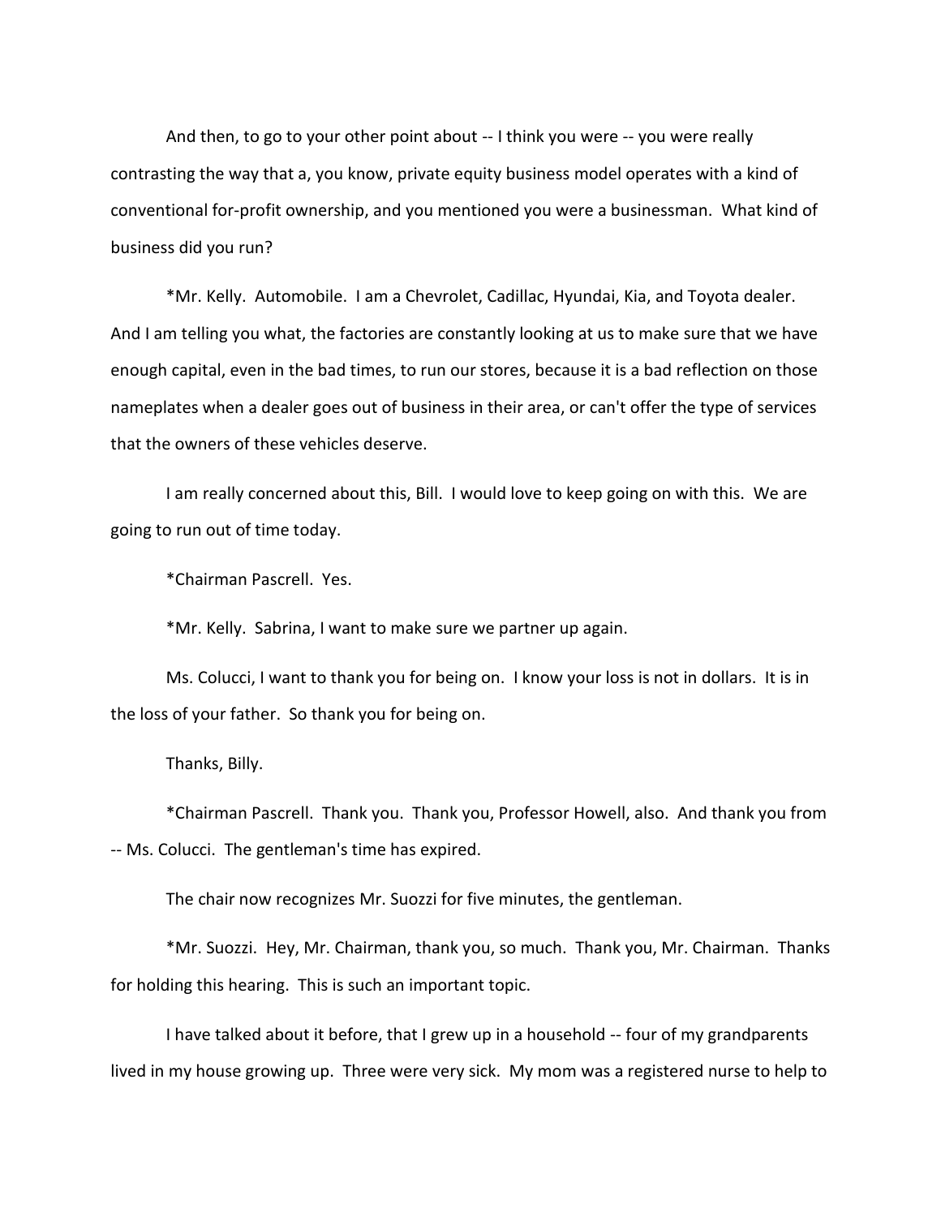And then, to go to your other point about -- I think you were -- you were really contrasting the way that a, you know, private equity business model operates with a kind of conventional for-profit ownership, and you mentioned you were a businessman. What kind of business did you run?

*Mr. Kelly. Automobile. I am a Chevrolet, Cadillac, Hyundai, Kia, and Toyota dealer. And I am telling you what, the factories are constantly looking at us to make sure that we have enough capital, even in the bad times, to run our stores, because it is a bad reflection on those nameplates when a dealer goes out of business in their area, or can't offer the type of services that the owners of these vehicles deserve.

I am really concerned about this, Bill. I would love to keep going on with this. We are going to run out of time today.

*Chairman Pascrell. Yes.

*Mr. Kelly. Sabrina, I want to make sure we partner up again.

Ms. Colucci, I want to thank you for being on. I know your loss is not in dollars. It is in the loss of your father. So thank you for being on.

Thanks, Billy.

*Chairman Pascrell. Thank you. Thank you, Professor Howell, also. And thank you from -- Ms. Colucci. The gentleman's time has expired.

The chair now recognizes Mr. Suozzi for five minutes, the gentleman.

*Mr. Suozzi. Hey, Mr. Chairman, thank you, so much. Thank you, Mr. Chairman. Thanks for holding this hearing. This is such an important topic.

I have talked about it before, that I grew up in a household -- four of my grandparents lived in my house growing up. Three were very sick. My mom was a registered nurse to help to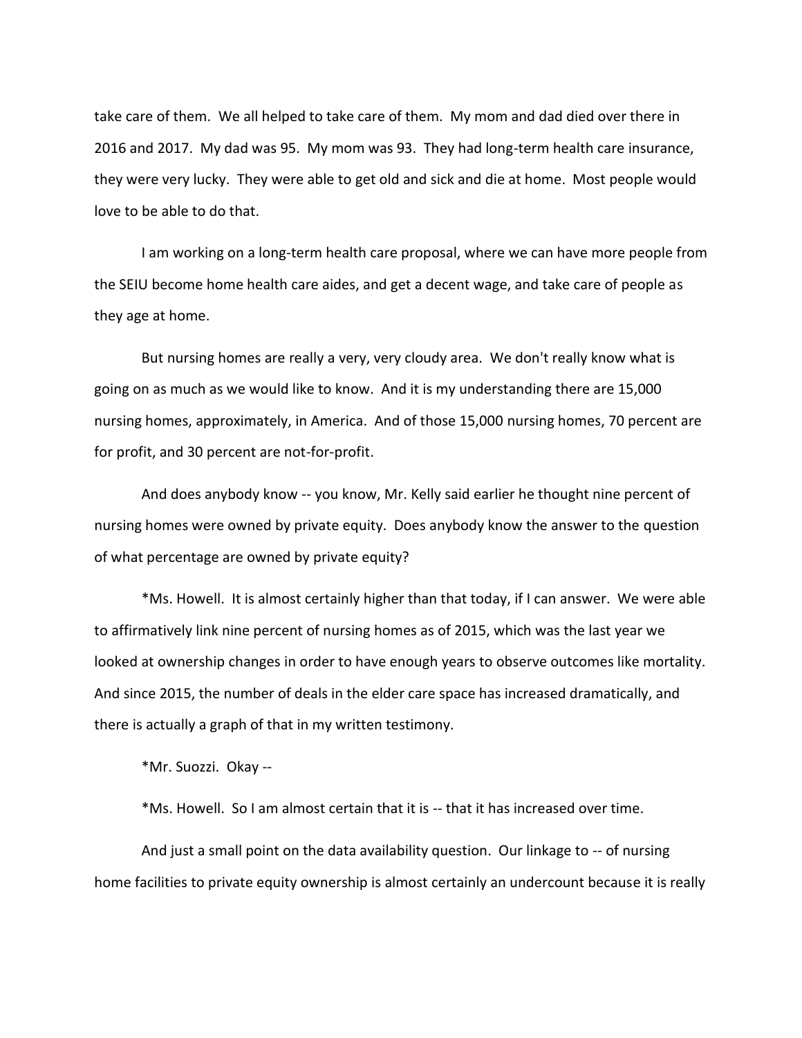take care of them. We all helped to take care of them. My mom and dad died over there in 2016 and 2017. My dad was 95. My mom was 93. They had long-term health care insurance, they were very lucky. They were able to get old and sick and die at home. Most people would love to be able to do that.

I am working on a long-term health care proposal, where we can have more people from the SEIU become home health care aides, and get a decent wage, and take care of people as they age at home.

But nursing homes are really a very, very cloudy area. We don't really know what is going on as much as we would like to know. And it is my understanding there are 15,000 nursing homes, approximately, in America. And of those 15,000 nursing homes, 70 percent are for profit, and 30 percent are not-for-profit.

And does anybody know -- you know, Mr. Kelly said earlier he thought nine percent of nursing homes were owned by private equity. Does anybody know the answer to the question of what percentage are owned by private equity?

*Ms. Howell. It is almost certainly higher than that today, if I can answer. We were able to affirmatively link nine percent of nursing homes as of 2015, which was the last year we looked at ownership changes in order to have enough years to observe outcomes like mortality. And since 2015, the number of deals in the elder care space has increased dramatically, and there is actually a graph of that in my written testimony.

*Mr. Suozzi. Okay --

*Ms. Howell. So I am almost certain that it is -- that it has increased over time.

And just a small point on the data availability question. Our linkage to -- of nursing home facilities to private equity ownership is almost certainly an undercount because it is really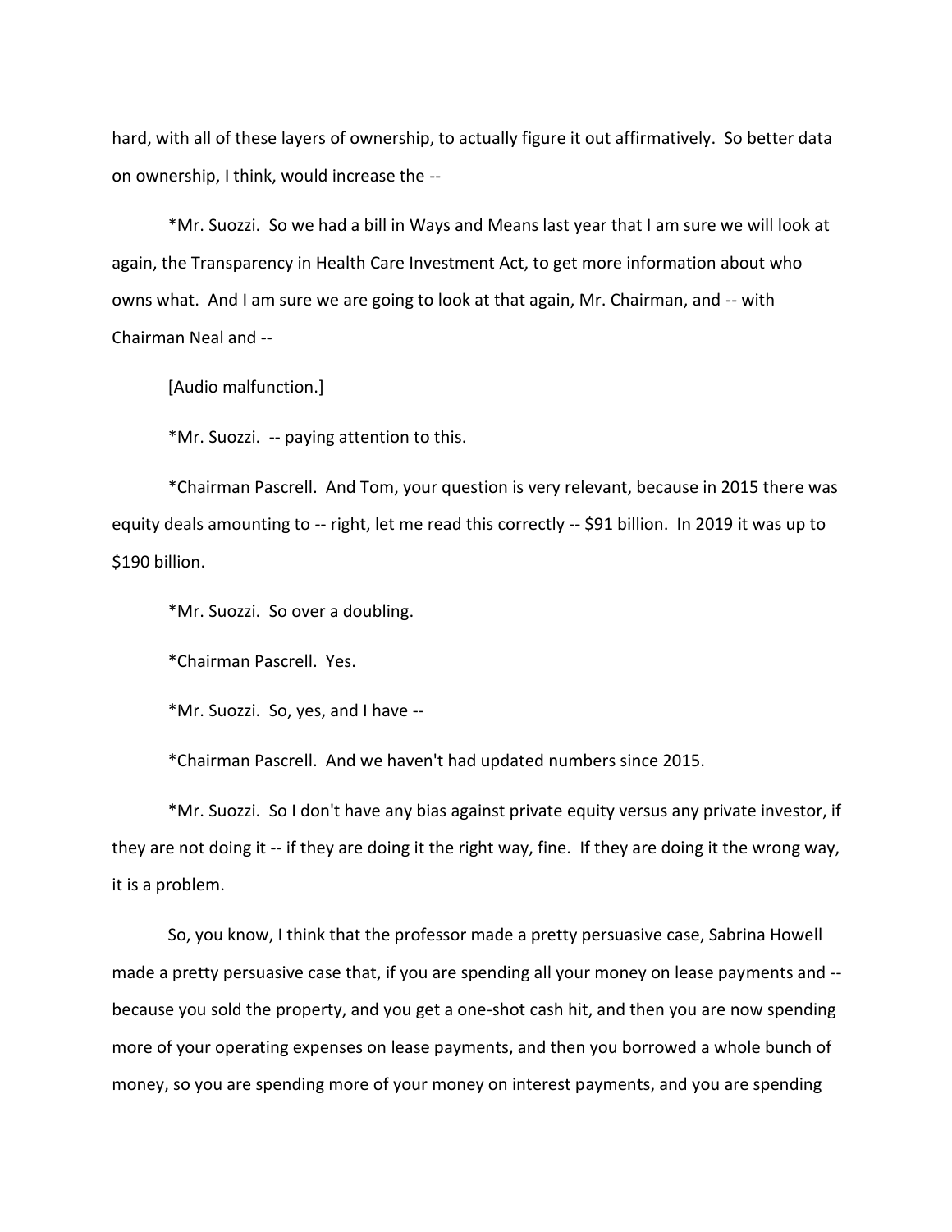hard, with all of these layers of ownership, to actually figure it out affirmatively. So better data on ownership, I think, would increase the --

*Mr. Suozzi. So we had a bill in Ways and Means last year that I am sure we will look at again, the Transparency in Health Care Investment Act, to get more information about who owns what. And I am sure we are going to look at that again, Mr. Chairman, and -- with Chairman Neal and --

[Audio malfunction.]

*Mr. Suozzi. -- paying attention to this.

*Chairman Pascrell. And Tom, your question is very relevant, because in 2015 there was equity deals amounting to -- right, let me read this correctly -- $91 billion. In 2019 it was up to $190 billion.

*Mr. Suozzi. So over a doubling.

*Chairman Pascrell. Yes.

*Mr. Suozzi. So, yes, and I have --

*Chairman Pascrell. And we haven't had updated numbers since 2015.

*Mr. Suozzi. So I don't have any bias against private equity versus any private investor, if they are not doing it -- if they are doing it the right way, fine. If they are doing it the wrong way, it is a problem.

So, you know, I think that the professor made a pretty persuasive case, Sabrina Howell made a pretty persuasive case that, if you are spending all your money on lease payments and -- because you sold the property, and you get a one-shot cash hit, and then you are now spending more of your operating expenses on lease payments, and then you borrowed a whole bunch of money, so you are spending more of your money on interest payments, and you are spending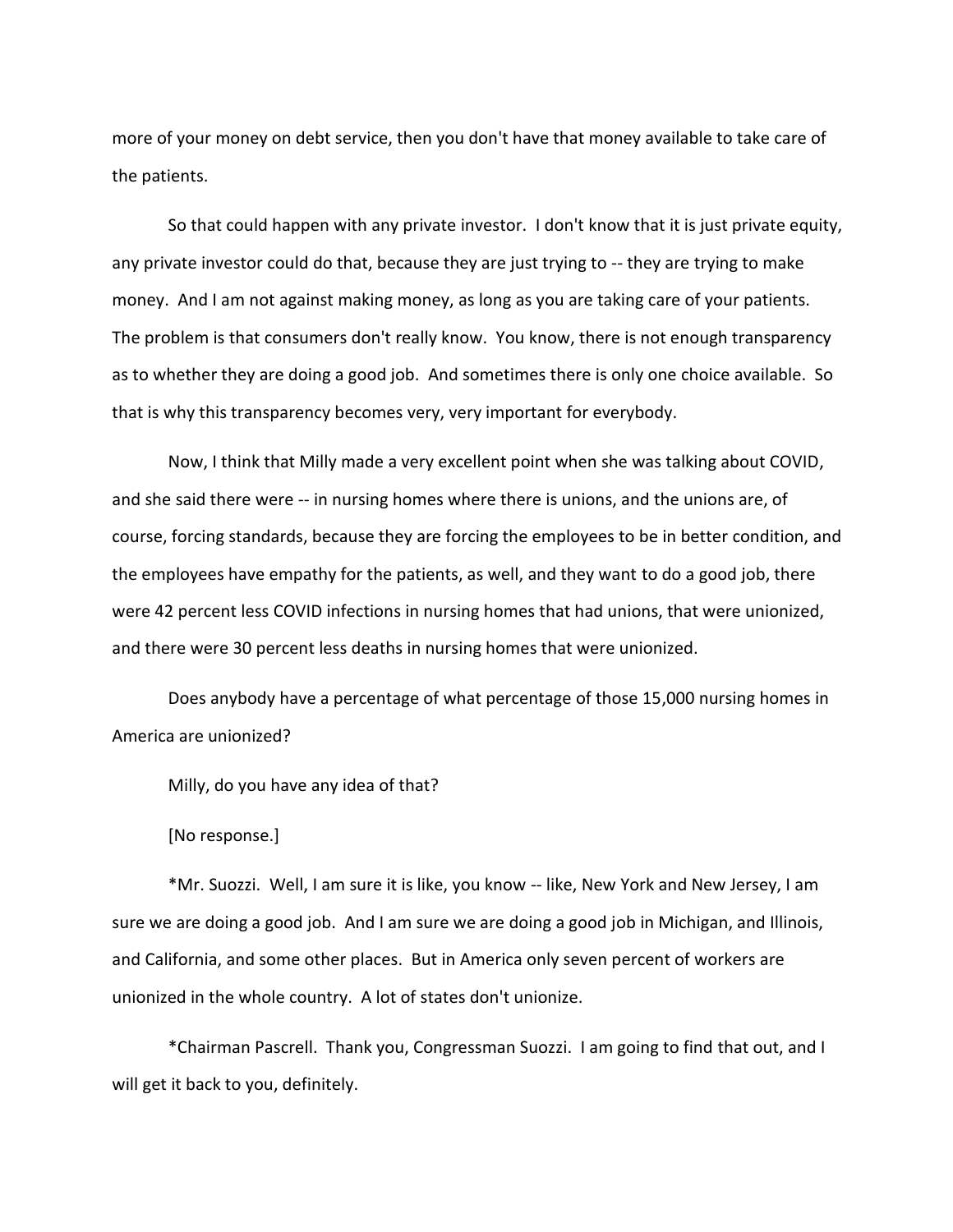more of your money on debt service, then you don't have that money available to take care of the patients.

So that could happen with any private investor. I don't know that it is just private equity, any private investor could do that, because they are just trying to -- they are trying to make money. And I am not against making money, as long as you are taking care of your patients. The problem is that consumers don't really know. You know, there is not enough transparency as to whether they are doing a good job. And sometimes there is only one choice available. So that is why this transparency becomes very, very important for everybody.

Now, I think that Milly made a very excellent point when she was talking about COVID, and she said there were -- in nursing homes where there is unions, and the unions are, of course, forcing standards, because they are forcing the employees to be in better condition, and the employees have empathy for the patients, as well, and they want to do a good job, there were 42 percent less COVID infections in nursing homes that had unions, that were unionized, and there were 30 percent less deaths in nursing homes that were unionized.

Does anybody have a percentage of what percentage of those 15,000 nursing homes in America are unionized?

Milly, do you have any idea of that?

[No response.]

*Mr. Suozzi. Well, I am sure it is like, you know -- like, New York and New Jersey, I am sure we are doing a good job. And I am sure we are doing a good job in Michigan, and Illinois, and California, and some other places. But in America only seven percent of workers are unionized in the whole country. A lot of states don't unionize.

*Chairman Pascrell. Thank you, Congressman Suozzi. I am going to find that out, and I will get it back to you, definitely.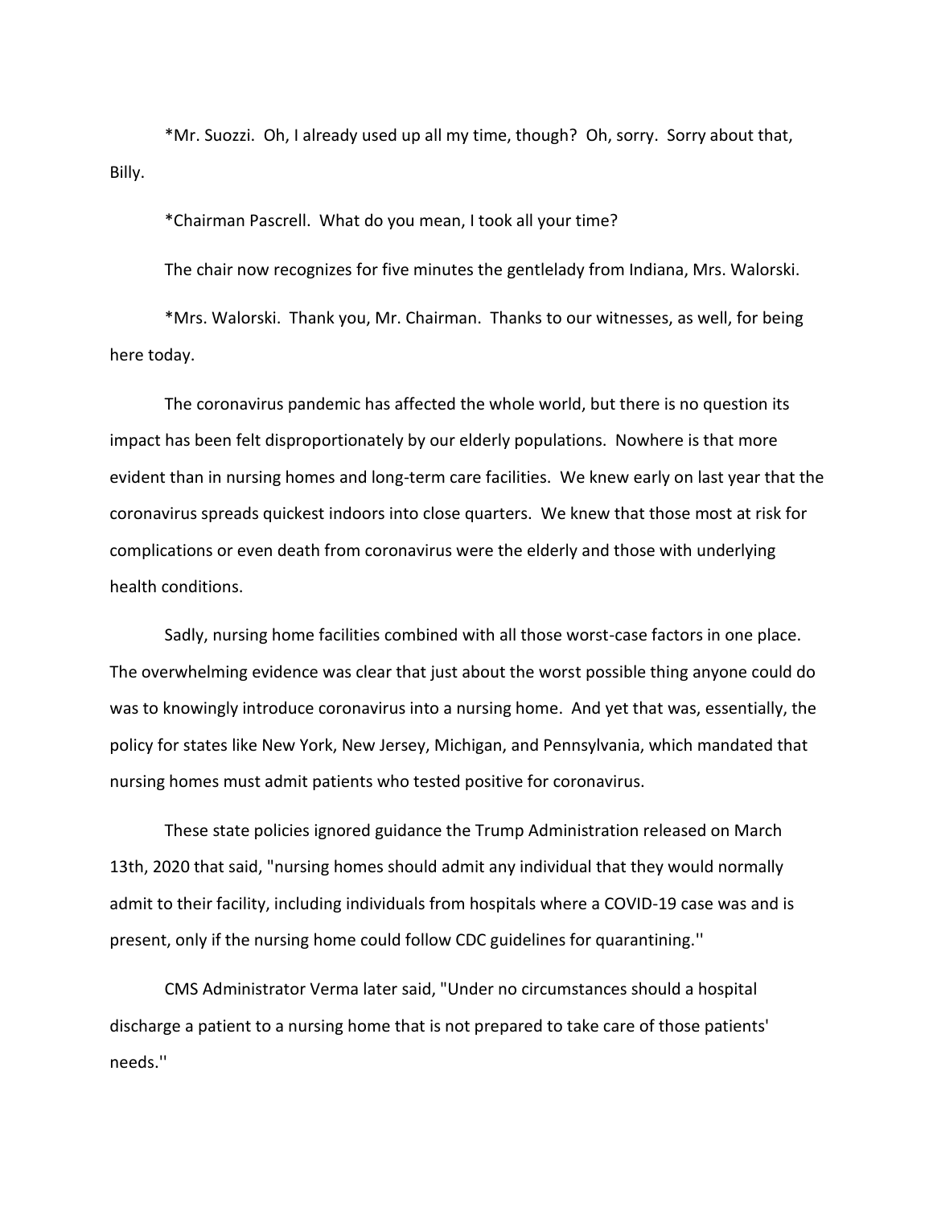*Mr. Suozzi. Oh, I already used up all my time, though? Oh, sorry. Sorry about that, Billy.

*Chairman Pascrell. What do you mean, I took all your time?

The chair now recognizes for five minutes the gentlelady from Indiana, Mrs. Walorski.

*Mrs. Walorski. Thank you, Mr. Chairman. Thanks to our witnesses, as well, for being here today.

The coronavirus pandemic has affected the whole world, but there is no question its impact has been felt disproportionately by our elderly populations. Nowhere is that more evident than in nursing homes and long-term care facilities. We knew early on last year that the coronavirus spreads quickest indoors into close quarters. We knew that those most at risk for complications or even death from coronavirus were the elderly and those with underlying health conditions.

Sadly, nursing home facilities combined with all those worst-case factors in one place. The overwhelming evidence was clear that just about the worst possible thing anyone could do was to knowingly introduce coronavirus into a nursing home. And yet that was, essentially, the policy for states like New York, New Jersey, Michigan, and Pennsylvania, which mandated that nursing homes must admit patients who tested positive for coronavirus.

These state policies ignored guidance the Trump Administration released on March 13th, 2020 that said, "nursing homes should admit any individual that they would normally admit to their facility, including individuals from hospitals where a COVID-19 case was and is present, only if the nursing home could follow CDC guidelines for quarantining.''

CMS Administrator Verma later said, "Under no circumstances should a hospital discharge a patient to a nursing home that is not prepared to take care of those patients' needs.''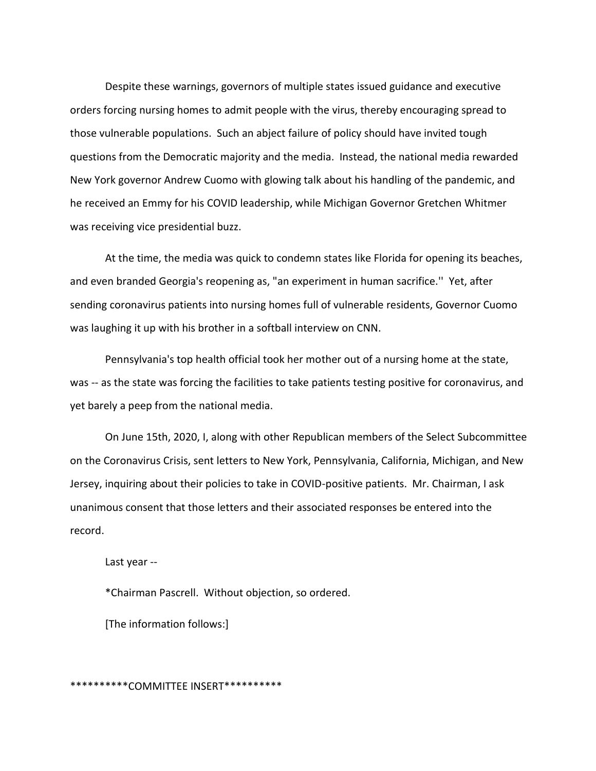Despite these warnings, governors of multiple states issued guidance and executive orders forcing nursing homes to admit people with the virus, thereby encouraging spread to those vulnerable populations. Such an abject failure of policy should have invited tough questions from the Democratic majority and the media. Instead, the national media rewarded New York governor Andrew Cuomo with glowing talk about his handling of the pandemic, and he received an Emmy for his COVID leadership, while Michigan Governor Gretchen Whitmer was receiving vice presidential buzz.

At the time, the media was quick to condemn states like Florida for opening its beaches, and even branded Georgia's reopening as, "an experiment in human sacrifice.'' Yet, after sending coronavirus patients into nursing homes full of vulnerable residents, Governor Cuomo was laughing it up with his brother in a softball interview on CNN.

Pennsylvania's top health official took her mother out of a nursing home at the state, was -- as the state was forcing the facilities to take patients testing positive for coronavirus, and yet barely a peep from the national media.

On June 15th, 2020, I, along with other Republican members of the Select Subcommittee on the Coronavirus Crisis, sent letters to New York, Pennsylvania, California, Michigan, and New Jersey, inquiring about their policies to take in COVID-positive patients. Mr. Chairman, I ask unanimous consent that those letters and their associated responses be entered into the record.

Last year --

*Chairman Pascrell. Without objection, so ordered.

[The information follows:]

**********COMMITTEE INSERT**********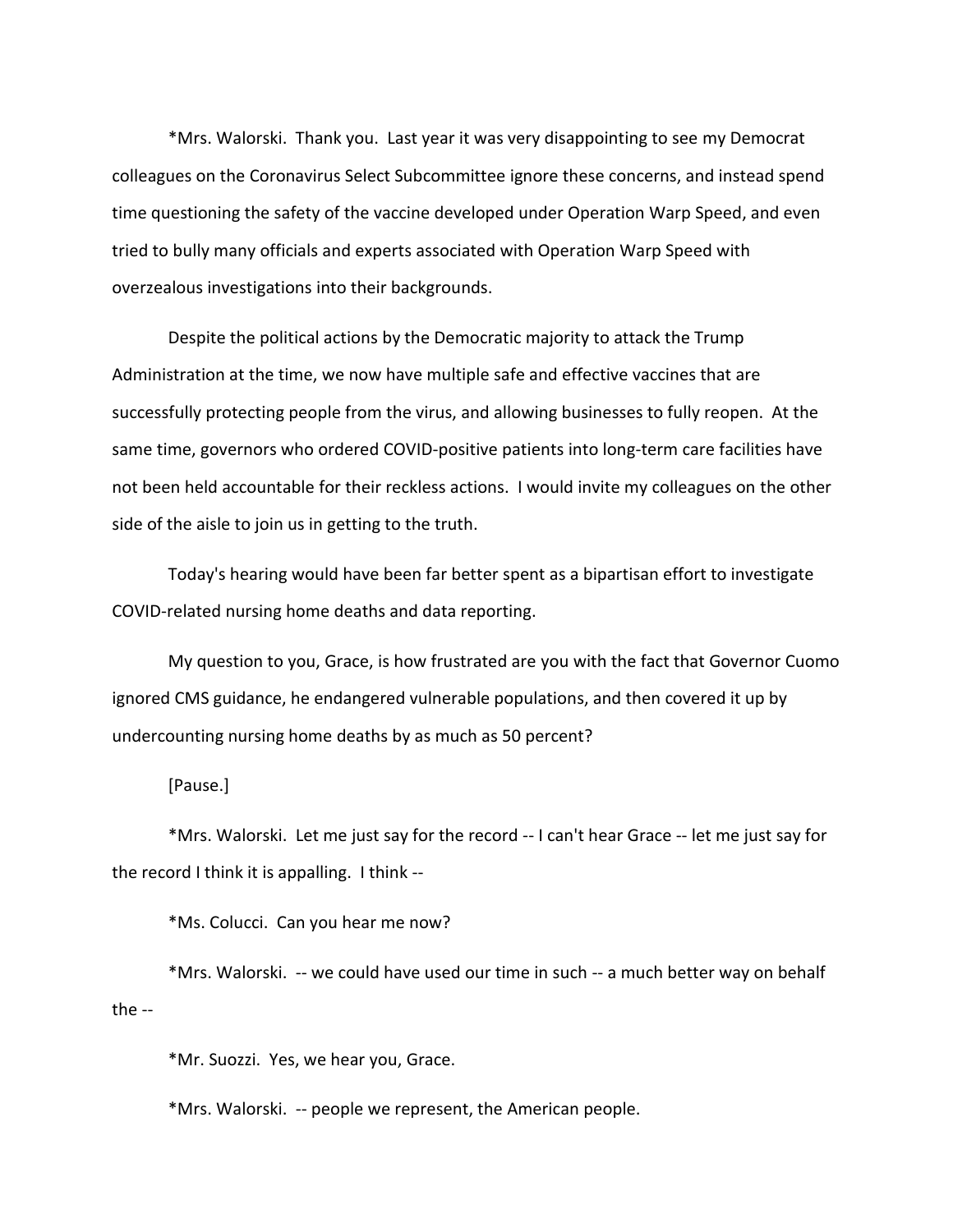*Mrs. Walorski. Thank you. Last year it was very disappointing to see my Democrat colleagues on the Coronavirus Select Subcommittee ignore these concerns, and instead spend time questioning the safety of the vaccine developed under Operation Warp Speed, and even tried to bully many officials and experts associated with Operation Warp Speed with overzealous investigations into their backgrounds.

Despite the political actions by the Democratic majority to attack the Trump Administration at the time, we now have multiple safe and effective vaccines that are successfully protecting people from the virus, and allowing businesses to fully reopen. At the same time, governors who ordered COVID-positive patients into long-term care facilities have not been held accountable for their reckless actions. I would invite my colleagues on the other side of the aisle to join us in getting to the truth.

Today's hearing would have been far better spent as a bipartisan effort to investigate COVID-related nursing home deaths and data reporting.

My question to you, Grace, is how frustrated are you with the fact that Governor Cuomo ignored CMS guidance, he endangered vulnerable populations, and then covered it up by undercounting nursing home deaths by as much as 50 percent?

[Pause.]

*Mrs. Walorski. Let me just say for the record -- I can't hear Grace -- let me just say for the record I think it is appalling. I think --

*Ms. Colucci. Can you hear me now?

*Mrs. Walorski. -- we could have used our time in such -- a much better way on behalf the --

*Mr. Suozzi. Yes, we hear you, Grace.

*Mrs. Walorski. -- people we represent, the American people.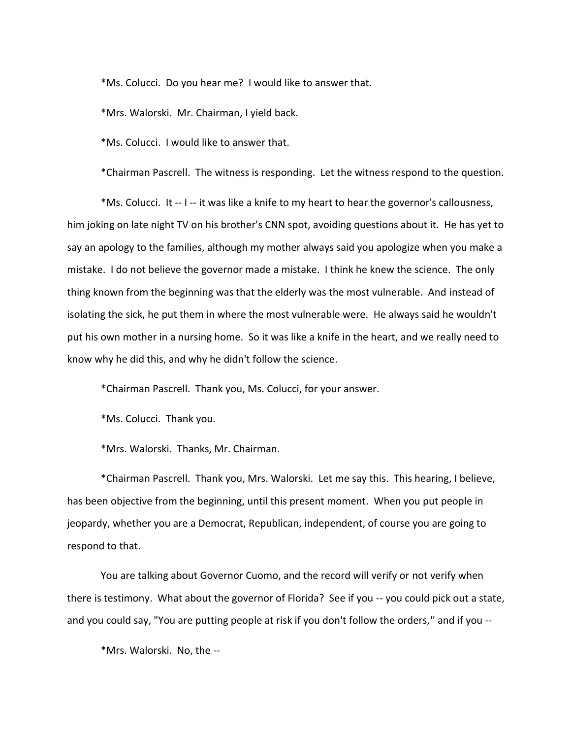*Ms. Colucci. Do you hear me? I would like to answer that.

*Mrs. Walorski. Mr. Chairman, I yield back.

*Ms. Colucci. I would like to answer that.

*Chairman Pascrell. The witness is responding. Let the witness respond to the question.

*Ms. Colucci. It -- I -- it was like a knife to my heart to hear the governor's callousness, him joking on late night TV on his brother's CNN spot, avoiding questions about it. He has yet to say an apology to the families, although my mother always said you apologize when you make a mistake. I do not believe the governor made a mistake. I think he knew the science. The only thing known from the beginning was that the elderly was the most vulnerable. And instead of isolating the sick, he put them in where the most vulnerable were. He always said he wouldn't put his own mother in a nursing home. So it was like a knife in the heart, and we really need to know why he did this, and why he didn't follow the science.

*Chairman Pascrell. Thank you, Ms. Colucci, for your answer.

*Ms. Colucci. Thank you.

*Mrs. Walorski. Thanks, Mr. Chairman.

*Chairman Pascrell. Thank you, Mrs. Walorski. Let me say this. This hearing, I believe, has been objective from the beginning, until this present moment. When you put people in jeopardy, whether you are a Democrat, Republican, independent, of course you are going to respond to that.

You are talking about Governor Cuomo, and the record will verify or not verify when there is testimony. What about the governor of Florida? See if you -- you could pick out a state, and you could say, "You are putting people at risk if you don't follow the orders,'' and if you --

*Mrs. Walorski. No, the --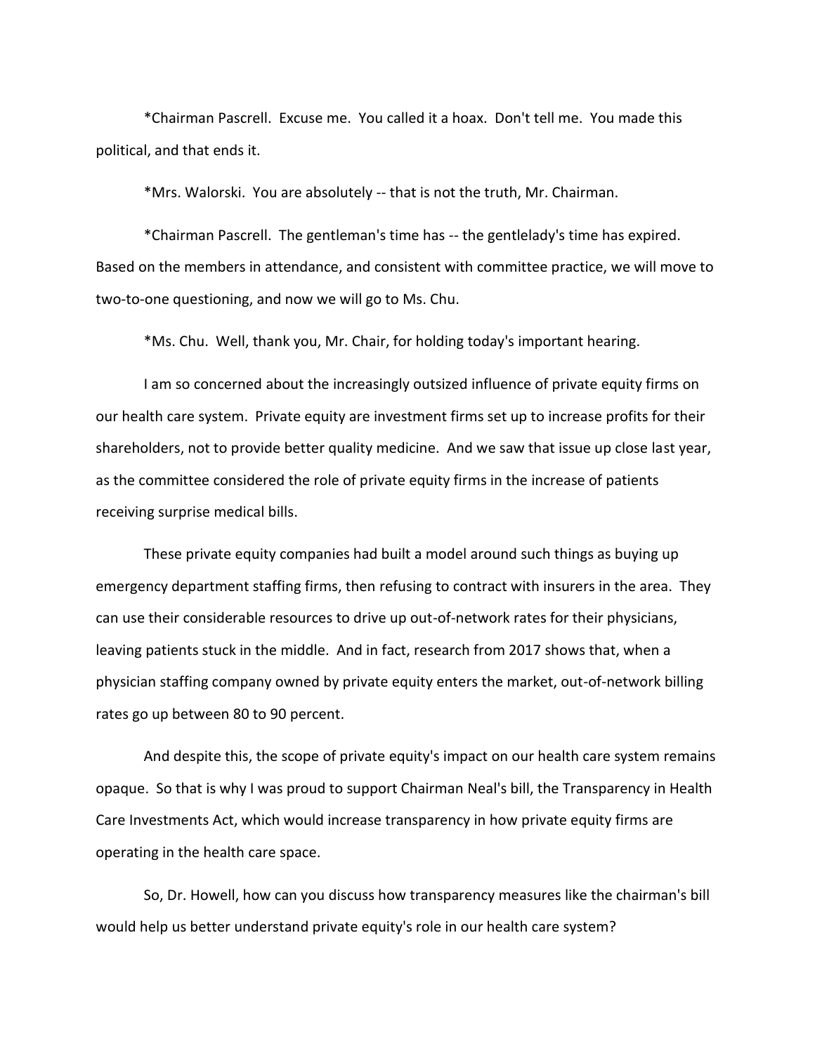*Chairman Pascrell. Excuse me. You called it a hoax. Don't tell me. You made this political, and that ends it.

*Mrs. Walorski. You are absolutely -- that is not the truth, Mr. Chairman.

*Chairman Pascrell. The gentleman's time has -- the gentlelady's time has expired. Based on the members in attendance, and consistent with committee practice, we will move to two-to-one questioning, and now we will go to Ms. Chu.

*Ms. Chu. Well, thank you, Mr. Chair, for holding today's important hearing.

I am so concerned about the increasingly outsized influence of private equity firms on our health care system. Private equity are investment firms set up to increase profits for their shareholders, not to provide better quality medicine. And we saw that issue up close last year, as the committee considered the role of private equity firms in the increase of patients receiving surprise medical bills.

These private equity companies had built a model around such things as buying up emergency department staffing firms, then refusing to contract with insurers in the area. They can use their considerable resources to drive up out-of-network rates for their physicians, leaving patients stuck in the middle. And in fact, research from 2017 shows that, when a physician staffing company owned by private equity enters the market, out-of-network billing rates go up between 80 to 90 percent.

And despite this, the scope of private equity's impact on our health care system remains opaque. So that is why I was proud to support Chairman Neal's bill, the Transparency in Health Care Investments Act, which would increase transparency in how private equity firms are operating in the health care space.

So, Dr. Howell, how can you discuss how transparency measures like the chairman's bill would help us better understand private equity's role in our health care system?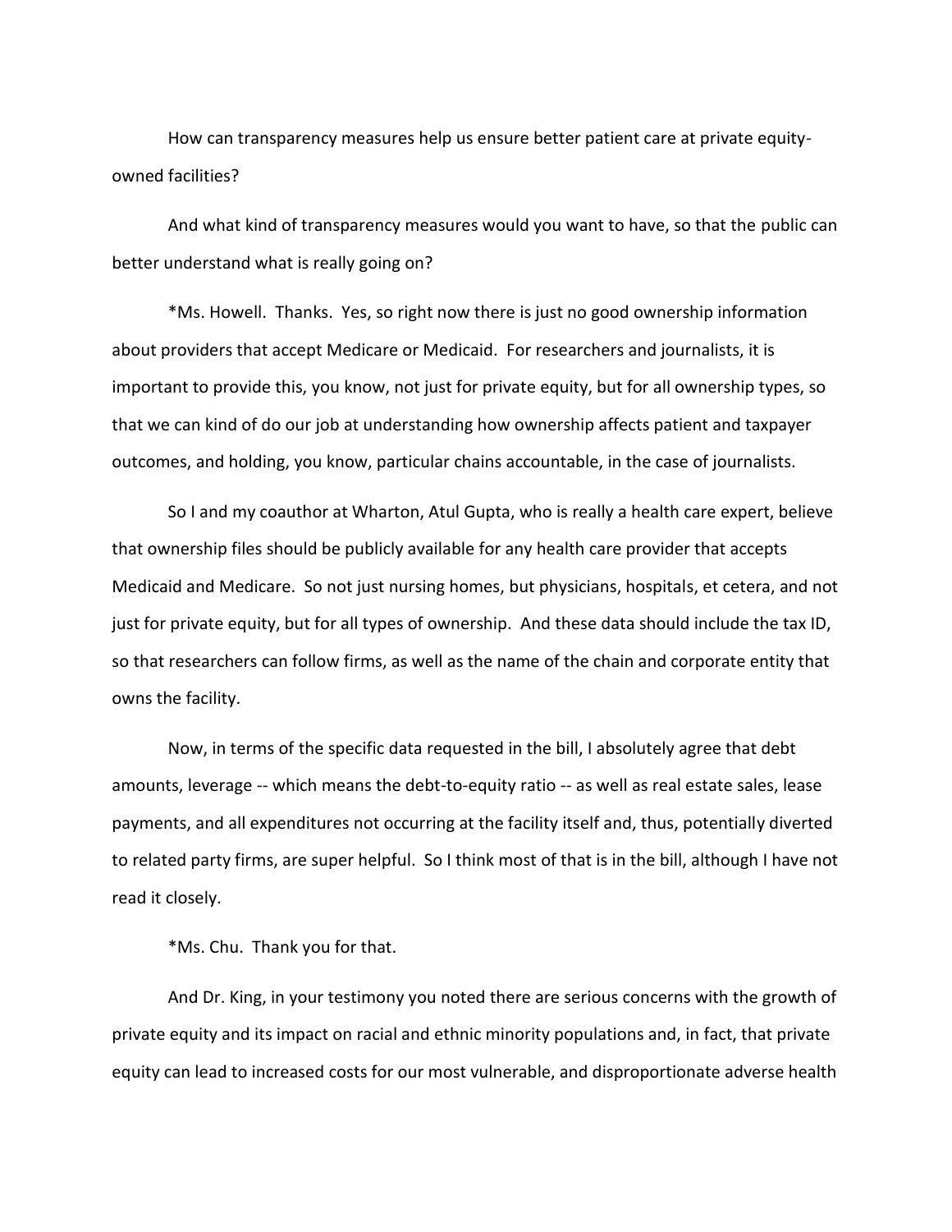How can transparency measures help us ensure better patient care at private equity-owned facilities?

And what kind of transparency measures would you want to have, so that the public can better understand what is really going on?

*Ms. Howell. Thanks. Yes, so right now there is just no good ownership information about providers that accept Medicare or Medicaid. For researchers and journalists, it is important to provide this, you know, not just for private equity, but for all ownership types, so that we can kind of do our job at understanding how ownership affects patient and taxpayer outcomes, and holding, you know, particular chains accountable, in the case of journalists.

So I and my coauthor at Wharton, Atul Gupta, who is really a health care expert, believe that ownership files should be publicly available for any health care provider that accepts Medicaid and Medicare. So not just nursing homes, but physicians, hospitals, et cetera, and not just for private equity, but for all types of ownership. And these data should include the tax ID, so that researchers can follow firms, as well as the name of the chain and corporate entity that owns the facility.

Now, in terms of the specific data requested in the bill, I absolutely agree that debt amounts, leverage -- which means the debt-to-equity ratio -- as well as real estate sales, lease payments, and all expenditures not occurring at the facility itself and, thus, potentially diverted to related party firms, are super helpful. So I think most of that is in the bill, although I have not read it closely.

*Ms. Chu. Thank you for that.

And Dr. King, in your testimony you noted there are serious concerns with the growth of private equity and its impact on racial and ethnic minority populations and, in fact, that private equity can lead to increased costs for our most vulnerable, and disproportionate adverse health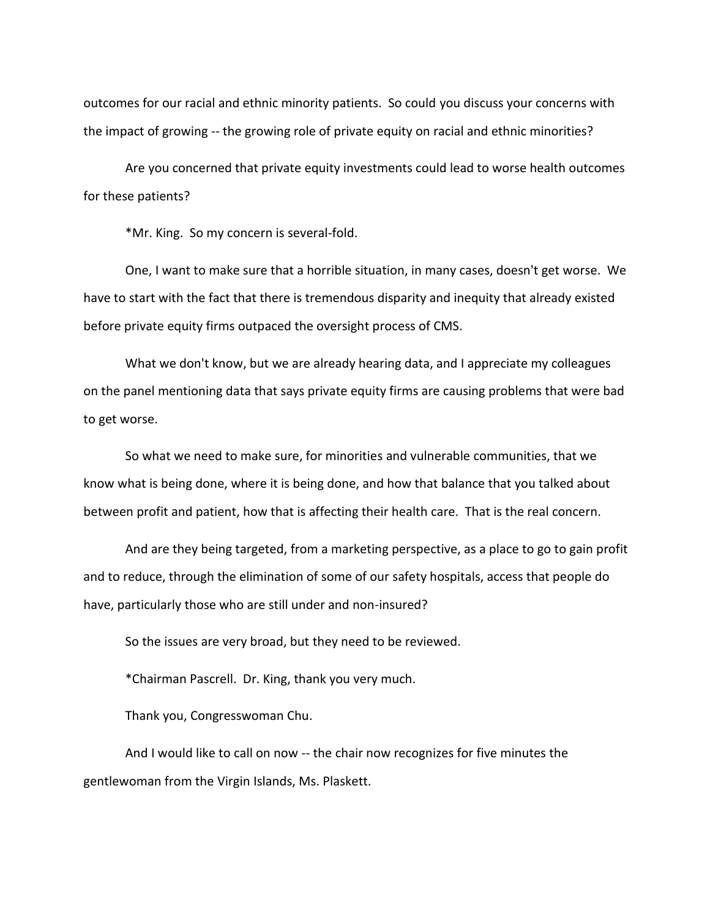outcomes for our racial and ethnic minority patients. So could you discuss your concerns with the impact of growing -- the growing role of private equity on racial and ethnic minorities?

Are you concerned that private equity investments could lead to worse health outcomes for these patients?

*Mr. King. So my concern is several-fold.

One, I want to make sure that a horrible situation, in many cases, doesn't get worse. We have to start with the fact that there is tremendous disparity and inequity that already existed before private equity firms outpaced the oversight process of CMS.

What we don't know, but we are already hearing data, and I appreciate my colleagues on the panel mentioning data that says private equity firms are causing problems that were bad to get worse.

So what we need to make sure, for minorities and vulnerable communities, that we know what is being done, where it is being done, and how that balance that you talked about between profit and patient, how that is affecting their health care. That is the real concern.

And are they being targeted, from a marketing perspective, as a place to go to gain profit and to reduce, through the elimination of some of our safety hospitals, access that people do have, particularly those who are still under and non-insured?

So the issues are very broad, but they need to be reviewed.

*Chairman Pascrell. Dr. King, thank you very much.

Thank you, Congresswoman Chu.

And I would like to call on now -- the chair now recognizes for five minutes the gentlewoman from the Virgin Islands, Ms. Plaskett.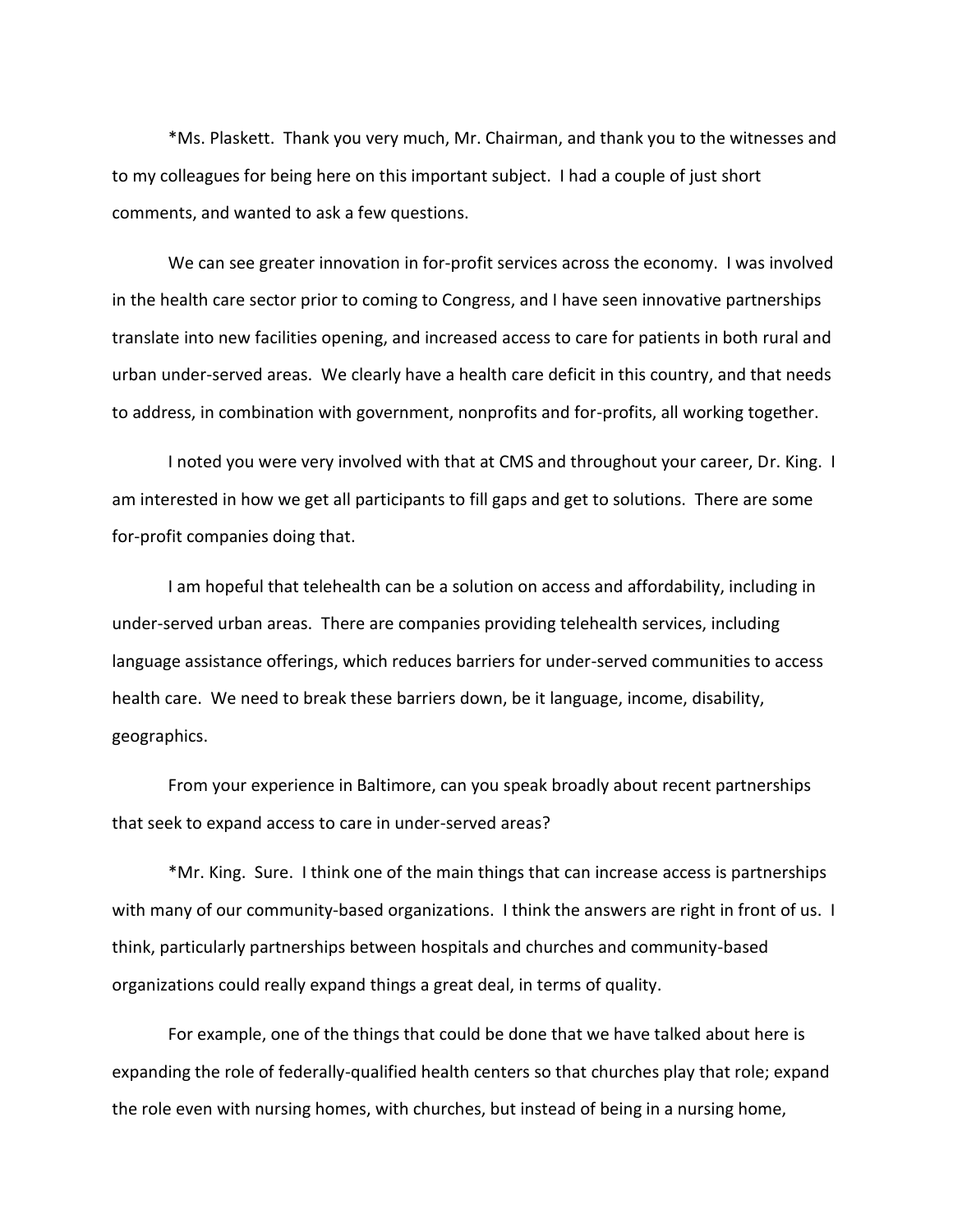*Ms. Plaskett. Thank you very much, Mr. Chairman, and thank you to the witnesses and to my colleagues for being here on this important subject. I had a couple of just short comments, and wanted to ask a few questions.

We can see greater innovation in for-profit services across the economy. I was involved in the health care sector prior to coming to Congress, and I have seen innovative partnerships translate into new facilities opening, and increased access to care for patients in both rural and urban under-served areas. We clearly have a health care deficit in this country, and that needs to address, in combination with government, nonprofits and for-profits, all working together.

I noted you were very involved with that at CMS and throughout your career, Dr. King. I am interested in how we get all participants to fill gaps and get to solutions. There are some for-profit companies doing that.

I am hopeful that telehealth can be a solution on access and affordability, including in under-served urban areas. There are companies providing telehealth services, including language assistance offerings, which reduces barriers for under-served communities to access health care. We need to break these barriers down, be it language, income, disability, geographics.

From your experience in Baltimore, can you speak broadly about recent partnerships that seek to expand access to care in under-served areas?

*Mr. King. Sure. I think one of the main things that can increase access is partnerships with many of our community-based organizations. I think the answers are right in front of us. I think, particularly partnerships between hospitals and churches and community-based organizations could really expand things a great deal, in terms of quality.

For example, one of the things that could be done that we have talked about here is expanding the role of federally-qualified health centers so that churches play that role; expand the role even with nursing homes, with churches, but instead of being in a nursing home,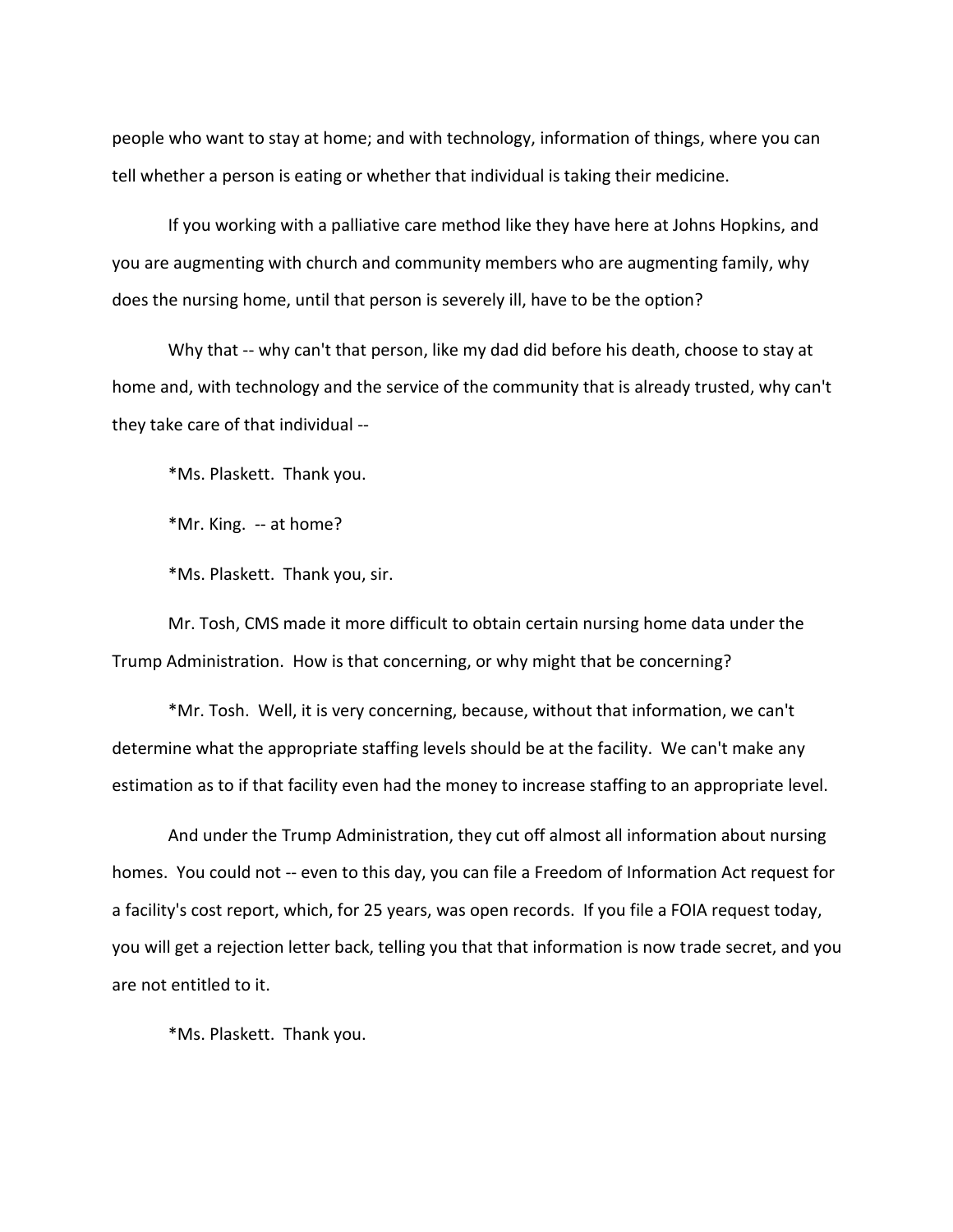people who want to stay at home; and with technology, information of things, where you can tell whether a person is eating or whether that individual is taking their medicine.

If you working with a palliative care method like they have here at Johns Hopkins, and you are augmenting with church and community members who are augmenting family, why does the nursing home, until that person is severely ill, have to be the option?

Why that -- why can't that person, like my dad did before his death, choose to stay at home and, with technology and the service of the community that is already trusted, why can't they take care of that individual --

*Ms. Plaskett. Thank you.

*Mr. King. -- at home?

*Ms. Plaskett. Thank you, sir.

Mr. Tosh, CMS made it more difficult to obtain certain nursing home data under the Trump Administration. How is that concerning, or why might that be concerning?

*Mr. Tosh. Well, it is very concerning, because, without that information, we can't determine what the appropriate staffing levels should be at the facility. We can't make any estimation as to if that facility even had the money to increase staffing to an appropriate level.

And under the Trump Administration, they cut off almost all information about nursing homes. You could not -- even to this day, you can file a Freedom of Information Act request for a facility's cost report, which, for 25 years, was open records. If you file a FOIA request today, you will get a rejection letter back, telling you that that information is now trade secret, and you are not entitled to it.

*Ms. Plaskett. Thank you.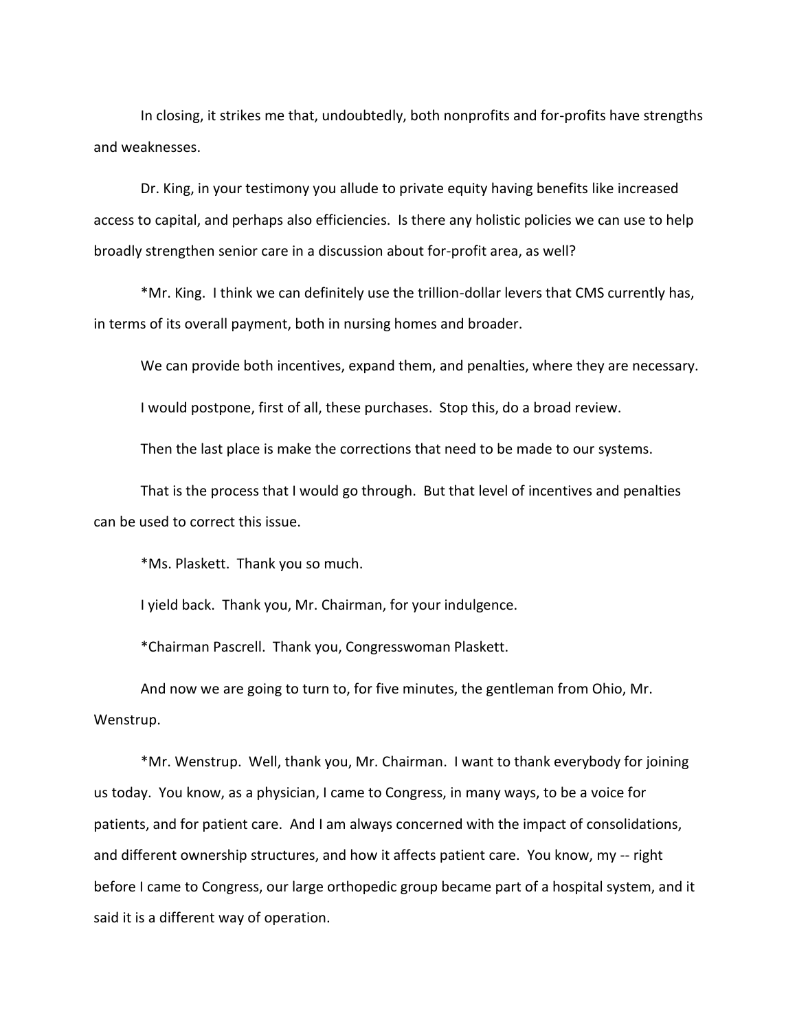In closing, it strikes me that, undoubtedly, both nonprofits and for-profits have strengths and weaknesses.

Dr. King, in your testimony you allude to private equity having benefits like increased access to capital, and perhaps also efficiencies. Is there any holistic policies we can use to help broadly strengthen senior care in a discussion about for-profit area, as well?

*Mr. King. I think we can definitely use the trillion-dollar levers that CMS currently has, in terms of its overall payment, both in nursing homes and broader.

We can provide both incentives, expand them, and penalties, where they are necessary.

I would postpone, first of all, these purchases. Stop this, do a broad review.

Then the last place is make the corrections that need to be made to our systems.

That is the process that I would go through. But that level of incentives and penalties can be used to correct this issue.

*Ms. Plaskett. Thank you so much.

I yield back. Thank you, Mr. Chairman, for your indulgence.

*Chairman Pascrell. Thank you, Congresswoman Plaskett.

And now we are going to turn to, for five minutes, the gentleman from Ohio, Mr. Wenstrup.

*Mr. Wenstrup. Well, thank you, Mr. Chairman. I want to thank everybody for joining us today. You know, as a physician, I came to Congress, in many ways, to be a voice for patients, and for patient care. And I am always concerned with the impact of consolidations, and different ownership structures, and how it affects patient care. You know, my -- right before I came to Congress, our large orthopedic group became part of a hospital system, and it said it is a different way of operation.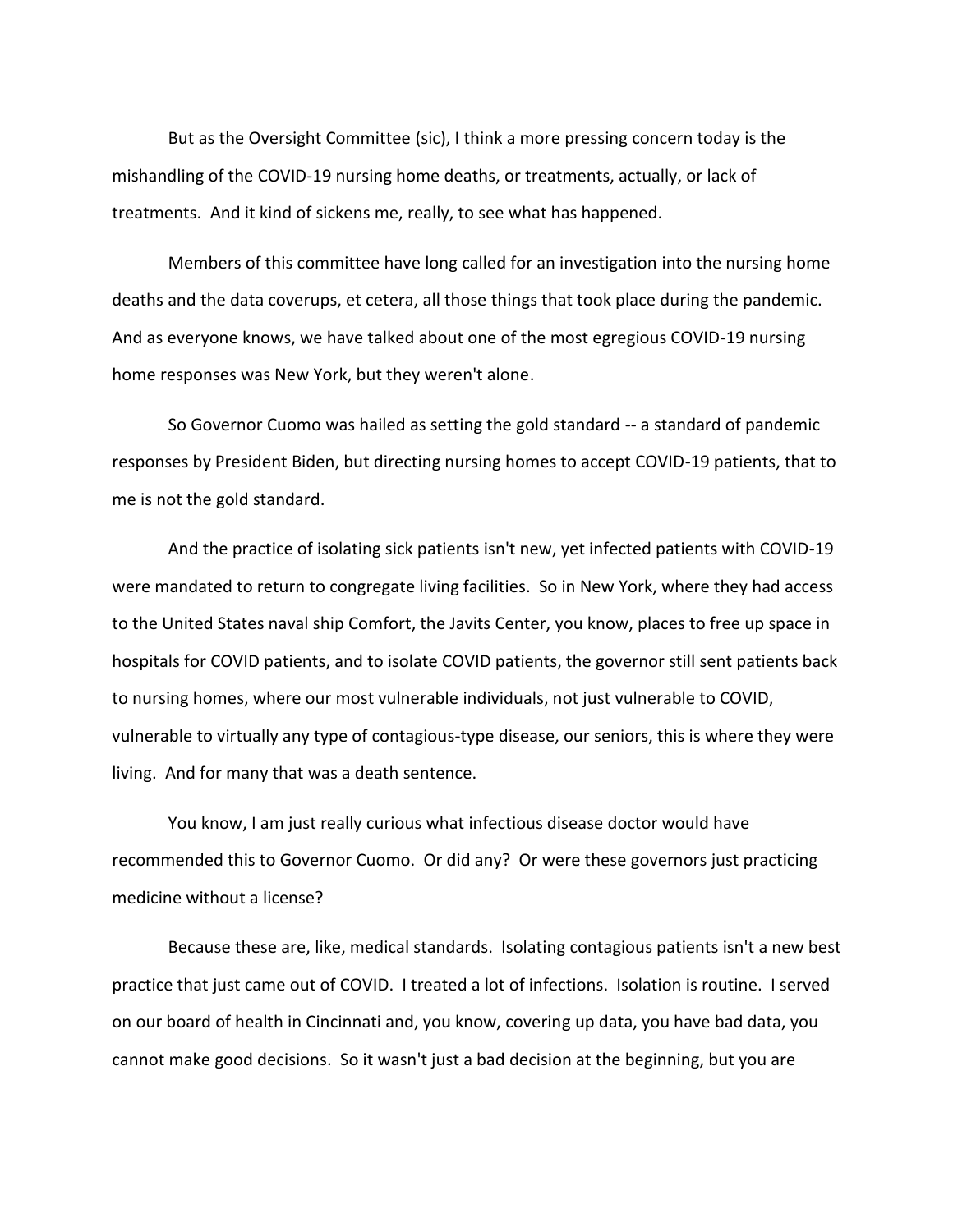But as the Oversight Committee (sic), I think a more pressing concern today is the mishandling of the COVID-19 nursing home deaths, or treatments, actually, or lack of treatments. And it kind of sickens me, really, to see what has happened.

Members of this committee have long called for an investigation into the nursing home deaths and the data coverups, et cetera, all those things that took place during the pandemic. And as everyone knows, we have talked about one of the most egregious COVID-19 nursing home responses was New York, but they weren't alone.

So Governor Cuomo was hailed as setting the gold standard -- a standard of pandemic responses by President Biden, but directing nursing homes to accept COVID-19 patients, that to me is not the gold standard.

And the practice of isolating sick patients isn't new, yet infected patients with COVID-19 were mandated to return to congregate living facilities. So in New York, where they had access to the United States naval ship Comfort, the Javits Center, you know, places to free up space in hospitals for COVID patients, and to isolate COVID patients, the governor still sent patients back to nursing homes, where our most vulnerable individuals, not just vulnerable to COVID, vulnerable to virtually any type of contagious-type disease, our seniors, this is where they were living. And for many that was a death sentence.

You know, I am just really curious what infectious disease doctor would have recommended this to Governor Cuomo. Or did any? Or were these governors just practicing medicine without a license?

Because these are, like, medical standards. Isolating contagious patients isn't a new best practice that just came out of COVID. I treated a lot of infections. Isolation is routine. I served on our board of health in Cincinnati and, you know, covering up data, you have bad data, you cannot make good decisions. So it wasn't just a bad decision at the beginning, but you are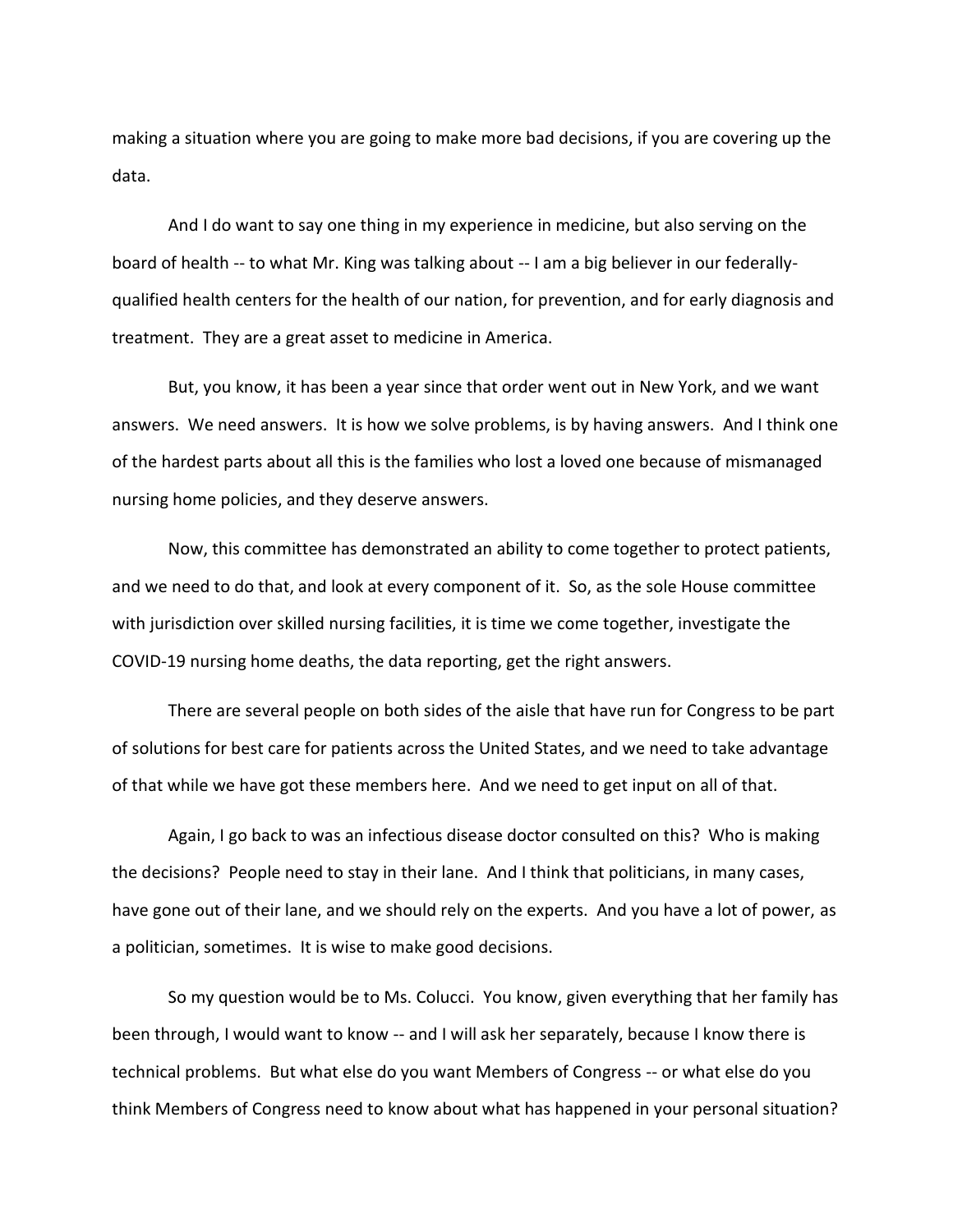making a situation where you are going to make more bad decisions, if you are covering up the data.

And I do want to say one thing in my experience in medicine, but also serving on the board of health -- to what Mr. King was talking about -- I am a big believer in our federally-qualified health centers for the health of our nation, for prevention, and for early diagnosis and treatment. They are a great asset to medicine in America.

But, you know, it has been a year since that order went out in New York, and we want answers. We need answers. It is how we solve problems, is by having answers. And I think one of the hardest parts about all this is the families who lost a loved one because of mismanaged nursing home policies, and they deserve answers.

Now, this committee has demonstrated an ability to come together to protect patients, and we need to do that, and look at every component of it. So, as the sole House committee with jurisdiction over skilled nursing facilities, it is time we come together, investigate the COVID-19 nursing home deaths, the data reporting, get the right answers.

There are several people on both sides of the aisle that have run for Congress to be part of solutions for best care for patients across the United States, and we need to take advantage of that while we have got these members here. And we need to get input on all of that.

Again, I go back to was an infectious disease doctor consulted on this? Who is making the decisions? People need to stay in their lane. And I think that politicians, in many cases, have gone out of their lane, and we should rely on the experts. And you have a lot of power, as a politician, sometimes. It is wise to make good decisions.

So my question would be to Ms. Colucci. You know, given everything that her family has been through, I would want to know -- and I will ask her separately, because I know there is technical problems. But what else do you want Members of Congress -- or what else do you think Members of Congress need to know about what has happened in your personal situation?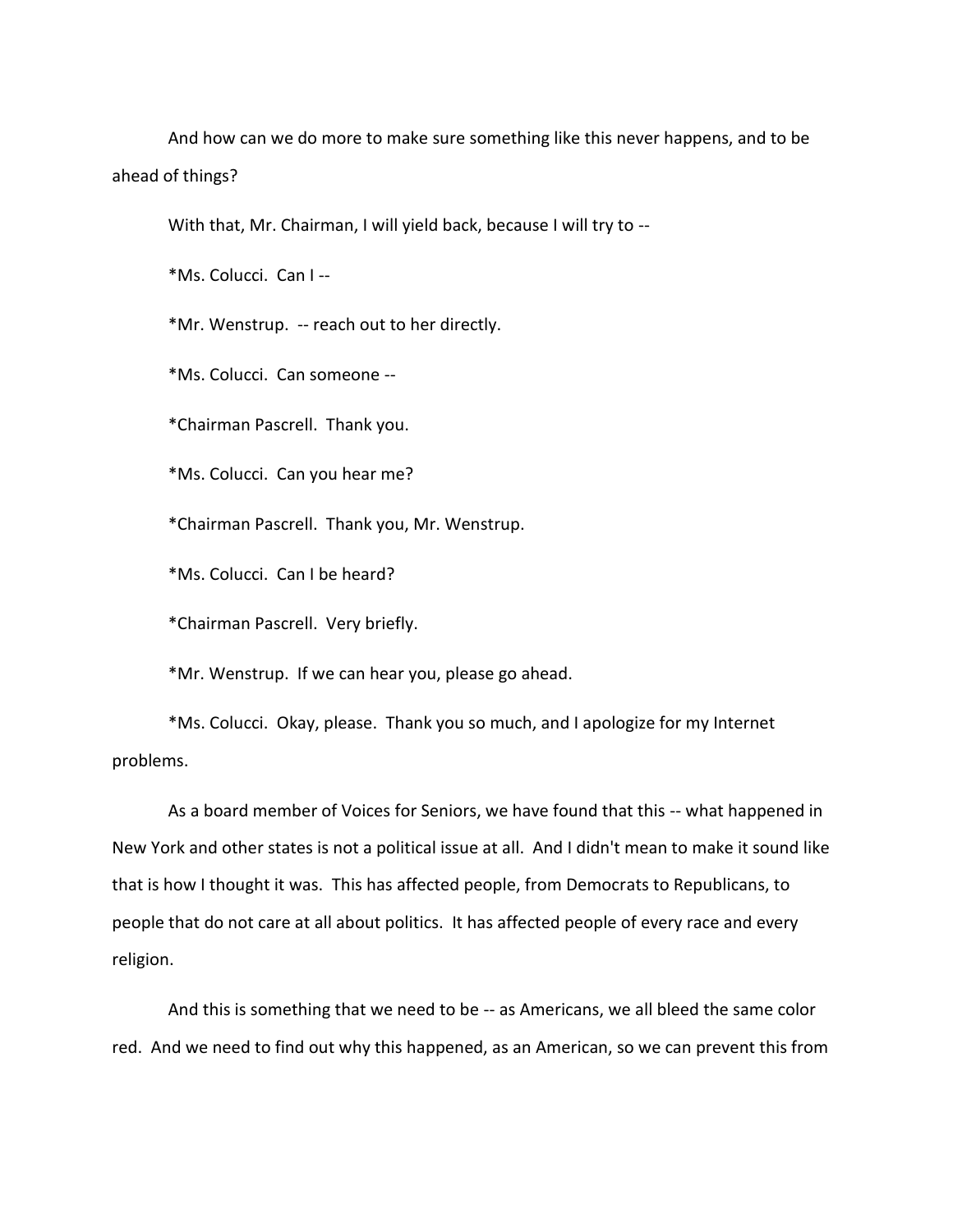And how can we do more to make sure something like this never happens, and to be ahead of things?

With that, Mr. Chairman, I will yield back, because I will try to --

*Ms. Colucci. Can I --

*Mr. Wenstrup. -- reach out to her directly.

*Ms. Colucci. Can someone --

*Chairman Pascrell. Thank you.

*Ms. Colucci. Can you hear me?

*Chairman Pascrell. Thank you, Mr. Wenstrup.

*Ms. Colucci. Can I be heard?

*Chairman Pascrell. Very briefly.

*Mr. Wenstrup. If we can hear you, please go ahead.

*Ms. Colucci. Okay, please. Thank you so much, and I apologize for my Internet problems.

As a board member of Voices for Seniors, we have found that this -- what happened in New York and other states is not a political issue at all. And I didn't mean to make it sound like that is how I thought it was. This has affected people, from Democrats to Republicans, to people that do not care at all about politics. It has affected people of every race and every religion.

And this is something that we need to be -- as Americans, we all bleed the same color red. And we need to find out why this happened, as an American, so we can prevent this from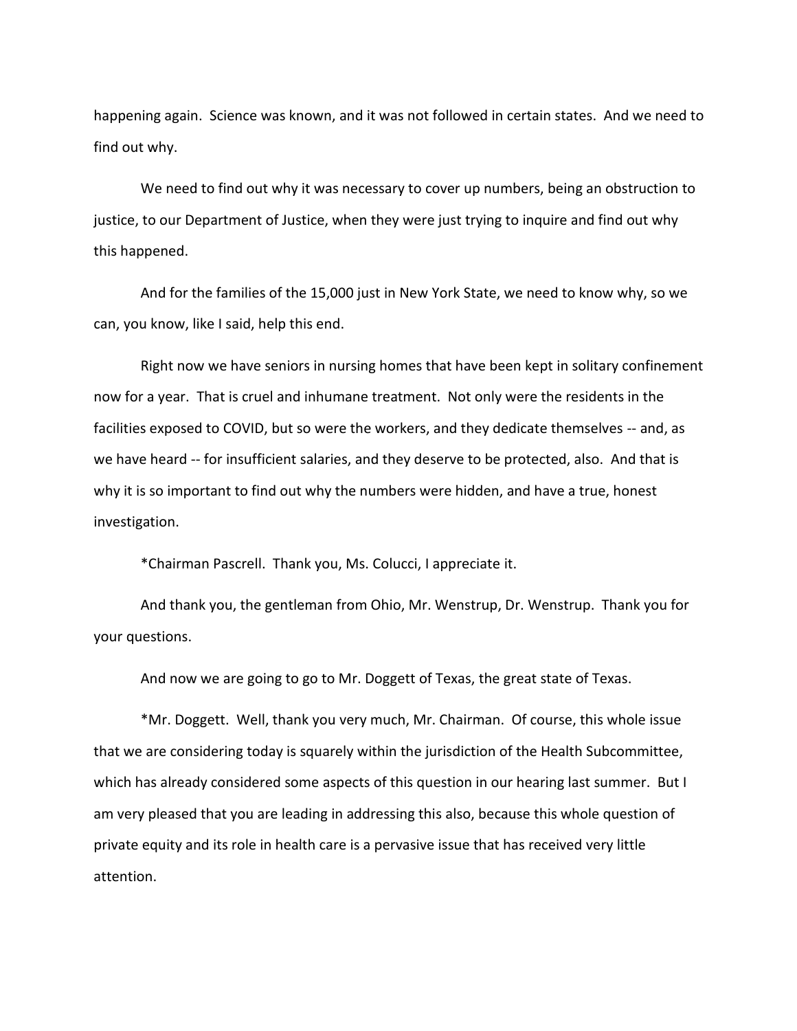happening again. Science was known, and it was not followed in certain states. And we need to find out why.

We need to find out why it was necessary to cover up numbers, being an obstruction to justice, to our Department of Justice, when they were just trying to inquire and find out why this happened.

And for the families of the 15,000 just in New York State, we need to know why, so we can, you know, like I said, help this end.

Right now we have seniors in nursing homes that have been kept in solitary confinement now for a year. That is cruel and inhumane treatment. Not only were the residents in the facilities exposed to COVID, but so were the workers, and they dedicate themselves -- and, as we have heard -- for insufficient salaries, and they deserve to be protected, also. And that is why it is so important to find out why the numbers were hidden, and have a true, honest investigation.

*Chairman Pascrell. Thank you, Ms. Colucci, I appreciate it.

And thank you, the gentleman from Ohio, Mr. Wenstrup, Dr. Wenstrup. Thank you for your questions.

And now we are going to go to Mr. Doggett of Texas, the great state of Texas.

*Mr. Doggett. Well, thank you very much, Mr. Chairman. Of course, this whole issue that we are considering today is squarely within the jurisdiction of the Health Subcommittee, which has already considered some aspects of this question in our hearing last summer. But I am very pleased that you are leading in addressing this also, because this whole question of private equity and its role in health care is a pervasive issue that has received very little attention.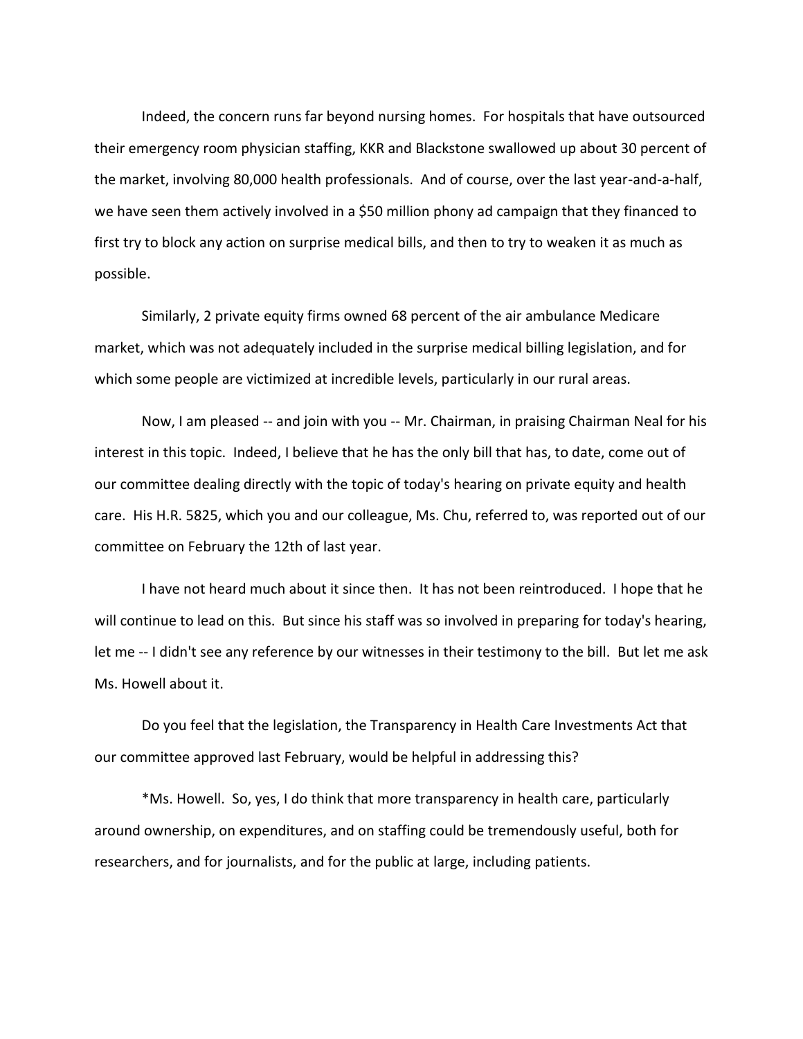Indeed, the concern runs far beyond nursing homes. For hospitals that have outsourced their emergency room physician staffing, KKR and Blackstone swallowed up about 30 percent of the market, involving 80,000 health professionals. And of course, over the last year-and-a-half, we have seen them actively involved in a $50 million phony ad campaign that they financed to first try to block any action on surprise medical bills, and then to try to weaken it as much as possible.

Similarly, 2 private equity firms owned 68 percent of the air ambulance Medicare market, which was not adequately included in the surprise medical billing legislation, and for which some people are victimized at incredible levels, particularly in our rural areas.

Now, I am pleased -- and join with you -- Mr. Chairman, in praising Chairman Neal for his interest in this topic. Indeed, I believe that he has the only bill that has, to date, come out of our committee dealing directly with the topic of today's hearing on private equity and health care. His H.R. 5825, which you and our colleague, Ms. Chu, referred to, was reported out of our committee on February the 12th of last year.

I have not heard much about it since then. It has not been reintroduced. I hope that he will continue to lead on this. But since his staff was so involved in preparing for today's hearing, let me -- I didn't see any reference by our witnesses in their testimony to the bill. But let me ask Ms. Howell about it.

Do you feel that the legislation, the Transparency in Health Care Investments Act that our committee approved last February, would be helpful in addressing this?

*Ms. Howell. So, yes, I do think that more transparency in health care, particularly around ownership, on expenditures, and on staffing could be tremendously useful, both for researchers, and for journalists, and for the public at large, including patients.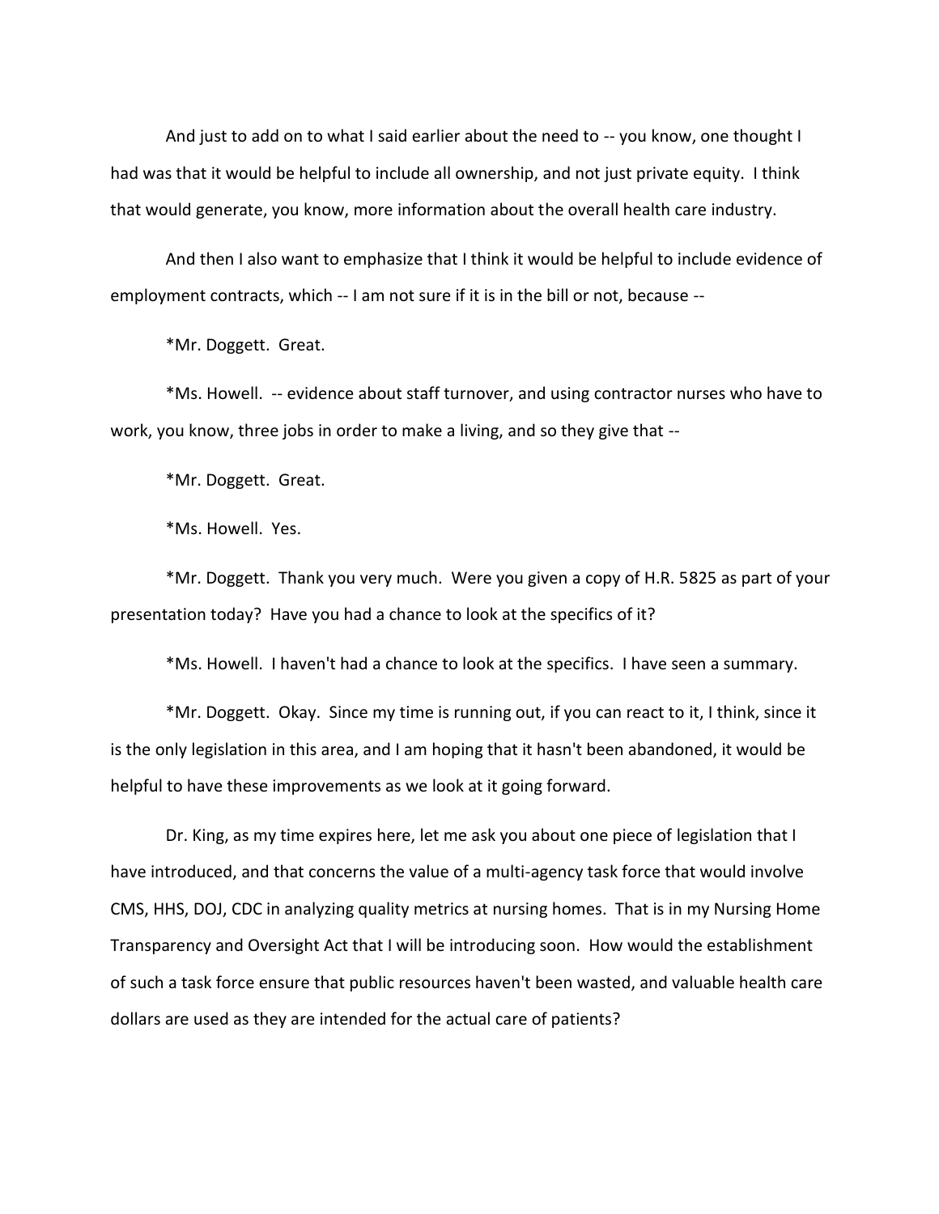And just to add on to what I said earlier about the need to -- you know, one thought I had was that it would be helpful to include all ownership, and not just private equity. I think that would generate, you know, more information about the overall health care industry.

And then I also want to emphasize that I think it would be helpful to include evidence of employment contracts, which -- I am not sure if it is in the bill or not, because --

*Mr. Doggett. Great.

*Ms. Howell. -- evidence about staff turnover, and using contractor nurses who have to work, you know, three jobs in order to make a living, and so they give that --

*Mr. Doggett. Great.

*Ms. Howell. Yes.

*Mr. Doggett. Thank you very much. Were you given a copy of H.R. 5825 as part of your presentation today? Have you had a chance to look at the specifics of it?

*Ms. Howell. I haven't had a chance to look at the specifics. I have seen a summary.

*Mr. Doggett. Okay. Since my time is running out, if you can react to it, I think, since it is the only legislation in this area, and I am hoping that it hasn't been abandoned, it would be helpful to have these improvements as we look at it going forward.

Dr. King, as my time expires here, let me ask you about one piece of legislation that I have introduced, and that concerns the value of a multi-agency task force that would involve CMS, HHS, DOJ, CDC in analyzing quality metrics at nursing homes. That is in my Nursing Home Transparency and Oversight Act that I will be introducing soon. How would the establishment of such a task force ensure that public resources haven't been wasted, and valuable health care dollars are used as they are intended for the actual care of patients?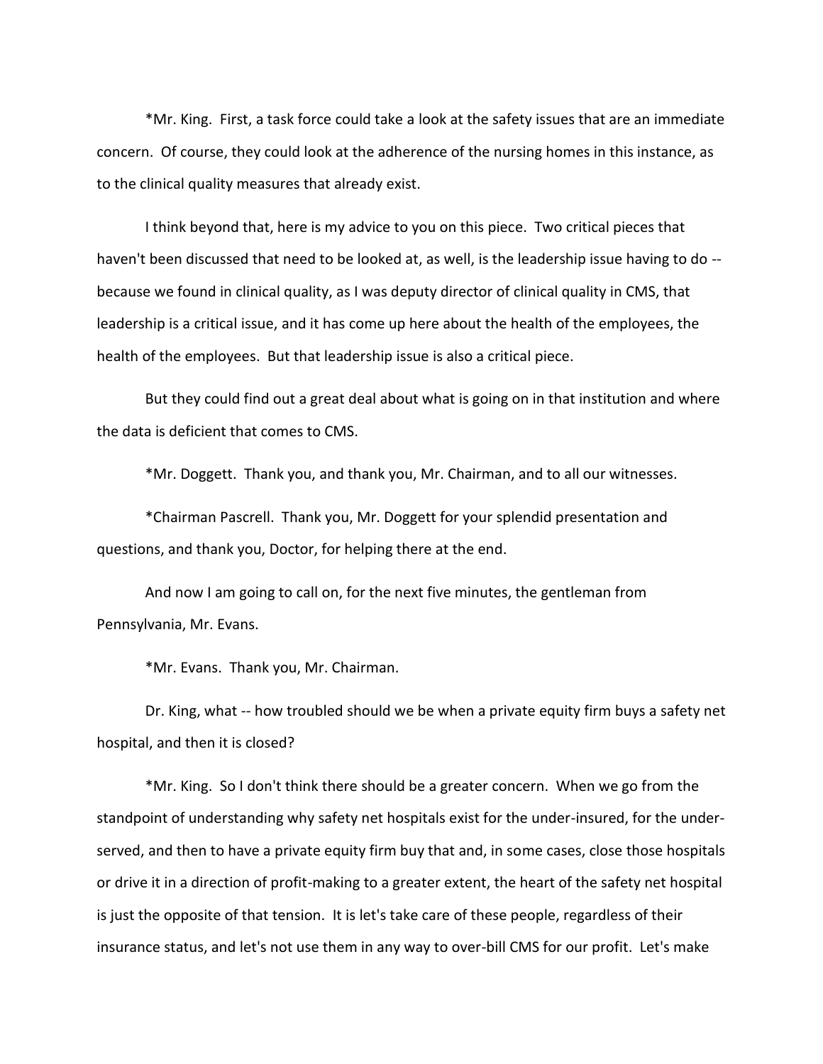*Mr. King. First, a task force could take a look at the safety issues that are an immediate concern. Of course, they could look at the adherence of the nursing homes in this instance, as to the clinical quality measures that already exist.

I think beyond that, here is my advice to you on this piece. Two critical pieces that haven't been discussed that need to be looked at, as well, is the leadership issue having to do -- because we found in clinical quality, as I was deputy director of clinical quality in CMS, that leadership is a critical issue, and it has come up here about the health of the employees, the health of the employees. But that leadership issue is also a critical piece.

But they could find out a great deal about what is going on in that institution and where the data is deficient that comes to CMS.

*Mr. Doggett. Thank you, and thank you, Mr. Chairman, and to all our witnesses.

*Chairman Pascrell. Thank you, Mr. Doggett for your splendid presentation and questions, and thank you, Doctor, for helping there at the end.

And now I am going to call on, for the next five minutes, the gentleman from Pennsylvania, Mr. Evans.

*Mr. Evans. Thank you, Mr. Chairman.

Dr. King, what -- how troubled should we be when a private equity firm buys a safety net hospital, and then it is closed?

*Mr. King. So I don't think there should be a greater concern. When we go from the standpoint of understanding why safety net hospitals exist for the under-insured, for the under-served, and then to have a private equity firm buy that and, in some cases, close those hospitals or drive it in a direction of profit-making to a greater extent, the heart of the safety net hospital is just the opposite of that tension. It is let's take care of these people, regardless of their insurance status, and let's not use them in any way to over-bill CMS for our profit. Let's make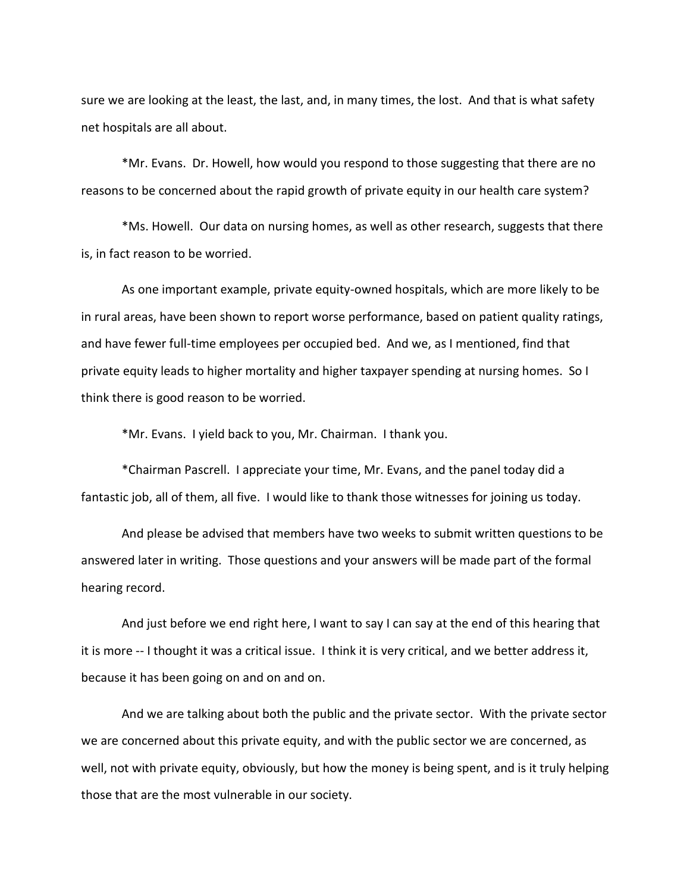sure we are looking at the least, the last, and, in many times, the lost. And that is what safety net hospitals are all about.

*Mr. Evans. Dr. Howell, how would you respond to those suggesting that there are no reasons to be concerned about the rapid growth of private equity in our health care system?

*Ms. Howell. Our data on nursing homes, as well as other research, suggests that there is, in fact reason to be worried.

As one important example, private equity-owned hospitals, which are more likely to be in rural areas, have been shown to report worse performance, based on patient quality ratings, and have fewer full-time employees per occupied bed. And we, as I mentioned, find that private equity leads to higher mortality and higher taxpayer spending at nursing homes. So I think there is good reason to be worried.

*Mr. Evans. I yield back to you, Mr. Chairman. I thank you.

*Chairman Pascrell. I appreciate your time, Mr. Evans, and the panel today did a fantastic job, all of them, all five. I would like to thank those witnesses for joining us today.

And please be advised that members have two weeks to submit written questions to be answered later in writing. Those questions and your answers will be made part of the formal hearing record.

And just before we end right here, I want to say I can say at the end of this hearing that it is more -- I thought it was a critical issue. I think it is very critical, and we better address it, because it has been going on and on and on.

And we are talking about both the public and the private sector. With the private sector we are concerned about this private equity, and with the public sector we are concerned, as well, not with private equity, obviously, but how the money is being spent, and is it truly helping those that are the most vulnerable in our society.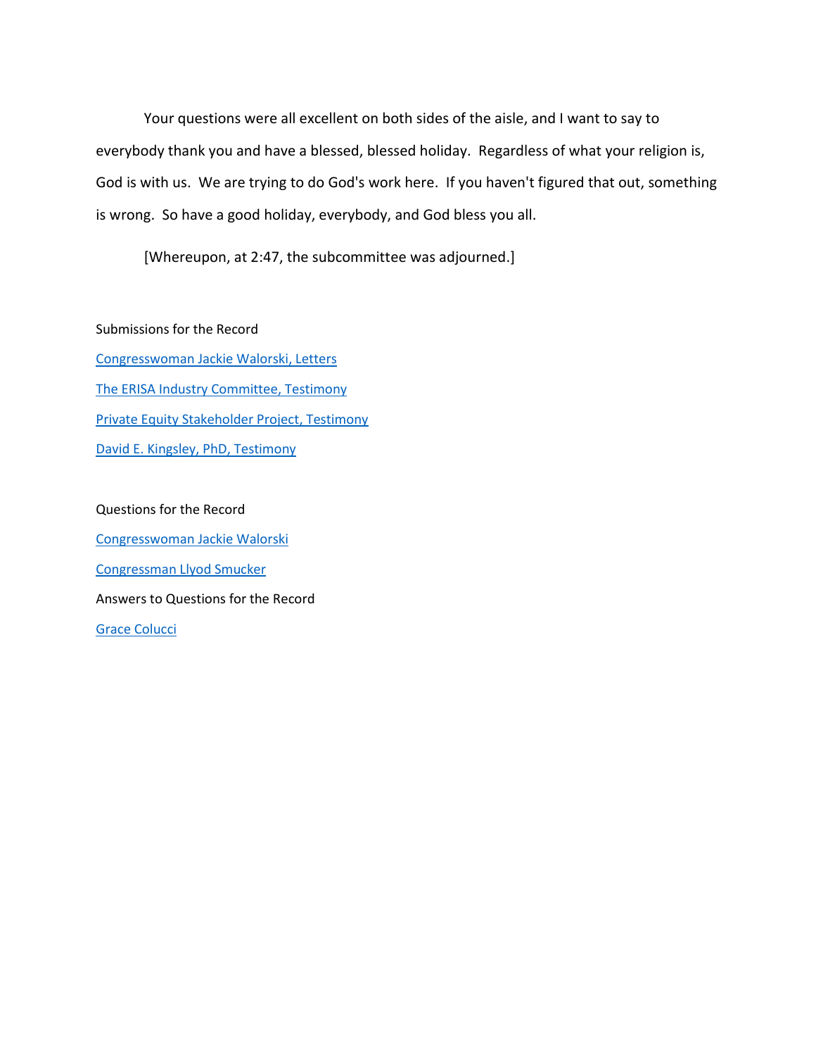Your questions were all excellent on both sides of the aisle, and I want to say to everybody thank you and have a blessed, blessed holiday. Regardless of what your religion is, God is with us. We are trying to do God's work here. If you haven't figured that out, something is wrong. So have a good holiday, everybody, and God bless you all.

[Whereupon, at 2:47, the subcommittee was adjourned.]

Submissions for the Record

Congresswoman Jackie Walorski, Letters

The ERISA Industry Committee, Testimony

Private Equity Stakeholder Project, Testimony

David E. Kingsley, PhD, Testimony

Questions for the Record

Congresswoman Jackie Walorski

Congressman Llyod Smucker

Answers to Questions for the Record

Grace Colucci